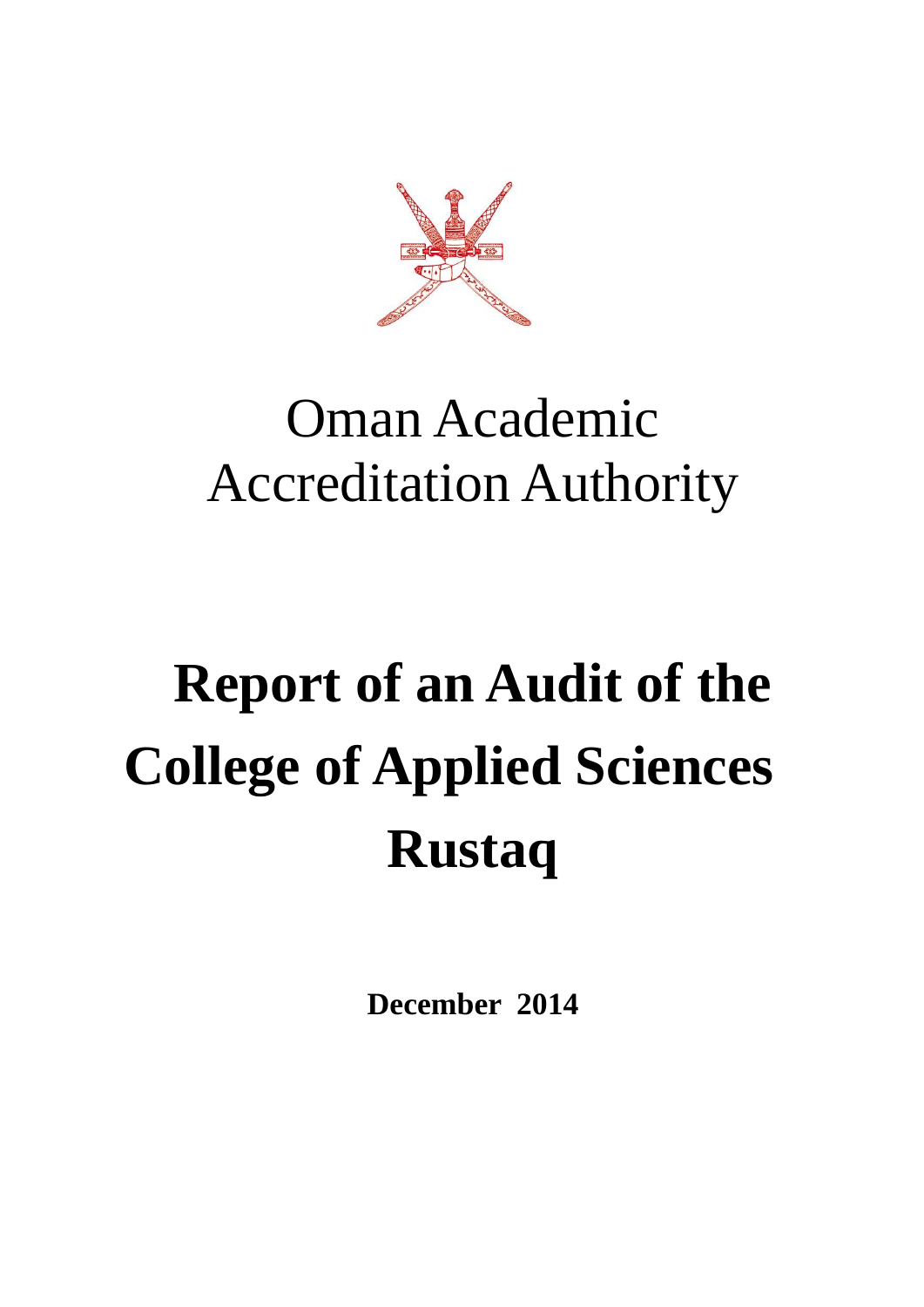Oman Academic Accreditation Authority

# Report of an Audit of the College of Applied Sciences Rustaq

**December 2014**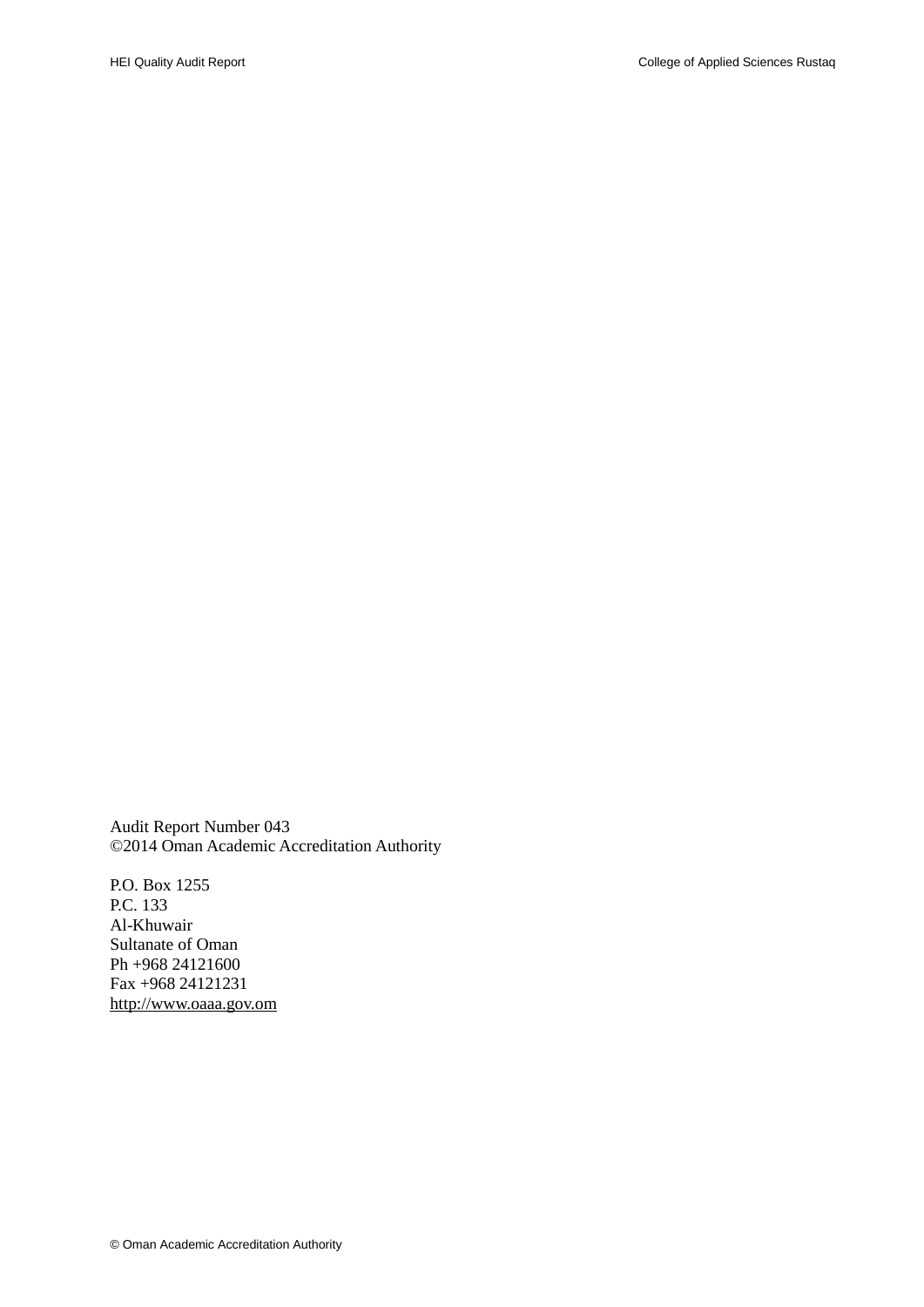Audit Report Number 043
©2014 Oman Academic Accreditation Authority

P.O. Box 1255
P.C. 133
Al-Khuwair
Sultanate of Oman
Ph +968 24121600
Fax +968 24121231
http://www.oaaa.gov.om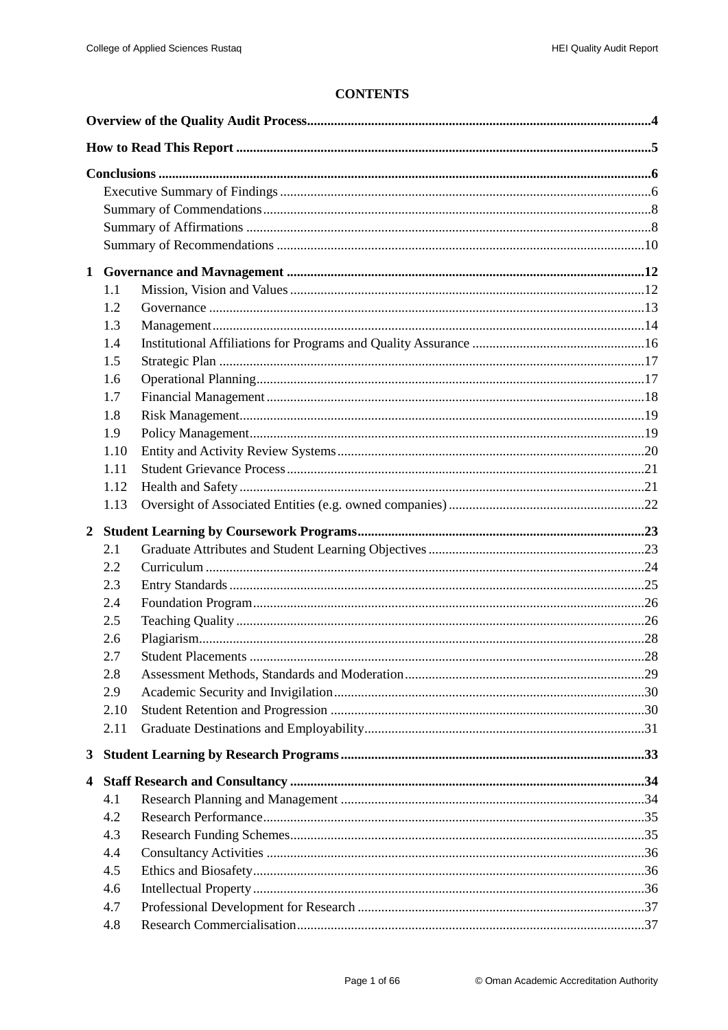# CONTENTS

**Overview of the Quality Audit Process** .......... **4**

**How to Read This Report** .......... **5**

**Conclusions** .......... **6**

- Executive Summary of Findings .......... 6
- Summary of Commendations .......... 8
- Summary of Affirmations .......... 8
- Summary of Recommendations .......... 10

**1 Governance and Mavnagement** .......... **12**

- 1.1 Mission, Vision and Values .......... 12
- 1.2 Governance .......... 13
- 1.3 Management .......... 14
- 1.4 Institutional Affiliations for Programs and Quality Assurance .......... 16
- 1.5 Strategic Plan .......... 17
- 1.6 Operational Planning .......... 17
- 1.7 Financial Management .......... 18
- 1.8 Risk Management .......... 19
- 1.9 Policy Management .......... 19
- 1.10 Entity and Activity Review Systems .......... 20
- 1.11 Student Grievance Process .......... 21
- 1.12 Health and Safety .......... 21
- 1.13 Oversight of Associated Entities (e.g. owned companies) .......... 22

**2 Student Learning by Coursework Programs** .......... **23**

- 2.1 Graduate Attributes and Student Learning Objectives .......... 23
- 2.2 Curriculum .......... 24
- 2.3 Entry Standards .......... 25
- 2.4 Foundation Program .......... 26
- 2.5 Teaching Quality .......... 26
- 2.6 Plagiarism .......... 28
- 2.7 Student Placements .......... 28
- 2.8 Assessment Methods, Standards and Moderation .......... 29
- 2.9 Academic Security and Invigilation .......... 30
- 2.10 Student Retention and Progression .......... 30
- 2.11 Graduate Destinations and Employability .......... 31

**3 Student Learning by Research Programs** .......... **33**

**4 Staff Research and Consultancy** .......... **34**

- 4.1 Research Planning and Management .......... 34
- 4.2 Research Performance .......... 35
- 4.3 Research Funding Schemes .......... 35
- 4.4 Consultancy Activities .......... 36
- 4.5 Ethics and Biosafety .......... 36
- 4.6 Intellectual Property .......... 36
- 4.7 Professional Development for Research .......... 37
- 4.8 Research Commercialisation .......... 37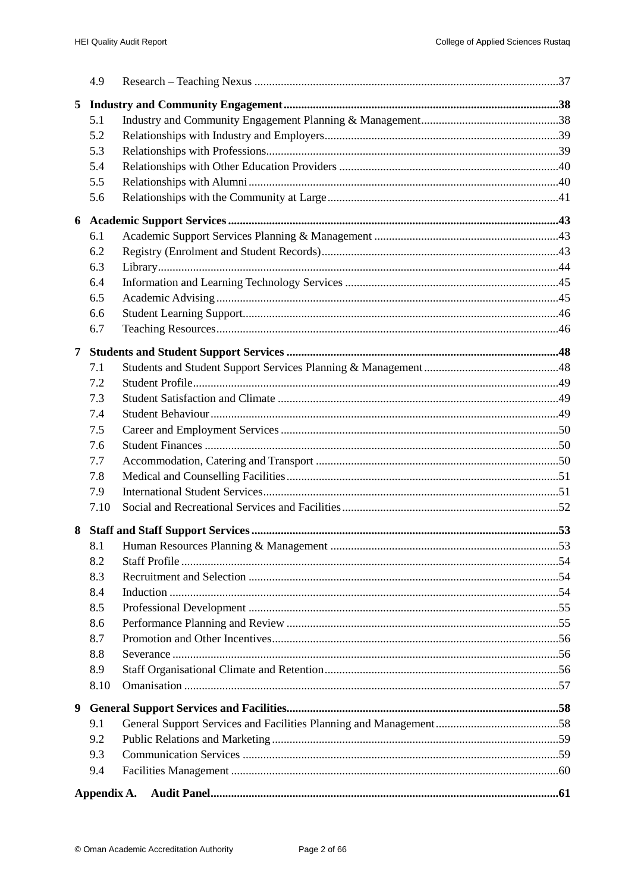| | | |
|---|---|---|
| 4.9 | Research – Teaching Nexus | 37 |
| **5** | **Industry and Community Engagement** | **38** |
| 5.1 | Industry and Community Engagement Planning & Management | 38 |
| 5.2 | Relationships with Industry and Employers | 39 |
| 5.3 | Relationships with Professions | 39 |
| 5.4 | Relationships with Other Education Providers | 40 |
| 5.5 | Relationships with Alumni | 40 |
| 5.6 | Relationships with the Community at Large | 41 |
| **6** | **Academic Support Services** | **43** |
| 6.1 | Academic Support Services Planning & Management | 43 |
| 6.2 | Registry (Enrolment and Student Records) | 43 |
| 6.3 | Library | 44 |
| 6.4 | Information and Learning Technology Services | 45 |
| 6.5 | Academic Advising | 45 |
| 6.6 | Student Learning Support | 46 |
| 6.7 | Teaching Resources | 46 |
| **7** | **Students and Student Support Services** | **48** |
| 7.1 | Students and Student Support Services Planning & Management | 48 |
| 7.2 | Student Profile | 49 |
| 7.3 | Student Satisfaction and Climate | 49 |
| 7.4 | Student Behaviour | 49 |
| 7.5 | Career and Employment Services | 50 |
| 7.6 | Student Finances | 50 |
| 7.7 | Accommodation, Catering and Transport | 50 |
| 7.8 | Medical and Counselling Facilities | 51 |
| 7.9 | International Student Services | 51 |
| 7.10 | Social and Recreational Services and Facilities | 52 |
| **8** | **Staff and Staff Support Services** | **53** |
| 8.1 | Human Resources Planning & Management | 53 |
| 8.2 | Staff Profile | 54 |
| 8.3 | Recruitment and Selection | 54 |
| 8.4 | Induction | 54 |
| 8.5 | Professional Development | 55 |
| 8.6 | Performance Planning and Review | 55 |
| 8.7 | Promotion and Other Incentives | 56 |
| 8.8 | Severance | 56 |
| 8.9 | Staff Organisational Climate and Retention | 56 |
| 8.10 | Omanisation | 57 |
| **9** | **General Support Services and Facilities** | **58** |
| 9.1 | General Support Services and Facilities Planning and Management | 58 |
| 9.2 | Public Relations and Marketing | 59 |
| 9.3 | Communication Services | 59 |
| 9.4 | Facilities Management | 60 |
| **Appendix A.** | **Audit Panel** | **61** |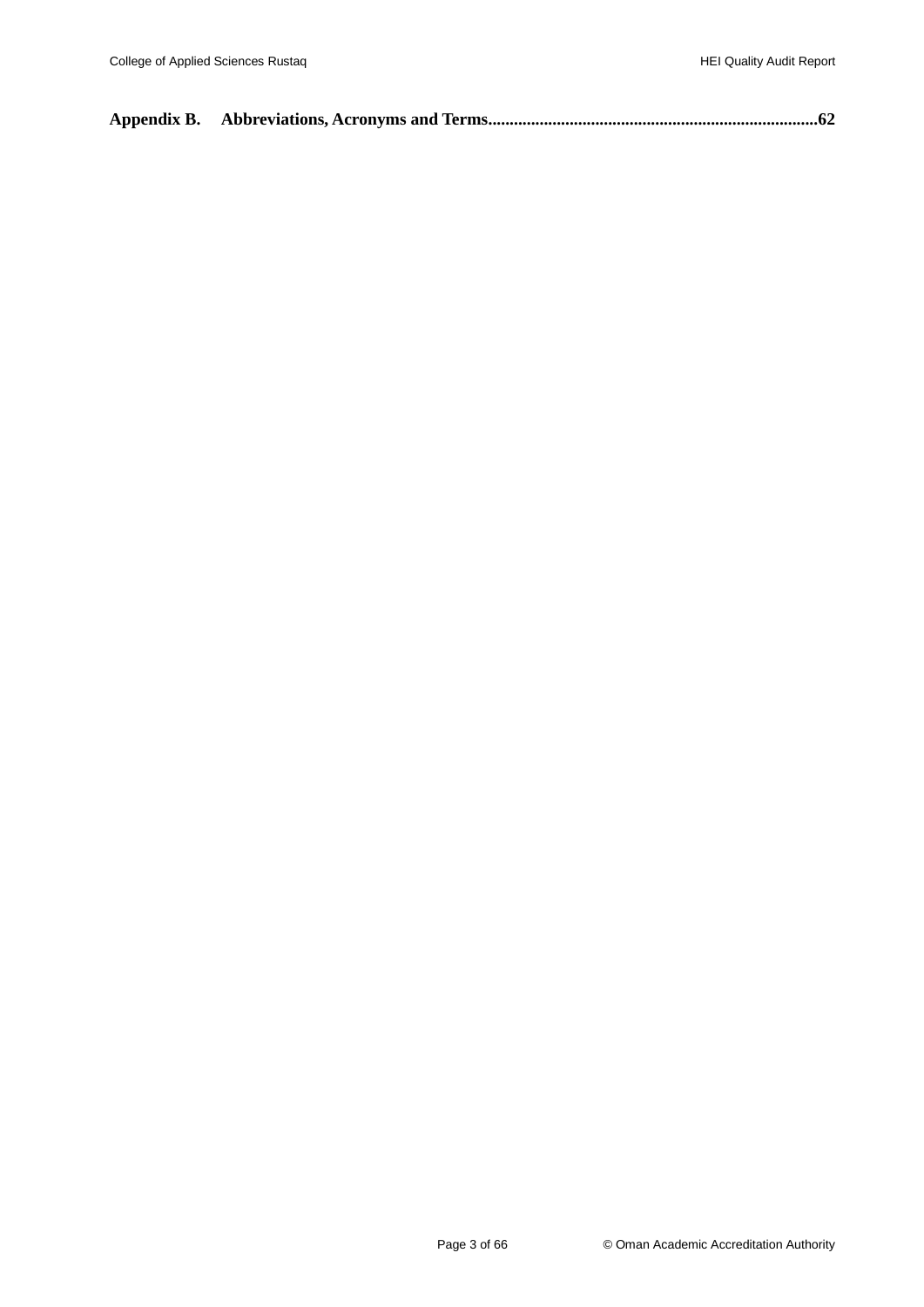**Appendix B. Abbreviations, Acronyms and Terms............................................................................62**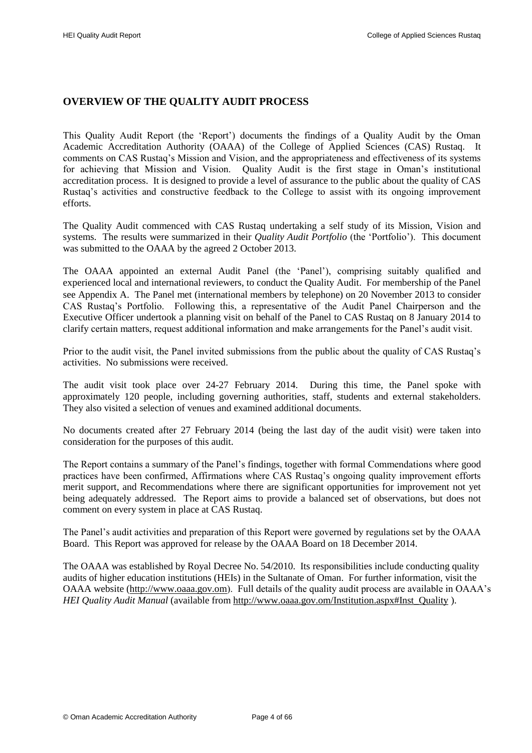## OVERVIEW OF THE QUALITY AUDIT PROCESS

This Quality Audit Report (the 'Report') documents the findings of a Quality Audit by the Oman Academic Accreditation Authority (OAAA) of the College of Applied Sciences (CAS) Rustaq. It comments on CAS Rustaq's Mission and Vision, and the appropriateness and effectiveness of its systems for achieving that Mission and Vision. Quality Audit is the first stage in Oman's institutional accreditation process. It is designed to provide a level of assurance to the public about the quality of CAS Rustaq's activities and constructive feedback to the College to assist with its ongoing improvement efforts.

The Quality Audit commenced with CAS Rustaq undertaking a self study of its Mission, Vision and systems. The results were summarized in their *Quality Audit Portfolio* (the 'Portfolio'). This document was submitted to the OAAA by the agreed 2 October 2013.

The OAAA appointed an external Audit Panel (the 'Panel'), comprising suitably qualified and experienced local and international reviewers, to conduct the Quality Audit. For membership of the Panel see Appendix A. The Panel met (international members by telephone) on 20 November 2013 to consider CAS Rustaq's Portfolio. Following this, a representative of the Audit Panel Chairperson and the Executive Officer undertook a planning visit on behalf of the Panel to CAS Rustaq on 8 January 2014 to clarify certain matters, request additional information and make arrangements for the Panel's audit visit.

Prior to the audit visit, the Panel invited submissions from the public about the quality of CAS Rustaq's activities. No submissions were received.

The audit visit took place over 24-27 February 2014. During this time, the Panel spoke with approximately 120 people, including governing authorities, staff, students and external stakeholders. They also visited a selection of venues and examined additional documents.

No documents created after 27 February 2014 (being the last day of the audit visit) were taken into consideration for the purposes of this audit.

The Report contains a summary of the Panel's findings, together with formal Commendations where good practices have been confirmed, Affirmations where CAS Rustaq's ongoing quality improvement efforts merit support, and Recommendations where there are significant opportunities for improvement not yet being adequately addressed. The Report aims to provide a balanced set of observations, but does not comment on every system in place at CAS Rustaq.

The Panel's audit activities and preparation of this Report were governed by regulations set by the OAAA Board. This Report was approved for release by the OAAA Board on 18 December 2014.

The OAAA was established by Royal Decree No. 54/2010. Its responsibilities include conducting quality audits of higher education institutions (HEIs) in the Sultanate of Oman. For further information, visit the OAAA website (http://www.oaaa.gov.om). Full details of the quality audit process are available in OAAA's *HEI Quality Audit Manual* (available from http://www.oaaa.gov.om/Institution.aspx#Inst_Quality ).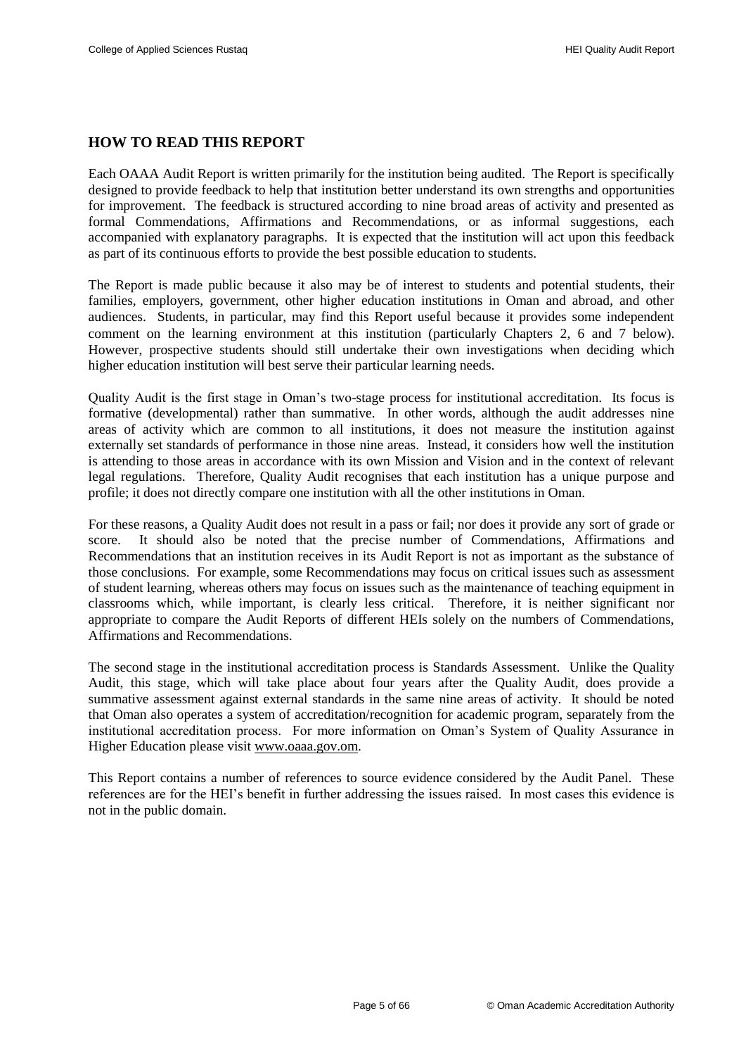## HOW TO READ THIS REPORT

Each OAAA Audit Report is written primarily for the institution being audited. The Report is specifically designed to provide feedback to help that institution better understand its own strengths and opportunities for improvement. The feedback is structured according to nine broad areas of activity and presented as formal Commendations, Affirmations and Recommendations, or as informal suggestions, each accompanied with explanatory paragraphs. It is expected that the institution will act upon this feedback as part of its continuous efforts to provide the best possible education to students.

The Report is made public because it also may be of interest to students and potential students, their families, employers, government, other higher education institutions in Oman and abroad, and other audiences. Students, in particular, may find this Report useful because it provides some independent comment on the learning environment at this institution (particularly Chapters 2, 6 and 7 below). However, prospective students should still undertake their own investigations when deciding which higher education institution will best serve their particular learning needs.

Quality Audit is the first stage in Oman's two-stage process for institutional accreditation. Its focus is formative (developmental) rather than summative. In other words, although the audit addresses nine areas of activity which are common to all institutions, it does not measure the institution against externally set standards of performance in those nine areas. Instead, it considers how well the institution is attending to those areas in accordance with its own Mission and Vision and in the context of relevant legal regulations. Therefore, Quality Audit recognises that each institution has a unique purpose and profile; it does not directly compare one institution with all the other institutions in Oman.

For these reasons, a Quality Audit does not result in a pass or fail; nor does it provide any sort of grade or score. It should also be noted that the precise number of Commendations, Affirmations and Recommendations that an institution receives in its Audit Report is not as important as the substance of those conclusions. For example, some Recommendations may focus on critical issues such as assessment of student learning, whereas others may focus on issues such as the maintenance of teaching equipment in classrooms which, while important, is clearly less critical. Therefore, it is neither significant nor appropriate to compare the Audit Reports of different HEIs solely on the numbers of Commendations, Affirmations and Recommendations.

The second stage in the institutional accreditation process is Standards Assessment. Unlike the Quality Audit, this stage, which will take place about four years after the Quality Audit, does provide a summative assessment against external standards in the same nine areas of activity. It should be noted that Oman also operates a system of accreditation/recognition for academic program, separately from the institutional accreditation process. For more information on Oman's System of Quality Assurance in Higher Education please visit www.oaaa.gov.om.

This Report contains a number of references to source evidence considered by the Audit Panel. These references are for the HEI's benefit in further addressing the issues raised. In most cases this evidence is not in the public domain.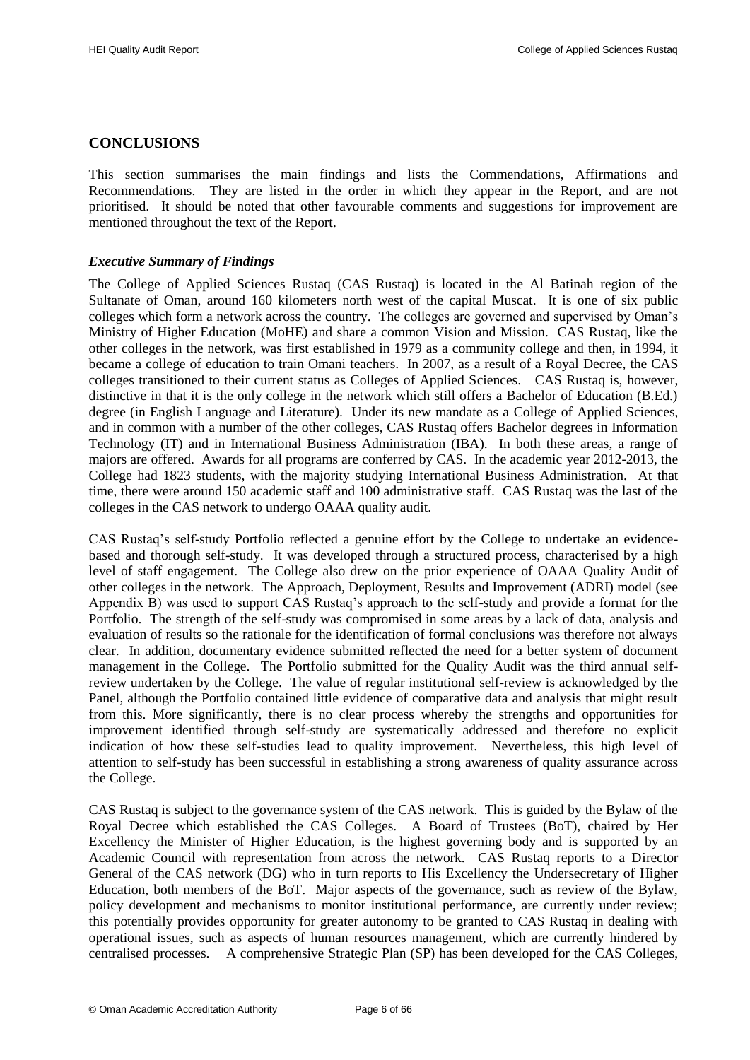## CONCLUSIONS

This section summarises the main findings and lists the Commendations, Affirmations and Recommendations. They are listed in the order in which they appear in the Report, and are not prioritised. It should be noted that other favourable comments and suggestions for improvement are mentioned throughout the text of the Report.

### *Executive Summary of Findings*

The College of Applied Sciences Rustaq (CAS Rustaq) is located in the Al Batinah region of the Sultanate of Oman, around 160 kilometers north west of the capital Muscat. It is one of six public colleges which form a network across the country. The colleges are governed and supervised by Oman's Ministry of Higher Education (MoHE) and share a common Vision and Mission. CAS Rustaq, like the other colleges in the network, was first established in 1979 as a community college and then, in 1994, it became a college of education to train Omani teachers. In 2007, as a result of a Royal Decree, the CAS colleges transitioned to their current status as Colleges of Applied Sciences. CAS Rustaq is, however, distinctive in that it is the only college in the network which still offers a Bachelor of Education (B.Ed.) degree (in English Language and Literature). Under its new mandate as a College of Applied Sciences, and in common with a number of the other colleges, CAS Rustaq offers Bachelor degrees in Information Technology (IT) and in International Business Administration (IBA). In both these areas, a range of majors are offered. Awards for all programs are conferred by CAS. In the academic year 2012-2013, the College had 1823 students, with the majority studying International Business Administration. At that time, there were around 150 academic staff and 100 administrative staff. CAS Rustaq was the last of the colleges in the CAS network to undergo OAAA quality audit.

CAS Rustaq's self-study Portfolio reflected a genuine effort by the College to undertake an evidence-based and thorough self-study. It was developed through a structured process, characterised by a high level of staff engagement. The College also drew on the prior experience of OAAA Quality Audit of other colleges in the network. The Approach, Deployment, Results and Improvement (ADRI) model (see Appendix B) was used to support CAS Rustaq's approach to the self-study and provide a format for the Portfolio. The strength of the self-study was compromised in some areas by a lack of data, analysis and evaluation of results so the rationale for the identification of formal conclusions was therefore not always clear. In addition, documentary evidence submitted reflected the need for a better system of document management in the College. The Portfolio submitted for the Quality Audit was the third annual self-review undertaken by the College. The value of regular institutional self-review is acknowledged by the Panel, although the Portfolio contained little evidence of comparative data and analysis that might result from this. More significantly, there is no clear process whereby the strengths and opportunities for improvement identified through self-study are systematically addressed and therefore no explicit indication of how these self-studies lead to quality improvement. Nevertheless, this high level of attention to self-study has been successful in establishing a strong awareness of quality assurance across the College.

CAS Rustaq is subject to the governance system of the CAS network. This is guided by the Bylaw of the Royal Decree which established the CAS Colleges. A Board of Trustees (BoT), chaired by Her Excellency the Minister of Higher Education, is the highest governing body and is supported by an Academic Council with representation from across the network. CAS Rustaq reports to a Director General of the CAS network (DG) who in turn reports to His Excellency the Undersecretary of Higher Education, both members of the BoT. Major aspects of the governance, such as review of the Bylaw, policy development and mechanisms to monitor institutional performance, are currently under review; this potentially provides opportunity for greater autonomy to be granted to CAS Rustaq in dealing with operational issues, such as aspects of human resources management, which are currently hindered by centralised processes. A comprehensive Strategic Plan (SP) has been developed for the CAS Colleges,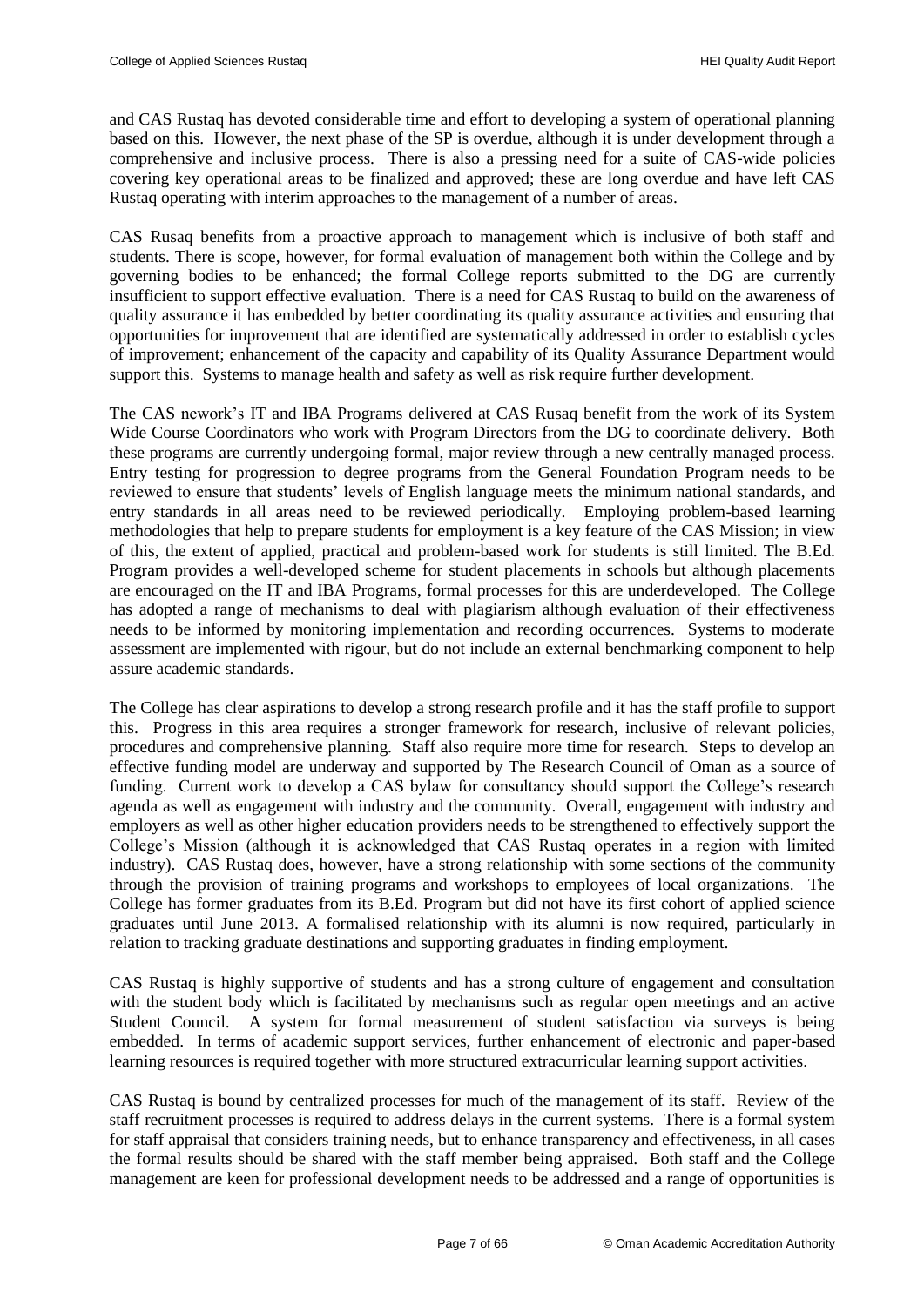and CAS Rustaq has devoted considerable time and effort to developing a system of operational planning based on this. However, the next phase of the SP is overdue, although it is under development through a comprehensive and inclusive process. There is also a pressing need for a suite of CAS-wide policies covering key operational areas to be finalized and approved; these are long overdue and have left CAS Rustaq operating with interim approaches to the management of a number of areas.

CAS Rusaq benefits from a proactive approach to management which is inclusive of both staff and students. There is scope, however, for formal evaluation of management both within the College and by governing bodies to be enhanced; the formal College reports submitted to the DG are currently insufficient to support effective evaluation. There is a need for CAS Rustaq to build on the awareness of quality assurance it has embedded by better coordinating its quality assurance activities and ensuring that opportunities for improvement that are identified are systematically addressed in order to establish cycles of improvement; enhancement of the capacity and capability of its Quality Assurance Department would support this. Systems to manage health and safety as well as risk require further development.

The CAS nework's IT and IBA Programs delivered at CAS Rusaq benefit from the work of its System Wide Course Coordinators who work with Program Directors from the DG to coordinate delivery. Both these programs are currently undergoing formal, major review through a new centrally managed process. Entry testing for progression to degree programs from the General Foundation Program needs to be reviewed to ensure that students' levels of English language meets the minimum national standards, and entry standards in all areas need to be reviewed periodically. Employing problem-based learning methodologies that help to prepare students for employment is a key feature of the CAS Mission; in view of this, the extent of applied, practical and problem-based work for students is still limited. The B.Ed. Program provides a well-developed scheme for student placements in schools but although placements are encouraged on the IT and IBA Programs, formal processes for this are underdeveloped. The College has adopted a range of mechanisms to deal with plagiarism although evaluation of their effectiveness needs to be informed by monitoring implementation and recording occurrences. Systems to moderate assessment are implemented with rigour, but do not include an external benchmarking component to help assure academic standards.

The College has clear aspirations to develop a strong research profile and it has the staff profile to support this. Progress in this area requires a stronger framework for research, inclusive of relevant policies, procedures and comprehensive planning. Staff also require more time for research. Steps to develop an effective funding model are underway and supported by The Research Council of Oman as a source of funding. Current work to develop a CAS bylaw for consultancy should support the College's research agenda as well as engagement with industry and the community. Overall, engagement with industry and employers as well as other higher education providers needs to be strengthened to effectively support the College's Mission (although it is acknowledged that CAS Rustaq operates in a region with limited industry). CAS Rustaq does, however, have a strong relationship with some sections of the community through the provision of training programs and workshops to employees of local organizations. The College has former graduates from its B.Ed. Program but did not have its first cohort of applied science graduates until June 2013. A formalised relationship with its alumni is now required, particularly in relation to tracking graduate destinations and supporting graduates in finding employment.

CAS Rustaq is highly supportive of students and has a strong culture of engagement and consultation with the student body which is facilitated by mechanisms such as regular open meetings and an active Student Council. A system for formal measurement of student satisfaction via surveys is being embedded. In terms of academic support services, further enhancement of electronic and paper-based learning resources is required together with more structured extracurricular learning support activities.

CAS Rustaq is bound by centralized processes for much of the management of its staff. Review of the staff recruitment processes is required to address delays in the current systems. There is a formal system for staff appraisal that considers training needs, but to enhance transparency and effectiveness, in all cases the formal results should be shared with the staff member being appraised. Both staff and the College management are keen for professional development needs to be addressed and a range of opportunities is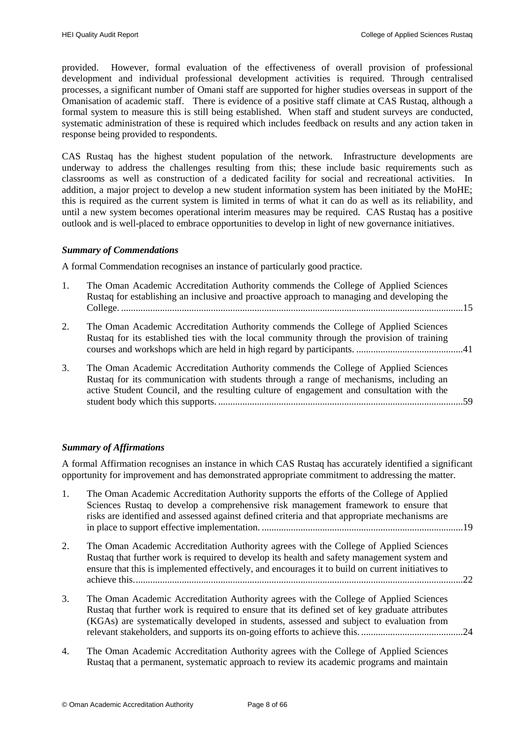provided. However, formal evaluation of the effectiveness of overall provision of professional development and individual professional development activities is required. Through centralised processes, a significant number of Omani staff are supported for higher studies overseas in support of the Omanisation of academic staff. There is evidence of a positive staff climate at CAS Rustaq, although a formal system to measure this is still being established. When staff and student surveys are conducted, systematic administration of these is required which includes feedback on results and any action taken in response being provided to respondents.

CAS Rustaq has the highest student population of the network. Infrastructure developments are underway to address the challenges resulting from this; these include basic requirements such as classrooms as well as construction of a dedicated facility for social and recreational activities. In addition, a major project to develop a new student information system has been initiated by the MoHE; this is required as the current system is limited in terms of what it can do as well as its reliability, and until a new system becomes operational interim measures may be required. CAS Rustaq has a positive outlook and is well-placed to embrace opportunities to develop in light of new governance initiatives.

### *Summary of Commendations*

A formal Commendation recognises an instance of particularly good practice.

1. The Oman Academic Accreditation Authority commends the College of Applied Sciences Rustaq for establishing an inclusive and proactive approach to managing and developing the College. ............................................................................................................................15

2. The Oman Academic Accreditation Authority commends the College of Applied Sciences Rustaq for its established ties with the local community through the provision of training courses and workshops which are held in high regard by participants. ............................................41

3. The Oman Academic Accreditation Authority commends the College of Applied Sciences Rustaq for its communication with students through a range of mechanisms, including an active Student Council, and the resulting culture of engagement and consultation with the student body which this supports. .....................................................................................................59

### *Summary of Affirmations*

A formal Affirmation recognises an instance in which CAS Rustaq has accurately identified a significant opportunity for improvement and has demonstrated appropriate commitment to addressing the matter.

1. The Oman Academic Accreditation Authority supports the efforts of the College of Applied Sciences Rustaq to develop a comprehensive risk management framework to ensure that risks are identified and assessed against defined criteria and that appropriate mechanisms are in place to support effective implementation. ...................................................................................19

2. The Oman Academic Accreditation Authority agrees with the College of Applied Sciences Rustaq that further work is required to develop its health and safety management system and ensure that this is implemented effectively, and encourages it to build on current initiatives to achieve this.......................................................................................................................................22

3. The Oman Academic Accreditation Authority agrees with the College of Applied Sciences Rustaq that further work is required to ensure that its defined set of key graduate attributes (KGAs) are systematically developed in students, assessed and subject to evaluation from relevant stakeholders, and supports its on-going efforts to achieve this. ..........................................24

4. The Oman Academic Accreditation Authority agrees with the College of Applied Sciences Rustaq that a permanent, systematic approach to review its academic programs and maintain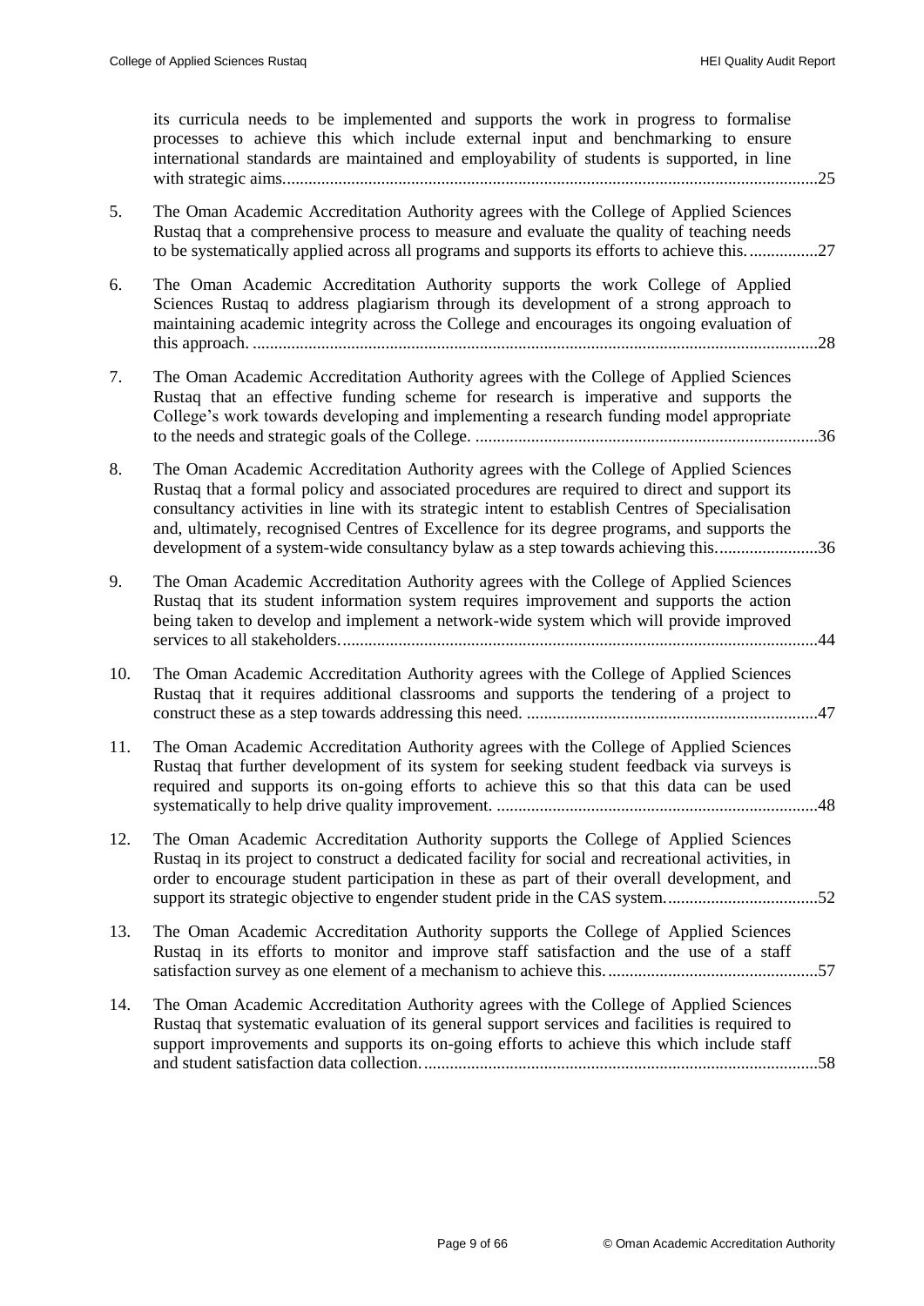its curricula needs to be implemented and supports the work in progress to formalise processes to achieve this which include external input and benchmarking to ensure international standards are maintained and employability of students is supported, in line with strategic aims. ..........25

5. The Oman Academic Accreditation Authority agrees with the College of Applied Sciences Rustaq that a comprehensive process to measure and evaluate the quality of teaching needs to be systematically applied across all programs and supports its efforts to achieve this. ..........27

6. The Oman Academic Accreditation Authority supports the work College of Applied Sciences Rustaq to address plagiarism through its development of a strong approach to maintaining academic integrity across the College and encourages its ongoing evaluation of this approach. ..........28

7. The Oman Academic Accreditation Authority agrees with the College of Applied Sciences Rustaq that an effective funding scheme for research is imperative and supports the College's work towards developing and implementing a research funding model appropriate to the needs and strategic goals of the College. ..........36

8. The Oman Academic Accreditation Authority agrees with the College of Applied Sciences Rustaq that a formal policy and associated procedures are required to direct and support its consultancy activities in line with its strategic intent to establish Centres of Specialisation and, ultimately, recognised Centres of Excellence for its degree programs, and supports the development of a system-wide consultancy bylaw as a step towards achieving this. ..........36

9. The Oman Academic Accreditation Authority agrees with the College of Applied Sciences Rustaq that its student information system requires improvement and supports the action being taken to develop and implement a network-wide system which will provide improved services to all stakeholders. ..........44

10. The Oman Academic Accreditation Authority agrees with the College of Applied Sciences Rustaq that it requires additional classrooms and supports the tendering of a project to construct these as a step towards addressing this need. ..........47

11. The Oman Academic Accreditation Authority agrees with the College of Applied Sciences Rustaq that further development of its system for seeking student feedback via surveys is required and supports its on-going efforts to achieve this so that this data can be used systematically to help drive quality improvement. ..........48

12. The Oman Academic Accreditation Authority supports the College of Applied Sciences Rustaq in its project to construct a dedicated facility for social and recreational activities, in order to encourage student participation in these as part of their overall development, and support its strategic objective to engender student pride in the CAS system. ..........52

13. The Oman Academic Accreditation Authority supports the College of Applied Sciences Rustaq in its efforts to monitor and improve staff satisfaction and the use of a staff satisfaction survey as one element of a mechanism to achieve this. ..........57

14. The Oman Academic Accreditation Authority agrees with the College of Applied Sciences Rustaq that systematic evaluation of its general support services and facilities is required to support improvements and supports its on-going efforts to achieve this which include staff and student satisfaction data collection. ..........58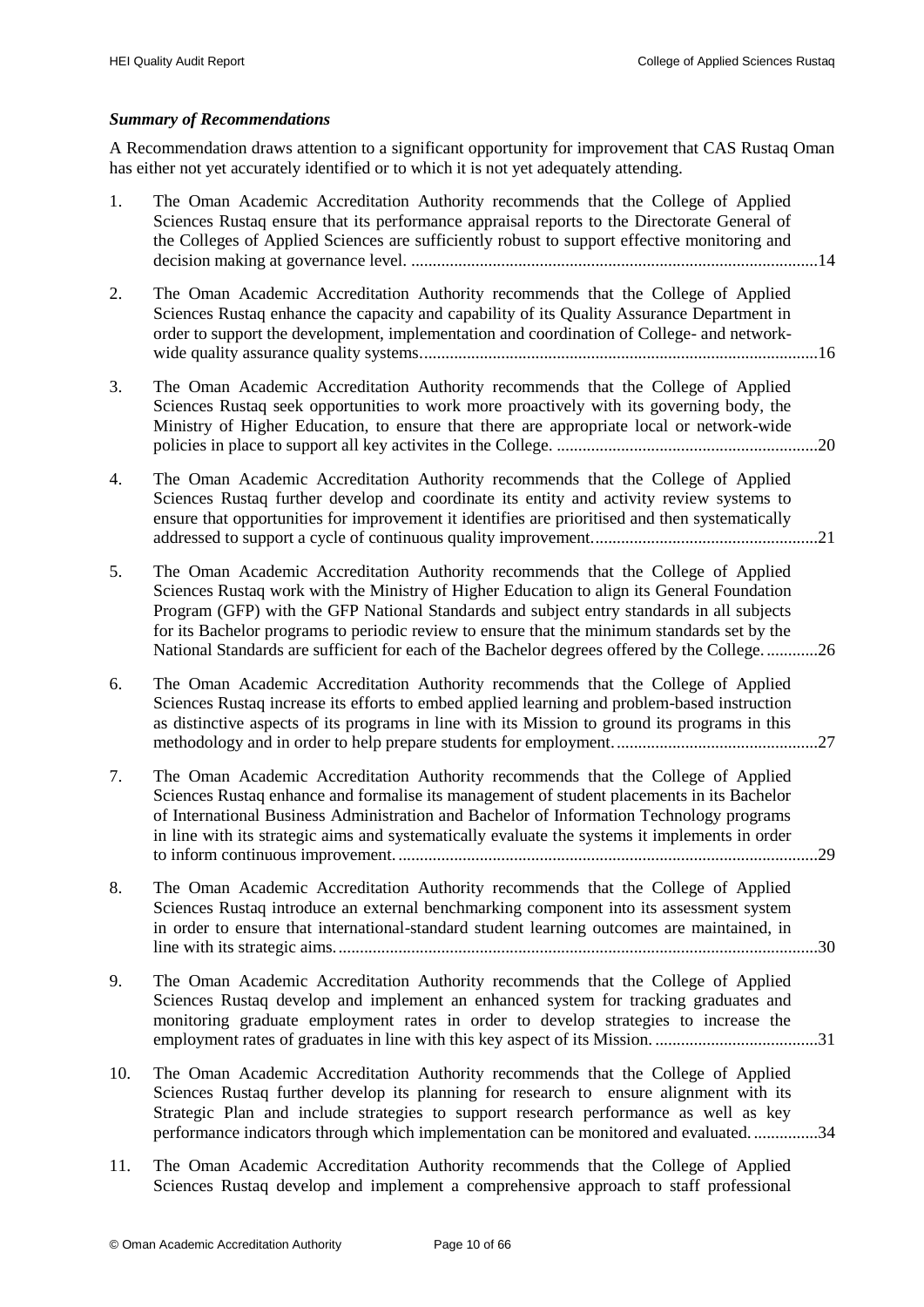### *Summary of Recommendations*

A Recommendation draws attention to a significant opportunity for improvement that CAS Rustaq Oman has either not yet accurately identified or to which it is not yet adequately attending.

1. The Oman Academic Accreditation Authority recommends that the College of Applied Sciences Rustaq ensure that its performance appraisal reports to the Directorate General of the Colleges of Applied Sciences are sufficiently robust to support effective monitoring and decision making at governance level. ..............................................................................................14

2. The Oman Academic Accreditation Authority recommends that the College of Applied Sciences Rustaq enhance the capacity and capability of its Quality Assurance Department in order to support the development, implementation and coordination of College- and network-wide quality assurance quality systems............................................................................................16

3. The Oman Academic Accreditation Authority recommends that the College of Applied Sciences Rustaq seek opportunities to work more proactively with its governing body, the Ministry of Higher Education, to ensure that there are appropriate local or network-wide policies in place to support all key activites in the College. .............................................................20

4. The Oman Academic Accreditation Authority recommends that the College of Applied Sciences Rustaq further develop and coordinate its entity and activity review systems to ensure that opportunities for improvement it identifies are prioritised and then systematically addressed to support a cycle of continuous quality improvement.....................................................21

5. The Oman Academic Accreditation Authority recommends that the College of Applied Sciences Rustaq work with the Ministry of Higher Education to align its General Foundation Program (GFP) with the GFP National Standards and subject entry standards in all subjects for its Bachelor programs to periodic review to ensure that the minimum standards set by the National Standards are sufficient for each of the Bachelor degrees offered by the College.............26

6. The Oman Academic Accreditation Authority recommends that the College of Applied Sciences Rustaq increase its efforts to embed applied learning and problem-based instruction as distinctive aspects of its programs in line with its Mission to ground its programs in this methodology and in order to help prepare students for employment...............................................27

7. The Oman Academic Accreditation Authority recommends that the College of Applied Sciences Rustaq enhance and formalise its management of student placements in its Bachelor of International Business Administration and Bachelor of Information Technology programs in line with its strategic aims and systematically evaluate the systems it implements in order to inform continuous improvement..................................................................................................29

8. The Oman Academic Accreditation Authority recommends that the College of Applied Sciences Rustaq introduce an external benchmarking component into its assessment system in order to ensure that international-standard student learning outcomes are maintained, in line with its strategic aims................................................................................................................30

9. The Oman Academic Accreditation Authority recommends that the College of Applied Sciences Rustaq develop and implement an enhanced system for tracking graduates and monitoring graduate employment rates in order to develop strategies to increase the employment rates of graduates in line with this key aspect of its Mission. ......................................31

10. The Oman Academic Accreditation Authority recommends that the College of Applied Sciences Rustaq further develop its planning for research to ensure alignment with its Strategic Plan and include strategies to support research performance as well as key performance indicators through which implementation can be monitored and evaluated. ...............34

11. The Oman Academic Accreditation Authority recommends that the College of Applied Sciences Rustaq develop and implement a comprehensive approach to staff professional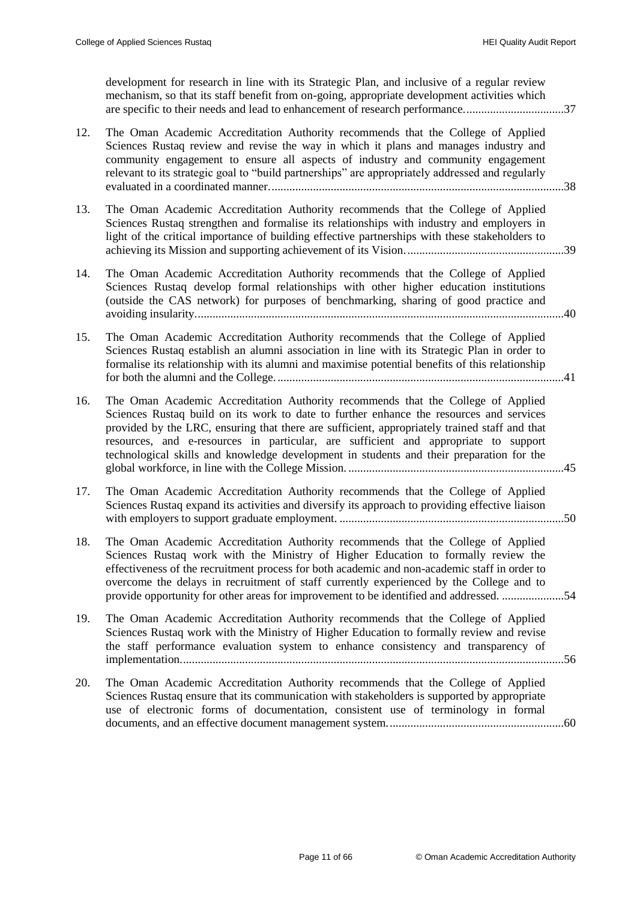development for research in line with its Strategic Plan, and inclusive of a regular review mechanism, so that its staff benefit from on-going, appropriate development activities which are specific to their needs and lead to enhancement of research performance. .................................37

12. The Oman Academic Accreditation Authority recommends that the College of Applied Sciences Rustaq review and revise the way in which it plans and manages industry and community engagement to ensure all aspects of industry and community engagement relevant to its strategic goal to "build partnerships" are appropriately addressed and regularly evaluated in a coordinated manner. ..................................................................................................38

13. The Oman Academic Accreditation Authority recommends that the College of Applied Sciences Rustaq strengthen and formalise its relationships with industry and employers in light of the critical importance of building effective partnerships with these stakeholders to achieving its Mission and supporting achievement of its Vision. .....................................................39

14. The Oman Academic Accreditation Authority recommends that the College of Applied Sciences Rustaq develop formal relationships with other higher education institutions (outside the CAS network) for purposes of benchmarking, sharing of good practice and avoiding insularity. ..........................................................................................................................40

15. The Oman Academic Accreditation Authority recommends that the College of Applied Sciences Rustaq establish an alumni association in line with its Strategic Plan in order to formalise its relationship with its alumni and maximise potential benefits of this relationship for both the alumni and the College. ................................................................................................41

16. The Oman Academic Accreditation Authority recommends that the College of Applied Sciences Rustaq build on its work to date to further enhance the resources and services provided by the LRC, ensuring that there are sufficient, appropriately trained staff and that resources, and e-resources in particular, are sufficient and appropriate to support technological skills and knowledge development in students and their preparation for the global workforce, in line with the College Mission. ........................................................................45

17. The Oman Academic Accreditation Authority recommends that the College of Applied Sciences Rustaq expand its activities and diversify its approach to providing effective liaison with employers to support graduate employment. ...........................................................................50

18. The Oman Academic Accreditation Authority recommends that the College of Applied Sciences Rustaq work with the Ministry of Higher Education to formally review the effectiveness of the recruitment process for both academic and non-academic staff in order to overcome the delays in recruitment of staff currently experienced by the College and to provide opportunity for other areas for improvement to be identified and addressed. .....................54

19. The Oman Academic Accreditation Authority recommends that the College of Applied Sciences Rustaq work with the Ministry of Higher Education to formally review and revise the staff performance evaluation system to enhance consistency and transparency of implementation. ...............................................................................................................................56

20. The Oman Academic Accreditation Authority recommends that the College of Applied Sciences Rustaq ensure that its communication with stakeholders is supported by appropriate use of electronic forms of documentation, consistent use of terminology in formal documents, and an effective document management system. ..........................................................60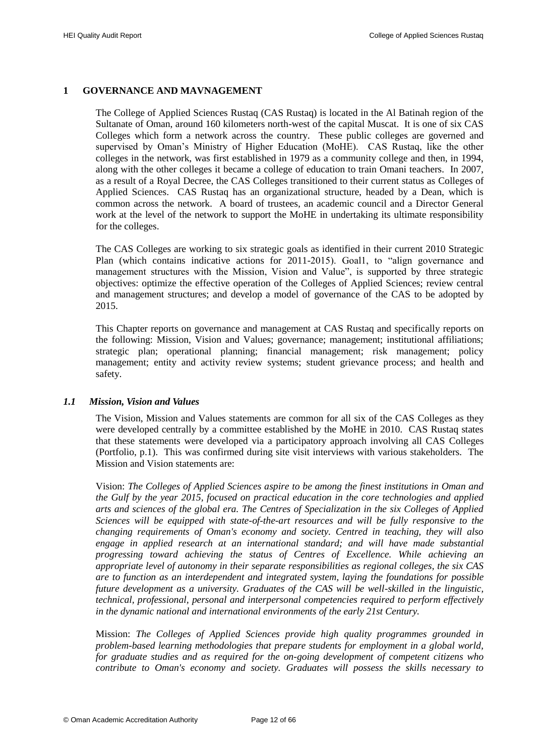# 1 GOVERNANCE AND MAVNAGEMENT

The College of Applied Sciences Rustaq (CAS Rustaq) is located in the Al Batinah region of the Sultanate of Oman, around 160 kilometers north-west of the capital Muscat. It is one of six CAS Colleges which form a network across the country. These public colleges are governed and supervised by Oman's Ministry of Higher Education (MoHE). CAS Rustaq, like the other colleges in the network, was first established in 1979 as a community college and then, in 1994, along with the other colleges it became a college of education to train Omani teachers. In 2007, as a result of a Royal Decree, the CAS Colleges transitioned to their current status as Colleges of Applied Sciences. CAS Rustaq has an organizational structure, headed by a Dean, which is common across the network. A board of trustees, an academic council and a Director General work at the level of the network to support the MoHE in undertaking its ultimate responsibility for the colleges.

The CAS Colleges are working to six strategic goals as identified in their current 2010 Strategic Plan (which contains indicative actions for 2011-2015). Goal1, to "align governance and management structures with the Mission, Vision and Value", is supported by three strategic objectives: optimize the effective operation of the Colleges of Applied Sciences; review central and management structures; and develop a model of governance of the CAS to be adopted by 2015.

This Chapter reports on governance and management at CAS Rustaq and specifically reports on the following: Mission, Vision and Values; governance; management; institutional affiliations; strategic plan; operational planning; financial management; risk management; policy management; entity and activity review systems; student grievance process; and health and safety.

## *1.1 Mission, Vision and Values*

The Vision, Mission and Values statements are common for all six of the CAS Colleges as they were developed centrally by a committee established by the MoHE in 2010. CAS Rustaq states that these statements were developed via a participatory approach involving all CAS Colleges (Portfolio, p.1). This was confirmed during site visit interviews with various stakeholders. The Mission and Vision statements are:

Vision: *The Colleges of Applied Sciences aspire to be among the finest institutions in Oman and the Gulf by the year 2015, focused on practical education in the core technologies and applied arts and sciences of the global era. The Centres of Specialization in the six Colleges of Applied Sciences will be equipped with state-of-the-art resources and will be fully responsive to the changing requirements of Oman's economy and society. Centred in teaching, they will also engage in applied research at an international standard; and will have made substantial progressing toward achieving the status of Centres of Excellence. While achieving an appropriate level of autonomy in their separate responsibilities as regional colleges, the six CAS are to function as an interdependent and integrated system, laying the foundations for possible future development as a university. Graduates of the CAS will be well-skilled in the linguistic, technical, professional, personal and interpersonal competencies required to perform effectively in the dynamic national and international environments of the early 21st Century.*

Mission: *The Colleges of Applied Sciences provide high quality programmes grounded in problem-based learning methodologies that prepare students for employment in a global world, for graduate studies and as required for the on-going development of competent citizens who contribute to Oman's economy and society. Graduates will possess the skills necessary to*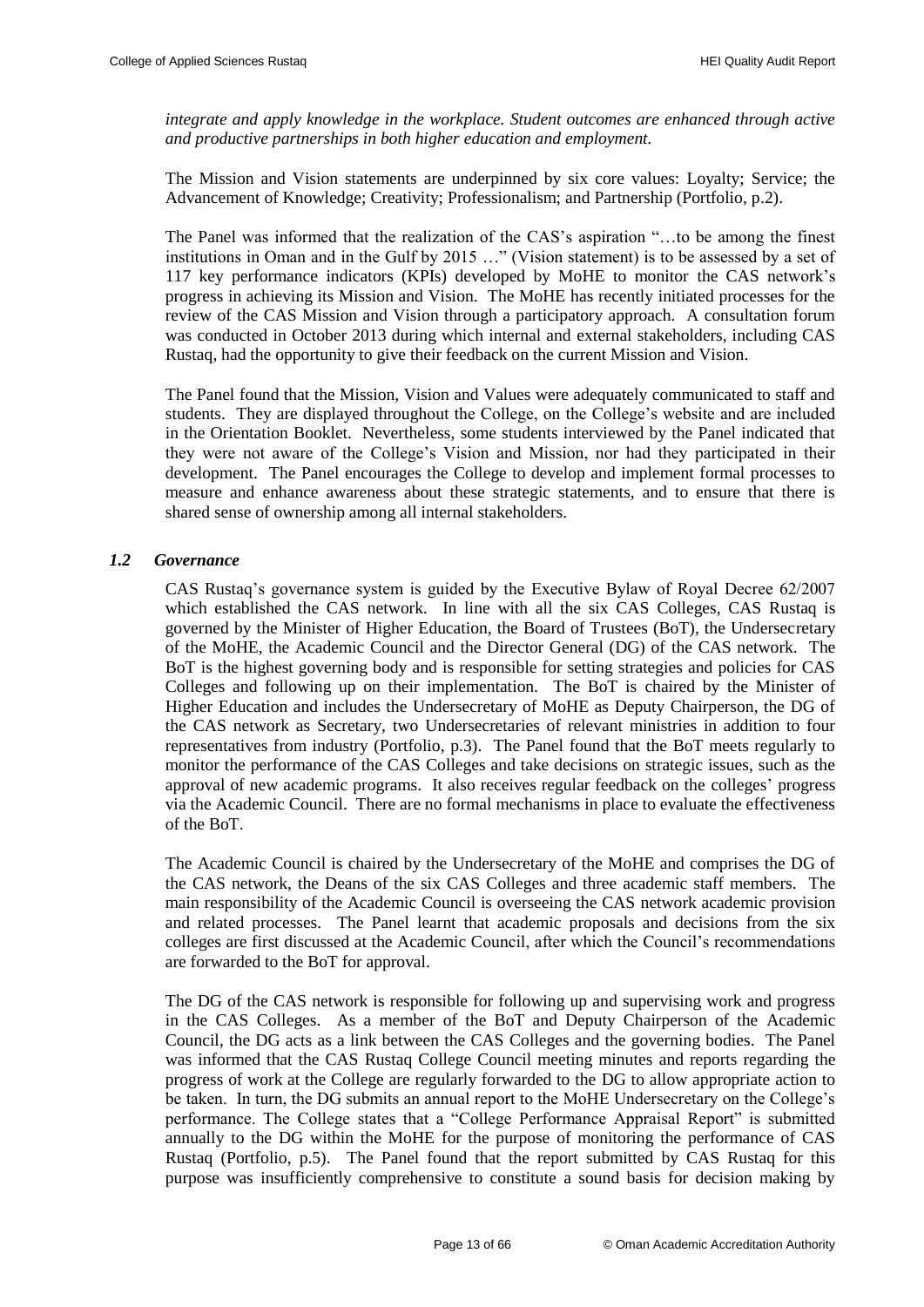*integrate and apply knowledge in the workplace. Student outcomes are enhanced through active and productive partnerships in both higher education and employment.*

The Mission and Vision statements are underpinned by six core values: Loyalty; Service; the Advancement of Knowledge; Creativity; Professionalism; and Partnership (Portfolio, p.2).

The Panel was informed that the realization of the CAS's aspiration "…to be among the finest institutions in Oman and in the Gulf by 2015 …" (Vision statement) is to be assessed by a set of 117 key performance indicators (KPIs) developed by MoHE to monitor the CAS network's progress in achieving its Mission and Vision. The MoHE has recently initiated processes for the review of the CAS Mission and Vision through a participatory approach. A consultation forum was conducted in October 2013 during which internal and external stakeholders, including CAS Rustaq, had the opportunity to give their feedback on the current Mission and Vision.

The Panel found that the Mission, Vision and Values were adequately communicated to staff and students. They are displayed throughout the College, on the College's website and are included in the Orientation Booklet. Nevertheless, some students interviewed by the Panel indicated that they were not aware of the College's Vision and Mission, nor had they participated in their development. The Panel encourages the College to develop and implement formal processes to measure and enhance awareness about these strategic statements, and to ensure that there is shared sense of ownership among all internal stakeholders.

### *1.2 Governance*

CAS Rustaq's governance system is guided by the Executive Bylaw of Royal Decree 62/2007 which established the CAS network. In line with all the six CAS Colleges, CAS Rustaq is governed by the Minister of Higher Education, the Board of Trustees (BoT), the Undersecretary of the MoHE, the Academic Council and the Director General (DG) of the CAS network. The BoT is the highest governing body and is responsible for setting strategies and policies for CAS Colleges and following up on their implementation. The BoT is chaired by the Minister of Higher Education and includes the Undersecretary of MoHE as Deputy Chairperson, the DG of the CAS network as Secretary, two Undersecretaries of relevant ministries in addition to four representatives from industry (Portfolio, p.3). The Panel found that the BoT meets regularly to monitor the performance of the CAS Colleges and take decisions on strategic issues, such as the approval of new academic programs. It also receives regular feedback on the colleges' progress via the Academic Council. There are no formal mechanisms in place to evaluate the effectiveness of the BoT.

The Academic Council is chaired by the Undersecretary of the MoHE and comprises the DG of the CAS network, the Deans of the six CAS Colleges and three academic staff members. The main responsibility of the Academic Council is overseeing the CAS network academic provision and related processes. The Panel learnt that academic proposals and decisions from the six colleges are first discussed at the Academic Council, after which the Council's recommendations are forwarded to the BoT for approval.

The DG of the CAS network is responsible for following up and supervising work and progress in the CAS Colleges. As a member of the BoT and Deputy Chairperson of the Academic Council, the DG acts as a link between the CAS Colleges and the governing bodies. The Panel was informed that the CAS Rustaq College Council meeting minutes and reports regarding the progress of work at the College are regularly forwarded to the DG to allow appropriate action to be taken. In turn, the DG submits an annual report to the MoHE Undersecretary on the College's performance. The College states that a "College Performance Appraisal Report" is submitted annually to the DG within the MoHE for the purpose of monitoring the performance of CAS Rustaq (Portfolio, p.5). The Panel found that the report submitted by CAS Rustaq for this purpose was insufficiently comprehensive to constitute a sound basis for decision making by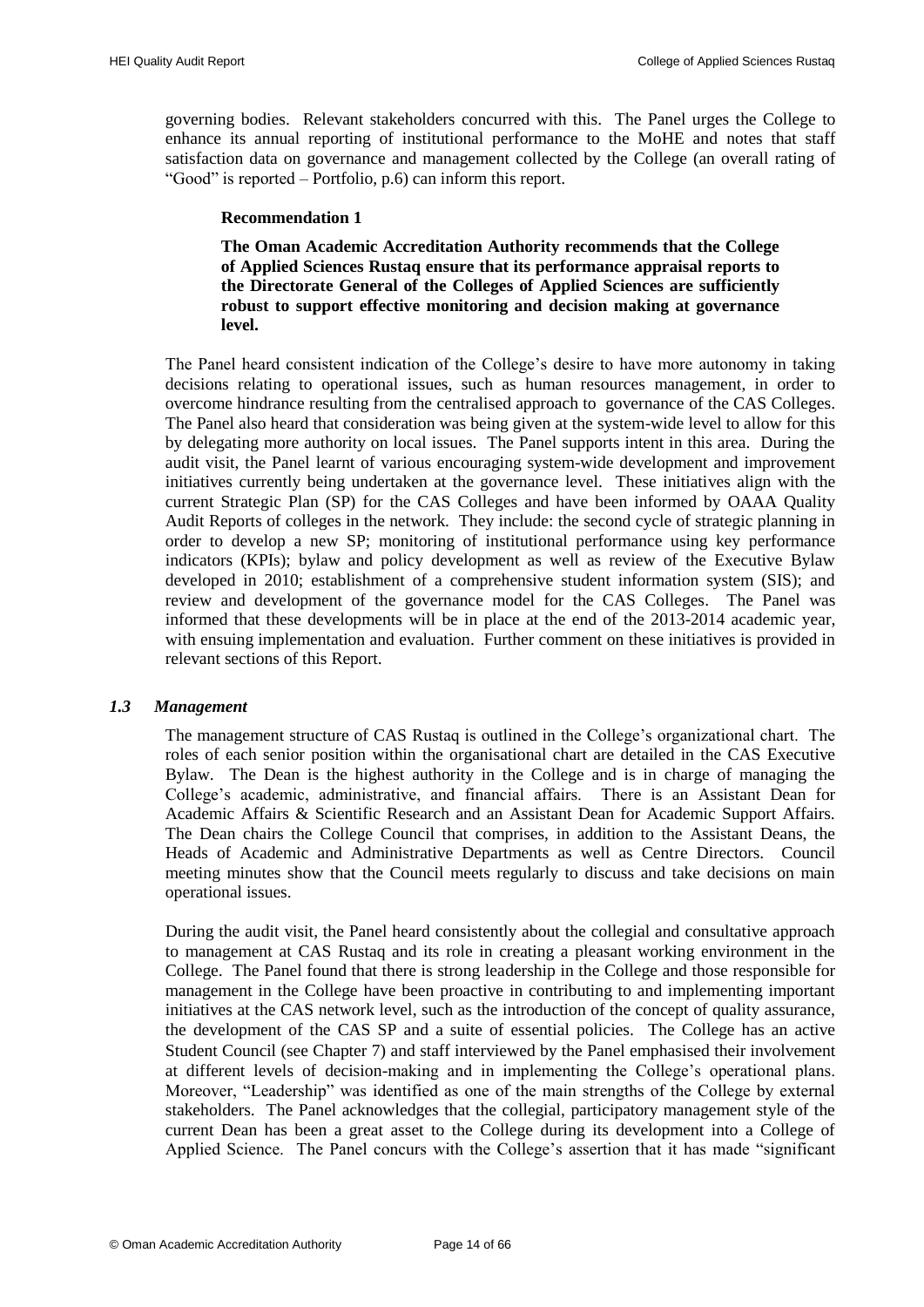governing bodies. Relevant stakeholders concurred with this. The Panel urges the College to enhance its annual reporting of institutional performance to the MoHE and notes that staff satisfaction data on governance and management collected by the College (an overall rating of "Good" is reported – Portfolio, p.6) can inform this report.

**Recommendation 1**

**The Oman Academic Accreditation Authority recommends that the College of Applied Sciences Rustaq ensure that its performance appraisal reports to the Directorate General of the Colleges of Applied Sciences are sufficiently robust to support effective monitoring and decision making at governance level.**

The Panel heard consistent indication of the College's desire to have more autonomy in taking decisions relating to operational issues, such as human resources management, in order to overcome hindrance resulting from the centralised approach to governance of the CAS Colleges. The Panel also heard that consideration was being given at the system-wide level to allow for this by delegating more authority on local issues. The Panel supports intent in this area. During the audit visit, the Panel learnt of various encouraging system-wide development and improvement initiatives currently being undertaken at the governance level. These initiatives align with the current Strategic Plan (SP) for the CAS Colleges and have been informed by OAAA Quality Audit Reports of colleges in the network. They include: the second cycle of strategic planning in order to develop a new SP; monitoring of institutional performance using key performance indicators (KPIs); bylaw and policy development as well as review of the Executive Bylaw developed in 2010; establishment of a comprehensive student information system (SIS); and review and development of the governance model for the CAS Colleges. The Panel was informed that these developments will be in place at the end of the 2013-2014 academic year, with ensuing implementation and evaluation. Further comment on these initiatives is provided in relevant sections of this Report.

### *1.3 Management*

The management structure of CAS Rustaq is outlined in the College's organizational chart. The roles of each senior position within the organisational chart are detailed in the CAS Executive Bylaw. The Dean is the highest authority in the College and is in charge of managing the College's academic, administrative, and financial affairs. There is an Assistant Dean for Academic Affairs & Scientific Research and an Assistant Dean for Academic Support Affairs. The Dean chairs the College Council that comprises, in addition to the Assistant Deans, the Heads of Academic and Administrative Departments as well as Centre Directors. Council meeting minutes show that the Council meets regularly to discuss and take decisions on main operational issues.

During the audit visit, the Panel heard consistently about the collegial and consultative approach to management at CAS Rustaq and its role in creating a pleasant working environment in the College. The Panel found that there is strong leadership in the College and those responsible for management in the College have been proactive in contributing to and implementing important initiatives at the CAS network level, such as the introduction of the concept of quality assurance, the development of the CAS SP and a suite of essential policies. The College has an active Student Council (see Chapter 7) and staff interviewed by the Panel emphasised their involvement at different levels of decision-making and in implementing the College's operational plans. Moreover, "Leadership" was identified as one of the main strengths of the College by external stakeholders. The Panel acknowledges that the collegial, participatory management style of the current Dean has been a great asset to the College during its development into a College of Applied Science. The Panel concurs with the College's assertion that it has made "significant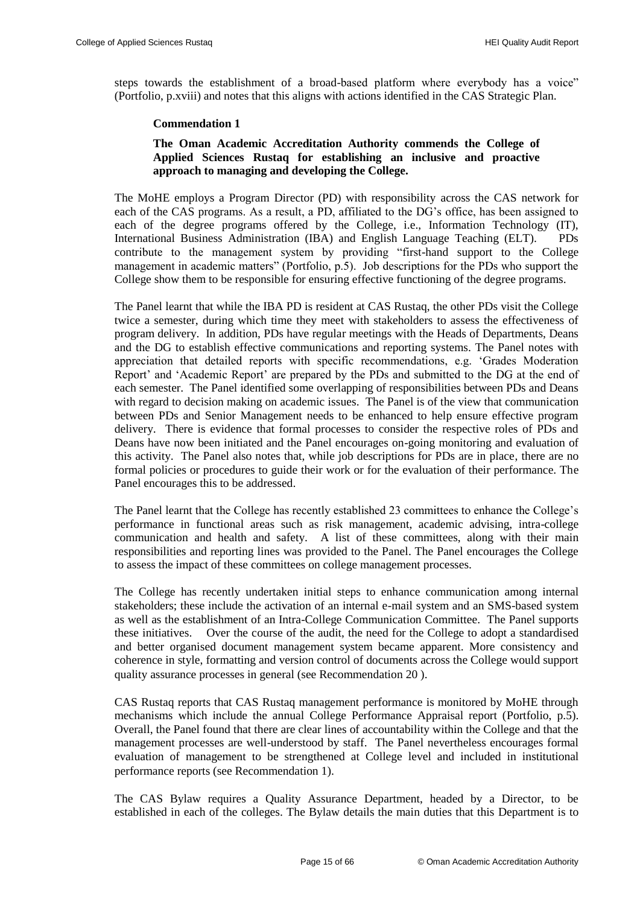steps towards the establishment of a broad-based platform where everybody has a voice" (Portfolio, p.xviii) and notes that this aligns with actions identified in the CAS Strategic Plan.

**Commendation 1**

**The Oman Academic Accreditation Authority commends the College of Applied Sciences Rustaq for establishing an inclusive and proactive approach to managing and developing the College.**

The MoHE employs a Program Director (PD) with responsibility across the CAS network for each of the CAS programs. As a result, a PD, affiliated to the DG's office, has been assigned to each of the degree programs offered by the College, i.e., Information Technology (IT), International Business Administration (IBA) and English Language Teaching (ELT). PDs contribute to the management system by providing "first-hand support to the College management in academic matters" (Portfolio, p.5). Job descriptions for the PDs who support the College show them to be responsible for ensuring effective functioning of the degree programs.

The Panel learnt that while the IBA PD is resident at CAS Rustaq, the other PDs visit the College twice a semester, during which time they meet with stakeholders to assess the effectiveness of program delivery. In addition, PDs have regular meetings with the Heads of Departments, Deans and the DG to establish effective communications and reporting systems. The Panel notes with appreciation that detailed reports with specific recommendations, e.g. 'Grades Moderation Report' and 'Academic Report' are prepared by the PDs and submitted to the DG at the end of each semester. The Panel identified some overlapping of responsibilities between PDs and Deans with regard to decision making on academic issues. The Panel is of the view that communication between PDs and Senior Management needs to be enhanced to help ensure effective program delivery. There is evidence that formal processes to consider the respective roles of PDs and Deans have now been initiated and the Panel encourages on-going monitoring and evaluation of this activity. The Panel also notes that, while job descriptions for PDs are in place, there are no formal policies or procedures to guide their work or for the evaluation of their performance. The Panel encourages this to be addressed.

The Panel learnt that the College has recently established 23 committees to enhance the College's performance in functional areas such as risk management, academic advising, intra-college communication and health and safety. A list of these committees, along with their main responsibilities and reporting lines was provided to the Panel. The Panel encourages the College to assess the impact of these committees on college management processes.

The College has recently undertaken initial steps to enhance communication among internal stakeholders; these include the activation of an internal e-mail system and an SMS-based system as well as the establishment of an Intra-College Communication Committee. The Panel supports these initiatives. Over the course of the audit, the need for the College to adopt a standardised and better organised document management system became apparent. More consistency and coherence in style, formatting and version control of documents across the College would support quality assurance processes in general (see Recommendation 20 ).

CAS Rustaq reports that CAS Rustaq management performance is monitored by MoHE through mechanisms which include the annual College Performance Appraisal report (Portfolio, p.5). Overall, the Panel found that there are clear lines of accountability within the College and that the management processes are well-understood by staff. The Panel nevertheless encourages formal evaluation of management to be strengthened at College level and included in institutional performance reports (see Recommendation 1).

The CAS Bylaw requires a Quality Assurance Department, headed by a Director, to be established in each of the colleges. The Bylaw details the main duties that this Department is to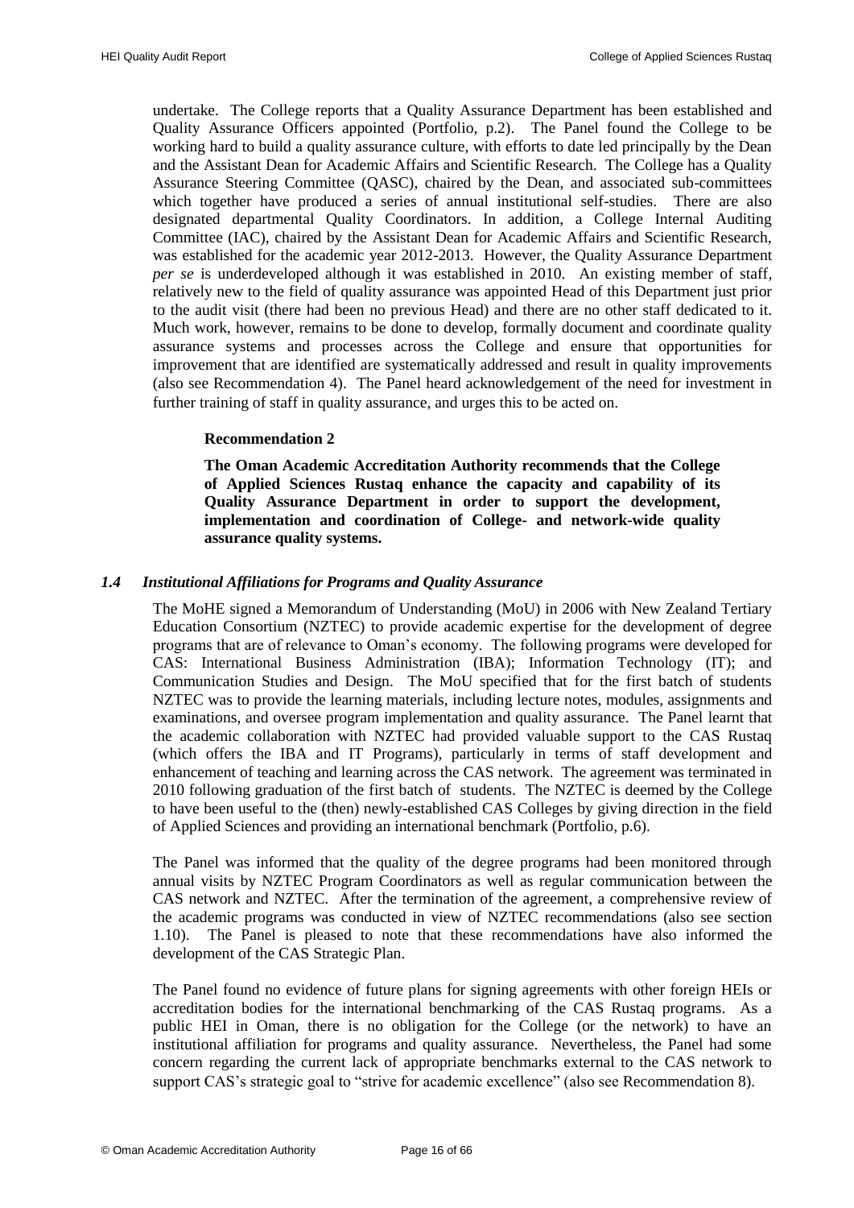undertake. The College reports that a Quality Assurance Department has been established and Quality Assurance Officers appointed (Portfolio, p.2). The Panel found the College to be working hard to build a quality assurance culture, with efforts to date led principally by the Dean and the Assistant Dean for Academic Affairs and Scientific Research. The College has a Quality Assurance Steering Committee (QASC), chaired by the Dean, and associated sub-committees which together have produced a series of annual institutional self-studies. There are also designated departmental Quality Coordinators. In addition, a College Internal Auditing Committee (IAC), chaired by the Assistant Dean for Academic Affairs and Scientific Research, was established for the academic year 2012-2013. However, the Quality Assurance Department *per se* is underdeveloped although it was established in 2010. An existing member of staff, relatively new to the field of quality assurance was appointed Head of this Department just prior to the audit visit (there had been no previous Head) and there are no other staff dedicated to it. Much work, however, remains to be done to develop, formally document and coordinate quality assurance systems and processes across the College and ensure that opportunities for improvement that are identified are systematically addressed and result in quality improvements (also see Recommendation 4). The Panel heard acknowledgement of the need for investment in further training of staff in quality assurance, and urges this to be acted on.

> **Recommendation 2**
>
> **The Oman Academic Accreditation Authority recommends that the College of Applied Sciences Rustaq enhance the capacity and capability of its Quality Assurance Department in order to support the development, implementation and coordination of College- and network-wide quality assurance quality systems.**

### *1.4 Institutional Affiliations for Programs and Quality Assurance*

The MoHE signed a Memorandum of Understanding (MoU) in 2006 with New Zealand Tertiary Education Consortium (NZTEC) to provide academic expertise for the development of degree programs that are of relevance to Oman's economy. The following programs were developed for CAS: International Business Administration (IBA); Information Technology (IT); and Communication Studies and Design. The MoU specified that for the first batch of students NZTEC was to provide the learning materials, including lecture notes, modules, assignments and examinations, and oversee program implementation and quality assurance. The Panel learnt that the academic collaboration with NZTEC had provided valuable support to the CAS Rustaq (which offers the IBA and IT Programs), particularly in terms of staff development and enhancement of teaching and learning across the CAS network. The agreement was terminated in 2010 following graduation of the first batch of students. The NZTEC is deemed by the College to have been useful to the (then) newly-established CAS Colleges by giving direction in the field of Applied Sciences and providing an international benchmark (Portfolio, p.6).

The Panel was informed that the quality of the degree programs had been monitored through annual visits by NZTEC Program Coordinators as well as regular communication between the CAS network and NZTEC. After the termination of the agreement, a comprehensive review of the academic programs was conducted in view of NZTEC recommendations (also see section 1.10). The Panel is pleased to note that these recommendations have also informed the development of the CAS Strategic Plan.

The Panel found no evidence of future plans for signing agreements with other foreign HEIs or accreditation bodies for the international benchmarking of the CAS Rustaq programs. As a public HEI in Oman, there is no obligation for the College (or the network) to have an institutional affiliation for programs and quality assurance. Nevertheless, the Panel had some concern regarding the current lack of appropriate benchmarks external to the CAS network to support CAS's strategic goal to "strive for academic excellence" (also see Recommendation 8).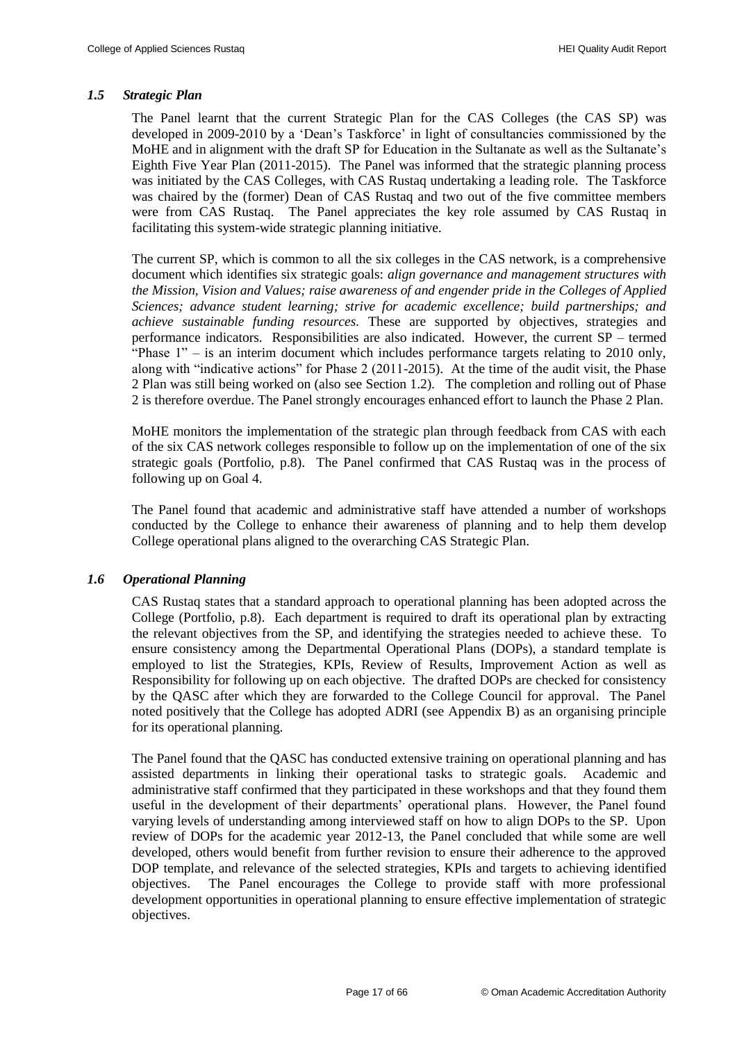### *1.5 Strategic Plan*

The Panel learnt that the current Strategic Plan for the CAS Colleges (the CAS SP) was developed in 2009-2010 by a 'Dean's Taskforce' in light of consultancies commissioned by the MoHE and in alignment with the draft SP for Education in the Sultanate as well as the Sultanate's Eighth Five Year Plan (2011-2015). The Panel was informed that the strategic planning process was initiated by the CAS Colleges, with CAS Rustaq undertaking a leading role. The Taskforce was chaired by the (former) Dean of CAS Rustaq and two out of the five committee members were from CAS Rustaq. The Panel appreciates the key role assumed by CAS Rustaq in facilitating this system-wide strategic planning initiative.

The current SP, which is common to all the six colleges in the CAS network, is a comprehensive document which identifies six strategic goals: *align governance and management structures with the Mission, Vision and Values; raise awareness of and engender pride in the Colleges of Applied Sciences; advance student learning; strive for academic excellence; build partnerships; and achieve sustainable funding resources.* These are supported by objectives, strategies and performance indicators. Responsibilities are also indicated. However, the current SP – termed "Phase 1" – is an interim document which includes performance targets relating to 2010 only, along with "indicative actions" for Phase 2 (2011-2015). At the time of the audit visit, the Phase 2 Plan was still being worked on (also see Section 1.2). The completion and rolling out of Phase 2 is therefore overdue. The Panel strongly encourages enhanced effort to launch the Phase 2 Plan.

MoHE monitors the implementation of the strategic plan through feedback from CAS with each of the six CAS network colleges responsible to follow up on the implementation of one of the six strategic goals (Portfolio, p.8). The Panel confirmed that CAS Rustaq was in the process of following up on Goal 4.

The Panel found that academic and administrative staff have attended a number of workshops conducted by the College to enhance their awareness of planning and to help them develop College operational plans aligned to the overarching CAS Strategic Plan.

### *1.6 Operational Planning*

CAS Rustaq states that a standard approach to operational planning has been adopted across the College (Portfolio, p.8). Each department is required to draft its operational plan by extracting the relevant objectives from the SP, and identifying the strategies needed to achieve these. To ensure consistency among the Departmental Operational Plans (DOPs), a standard template is employed to list the Strategies, KPIs, Review of Results, Improvement Action as well as Responsibility for following up on each objective. The drafted DOPs are checked for consistency by the QASC after which they are forwarded to the College Council for approval. The Panel noted positively that the College has adopted ADRI (see Appendix B) as an organising principle for its operational planning.

The Panel found that the QASC has conducted extensive training on operational planning and has assisted departments in linking their operational tasks to strategic goals. Academic and administrative staff confirmed that they participated in these workshops and that they found them useful in the development of their departments' operational plans. However, the Panel found varying levels of understanding among interviewed staff on how to align DOPs to the SP. Upon review of DOPs for the academic year 2012-13, the Panel concluded that while some are well developed, others would benefit from further revision to ensure their adherence to the approved DOP template, and relevance of the selected strategies, KPIs and targets to achieving identified objectives. The Panel encourages the College to provide staff with more professional development opportunities in operational planning to ensure effective implementation of strategic objectives.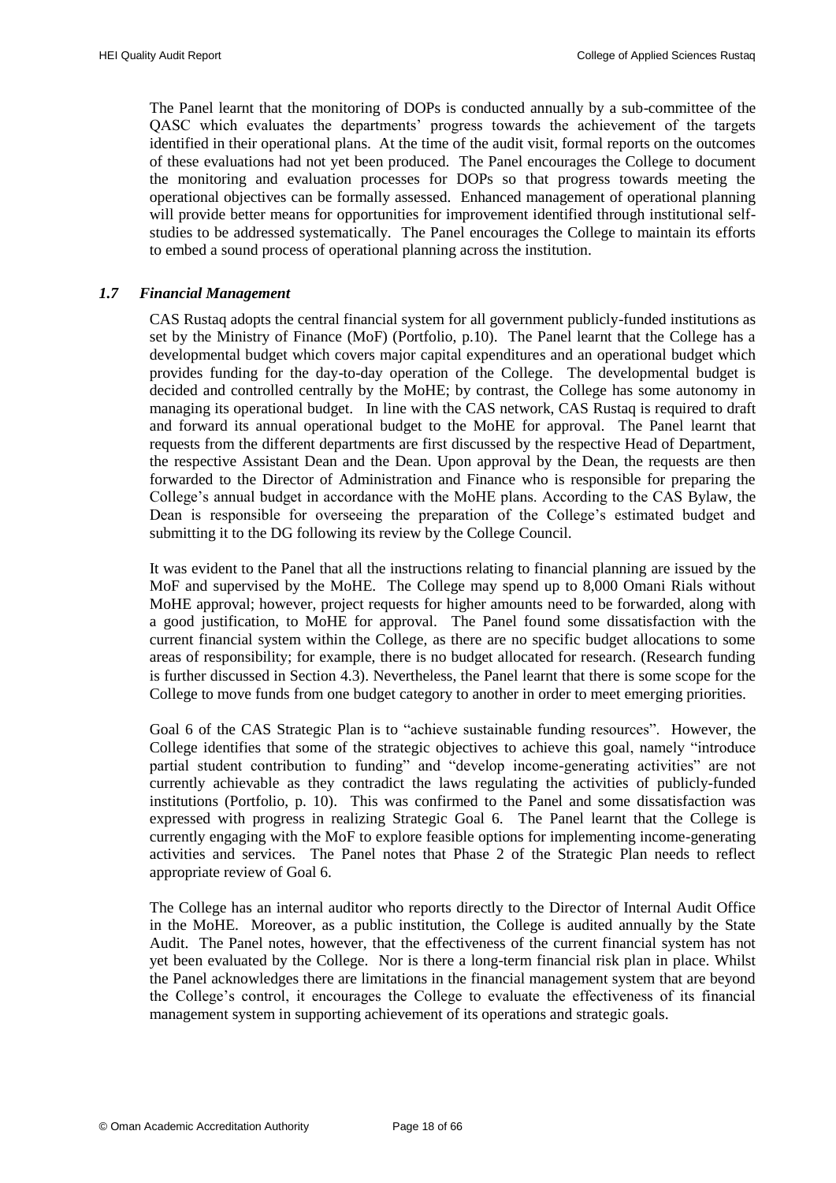The Panel learnt that the monitoring of DOPs is conducted annually by a sub-committee of the QASC which evaluates the departments' progress towards the achievement of the targets identified in their operational plans. At the time of the audit visit, formal reports on the outcomes of these evaluations had not yet been produced. The Panel encourages the College to document the monitoring and evaluation processes for DOPs so that progress towards meeting the operational objectives can be formally assessed. Enhanced management of operational planning will provide better means for opportunities for improvement identified through institutional self-studies to be addressed systematically. The Panel encourages the College to maintain its efforts to embed a sound process of operational planning across the institution.

### *1.7 Financial Management*

CAS Rustaq adopts the central financial system for all government publicly-funded institutions as set by the Ministry of Finance (MoF) (Portfolio, p.10). The Panel learnt that the College has a developmental budget which covers major capital expenditures and an operational budget which provides funding for the day-to-day operation of the College. The developmental budget is decided and controlled centrally by the MoHE; by contrast, the College has some autonomy in managing its operational budget. In line with the CAS network, CAS Rustaq is required to draft and forward its annual operational budget to the MoHE for approval. The Panel learnt that requests from the different departments are first discussed by the respective Head of Department, the respective Assistant Dean and the Dean. Upon approval by the Dean, the requests are then forwarded to the Director of Administration and Finance who is responsible for preparing the College's annual budget in accordance with the MoHE plans. According to the CAS Bylaw, the Dean is responsible for overseeing the preparation of the College's estimated budget and submitting it to the DG following its review by the College Council.

It was evident to the Panel that all the instructions relating to financial planning are issued by the MoF and supervised by the MoHE. The College may spend up to 8,000 Omani Rials without MoHE approval; however, project requests for higher amounts need to be forwarded, along with a good justification, to MoHE for approval. The Panel found some dissatisfaction with the current financial system within the College, as there are no specific budget allocations to some areas of responsibility; for example, there is no budget allocated for research. (Research funding is further discussed in Section 4.3). Nevertheless, the Panel learnt that there is some scope for the College to move funds from one budget category to another in order to meet emerging priorities.

Goal 6 of the CAS Strategic Plan is to "achieve sustainable funding resources". However, the College identifies that some of the strategic objectives to achieve this goal, namely "introduce partial student contribution to funding" and "develop income-generating activities" are not currently achievable as they contradict the laws regulating the activities of publicly-funded institutions (Portfolio, p. 10). This was confirmed to the Panel and some dissatisfaction was expressed with progress in realizing Strategic Goal 6. The Panel learnt that the College is currently engaging with the MoF to explore feasible options for implementing income-generating activities and services. The Panel notes that Phase 2 of the Strategic Plan needs to reflect appropriate review of Goal 6.

The College has an internal auditor who reports directly to the Director of Internal Audit Office in the MoHE. Moreover, as a public institution, the College is audited annually by the State Audit. The Panel notes, however, that the effectiveness of the current financial system has not yet been evaluated by the College. Nor is there a long-term financial risk plan in place. Whilst the Panel acknowledges there are limitations in the financial management system that are beyond the College's control, it encourages the College to evaluate the effectiveness of its financial management system in supporting achievement of its operations and strategic goals.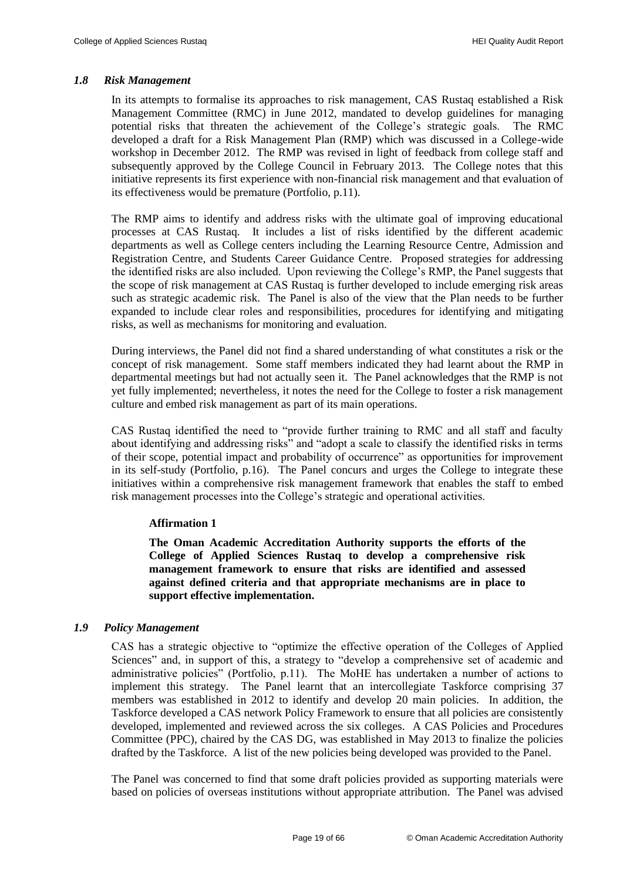### *1.8 Risk Management*

In its attempts to formalise its approaches to risk management, CAS Rustaq established a Risk Management Committee (RMC) in June 2012, mandated to develop guidelines for managing potential risks that threaten the achievement of the College's strategic goals. The RMC developed a draft for a Risk Management Plan (RMP) which was discussed in a College-wide workshop in December 2012. The RMP was revised in light of feedback from college staff and subsequently approved by the College Council in February 2013. The College notes that this initiative represents its first experience with non-financial risk management and that evaluation of its effectiveness would be premature (Portfolio, p.11).

The RMP aims to identify and address risks with the ultimate goal of improving educational processes at CAS Rustaq. It includes a list of risks identified by the different academic departments as well as College centers including the Learning Resource Centre, Admission and Registration Centre, and Students Career Guidance Centre. Proposed strategies for addressing the identified risks are also included. Upon reviewing the College's RMP, the Panel suggests that the scope of risk management at CAS Rustaq is further developed to include emerging risk areas such as strategic academic risk. The Panel is also of the view that the Plan needs to be further expanded to include clear roles and responsibilities, procedures for identifying and mitigating risks, as well as mechanisms for monitoring and evaluation.

During interviews, the Panel did not find a shared understanding of what constitutes a risk or the concept of risk management. Some staff members indicated they had learnt about the RMP in departmental meetings but had not actually seen it. The Panel acknowledges that the RMP is not yet fully implemented; nevertheless, it notes the need for the College to foster a risk management culture and embed risk management as part of its main operations.

CAS Rustaq identified the need to "provide further training to RMC and all staff and faculty about identifying and addressing risks" and "adopt a scale to classify the identified risks in terms of their scope, potential impact and probability of occurrence" as opportunities for improvement in its self-study (Portfolio, p.16). The Panel concurs and urges the College to integrate these initiatives within a comprehensive risk management framework that enables the staff to embed risk management processes into the College's strategic and operational activities.

**Affirmation 1**

**The Oman Academic Accreditation Authority supports the efforts of the College of Applied Sciences Rustaq to develop a comprehensive risk management framework to ensure that risks are identified and assessed against defined criteria and that appropriate mechanisms are in place to support effective implementation.**

### *1.9 Policy Management*

CAS has a strategic objective to "optimize the effective operation of the Colleges of Applied Sciences" and, in support of this, a strategy to "develop a comprehensive set of academic and administrative policies" (Portfolio, p.11). The MoHE has undertaken a number of actions to implement this strategy. The Panel learnt that an intercollegiate Taskforce comprising 37 members was established in 2012 to identify and develop 20 main policies. In addition, the Taskforce developed a CAS network Policy Framework to ensure that all policies are consistently developed, implemented and reviewed across the six colleges. A CAS Policies and Procedures Committee (PPC), chaired by the CAS DG, was established in May 2013 to finalize the policies drafted by the Taskforce. A list of the new policies being developed was provided to the Panel.

The Panel was concerned to find that some draft policies provided as supporting materials were based on policies of overseas institutions without appropriate attribution. The Panel was advised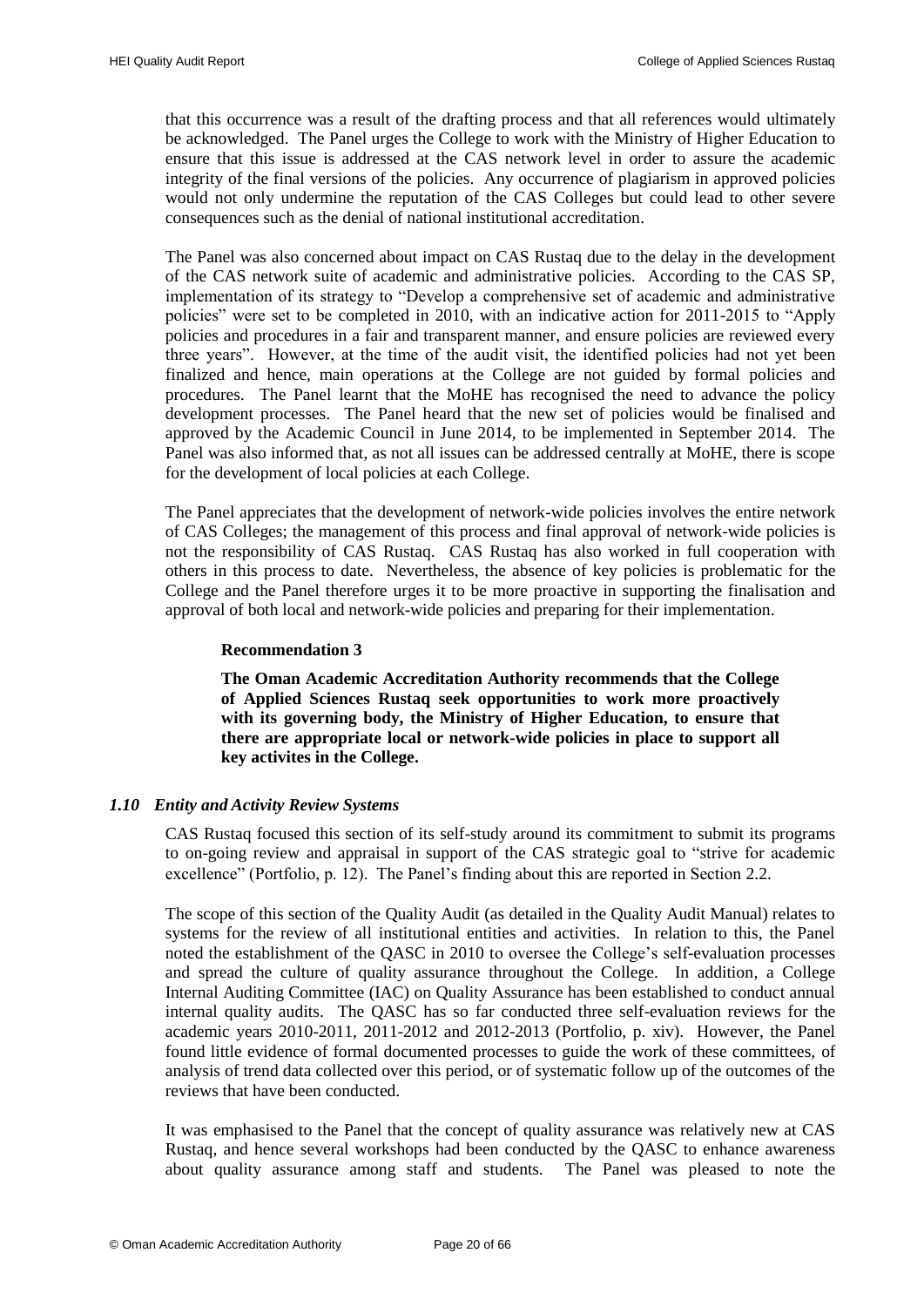that this occurrence was a result of the drafting process and that all references would ultimately be acknowledged. The Panel urges the College to work with the Ministry of Higher Education to ensure that this issue is addressed at the CAS network level in order to assure the academic integrity of the final versions of the policies. Any occurrence of plagiarism in approved policies would not only undermine the reputation of the CAS Colleges but could lead to other severe consequences such as the denial of national institutional accreditation.

The Panel was also concerned about impact on CAS Rustaq due to the delay in the development of the CAS network suite of academic and administrative policies. According to the CAS SP, implementation of its strategy to "Develop a comprehensive set of academic and administrative policies" were set to be completed in 2010, with an indicative action for 2011-2015 to "Apply policies and procedures in a fair and transparent manner, and ensure policies are reviewed every three years". However, at the time of the audit visit, the identified policies had not yet been finalized and hence, main operations at the College are not guided by formal policies and procedures. The Panel learnt that the MoHE has recognised the need to advance the policy development processes. The Panel heard that the new set of policies would be finalised and approved by the Academic Council in June 2014, to be implemented in September 2014. The Panel was also informed that, as not all issues can be addressed centrally at MoHE, there is scope for the development of local policies at each College.

The Panel appreciates that the development of network-wide policies involves the entire network of CAS Colleges; the management of this process and final approval of network-wide policies is not the responsibility of CAS Rustaq. CAS Rustaq has also worked in full cooperation with others in this process to date. Nevertheless, the absence of key policies is problematic for the College and the Panel therefore urges it to be more proactive in supporting the finalisation and approval of both local and network-wide policies and preparing for their implementation.

**Recommendation 3**

**The Oman Academic Accreditation Authority recommends that the College of Applied Sciences Rustaq seek opportunities to work more proactively with its governing body, the Ministry of Higher Education, to ensure that there are appropriate local or network-wide policies in place to support all key activites in the College.**

### *1.10 Entity and Activity Review Systems*

CAS Rustaq focused this section of its self-study around its commitment to submit its programs to on-going review and appraisal in support of the CAS strategic goal to "strive for academic excellence" (Portfolio, p. 12). The Panel's finding about this are reported in Section 2.2.

The scope of this section of the Quality Audit (as detailed in the Quality Audit Manual) relates to systems for the review of all institutional entities and activities. In relation to this, the Panel noted the establishment of the QASC in 2010 to oversee the College's self-evaluation processes and spread the culture of quality assurance throughout the College. In addition, a College Internal Auditing Committee (IAC) on Quality Assurance has been established to conduct annual internal quality audits. The QASC has so far conducted three self-evaluation reviews for the academic years 2010-2011, 2011-2012 and 2012-2013 (Portfolio, p. xiv). However, the Panel found little evidence of formal documented processes to guide the work of these committees, of analysis of trend data collected over this period, or of systematic follow up of the outcomes of the reviews that have been conducted.

It was emphasised to the Panel that the concept of quality assurance was relatively new at CAS Rustaq, and hence several workshops had been conducted by the QASC to enhance awareness about quality assurance among staff and students. The Panel was pleased to note the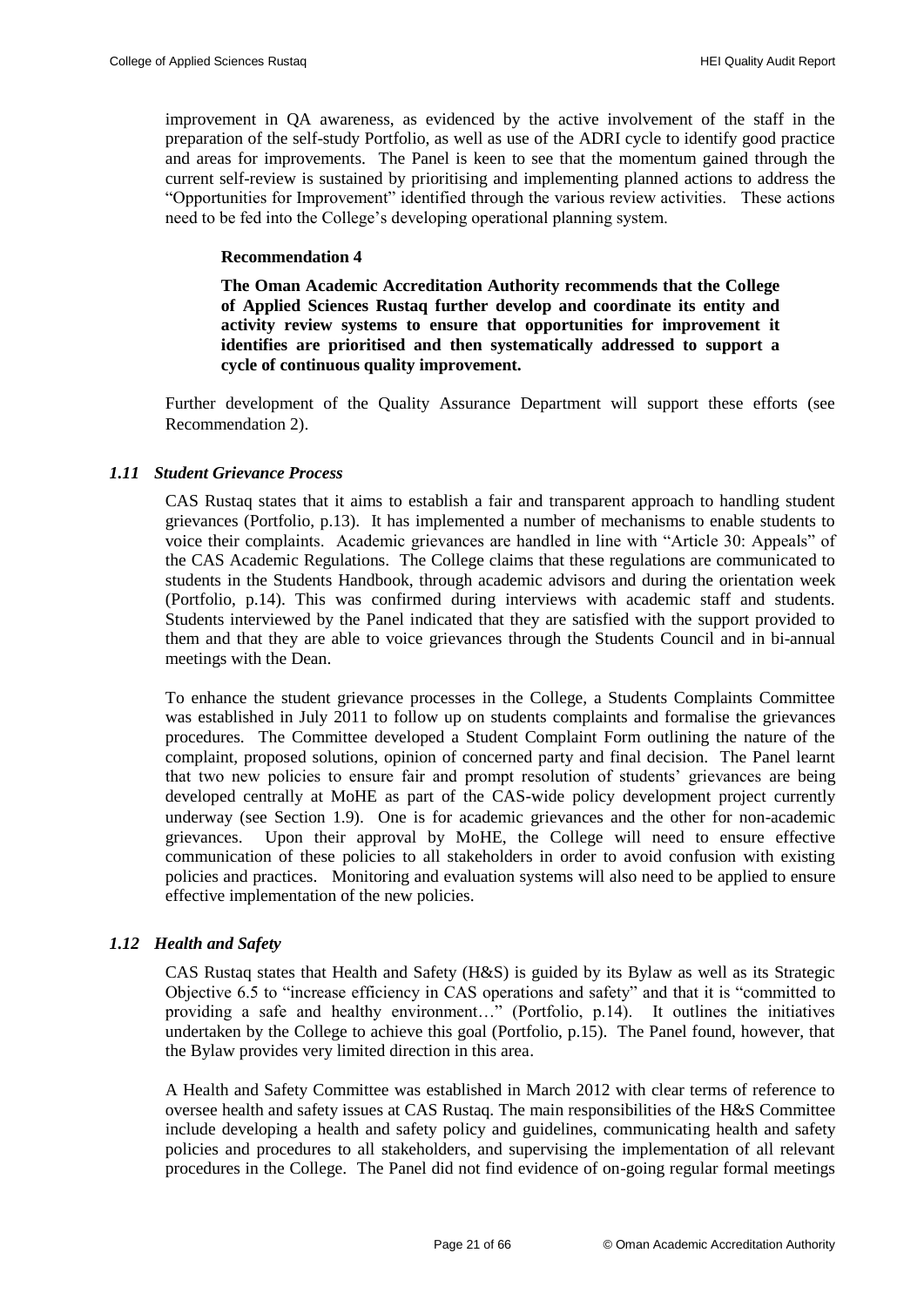improvement in QA awareness, as evidenced by the active involvement of the staff in the preparation of the self-study Portfolio, as well as use of the ADRI cycle to identify good practice and areas for improvements. The Panel is keen to see that the momentum gained through the current self-review is sustained by prioritising and implementing planned actions to address the "Opportunities for Improvement" identified through the various review activities. These actions need to be fed into the College's developing operational planning system.

> **Recommendation 4**
>
> **The Oman Academic Accreditation Authority recommends that the College of Applied Sciences Rustaq further develop and coordinate its entity and activity review systems to ensure that opportunities for improvement it identifies are prioritised and then systematically addressed to support a cycle of continuous quality improvement.**

Further development of the Quality Assurance Department will support these efforts (see Recommendation 2).

### *1.11 Student Grievance Process*

CAS Rustaq states that it aims to establish a fair and transparent approach to handling student grievances (Portfolio, p.13). It has implemented a number of mechanisms to enable students to voice their complaints. Academic grievances are handled in line with "Article 30: Appeals" of the CAS Academic Regulations. The College claims that these regulations are communicated to students in the Students Handbook, through academic advisors and during the orientation week (Portfolio, p.14). This was confirmed during interviews with academic staff and students. Students interviewed by the Panel indicated that they are satisfied with the support provided to them and that they are able to voice grievances through the Students Council and in bi-annual meetings with the Dean.

To enhance the student grievance processes in the College, a Students Complaints Committee was established in July 2011 to follow up on students complaints and formalise the grievances procedures. The Committee developed a Student Complaint Form outlining the nature of the complaint, proposed solutions, opinion of concerned party and final decision. The Panel learnt that two new policies to ensure fair and prompt resolution of students' grievances are being developed centrally at MoHE as part of the CAS-wide policy development project currently underway (see Section 1.9). One is for academic grievances and the other for non-academic grievances. Upon their approval by MoHE, the College will need to ensure effective communication of these policies to all stakeholders in order to avoid confusion with existing policies and practices. Monitoring and evaluation systems will also need to be applied to ensure effective implementation of the new policies.

### *1.12 Health and Safety*

CAS Rustaq states that Health and Safety (H&S) is guided by its Bylaw as well as its Strategic Objective 6.5 to "increase efficiency in CAS operations and safety" and that it is "committed to providing a safe and healthy environment…" (Portfolio, p.14). It outlines the initiatives undertaken by the College to achieve this goal (Portfolio, p.15). The Panel found, however, that the Bylaw provides very limited direction in this area.

A Health and Safety Committee was established in March 2012 with clear terms of reference to oversee health and safety issues at CAS Rustaq. The main responsibilities of the H&S Committee include developing a health and safety policy and guidelines, communicating health and safety policies and procedures to all stakeholders, and supervising the implementation of all relevant procedures in the College. The Panel did not find evidence of on-going regular formal meetings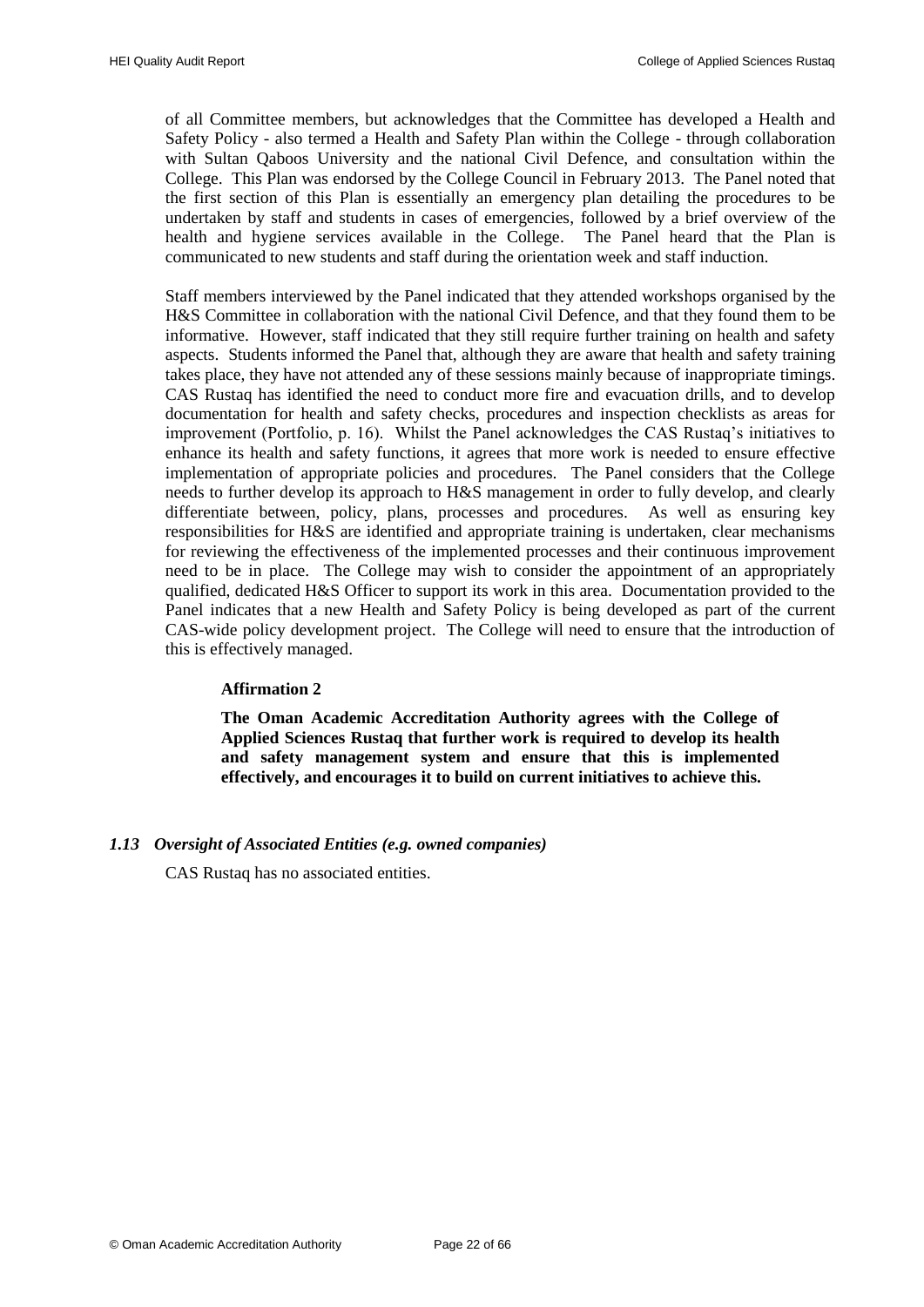of all Committee members, but acknowledges that the Committee has developed a Health and Safety Policy - also termed a Health and Safety Plan within the College - through collaboration with Sultan Qaboos University and the national Civil Defence, and consultation within the College. This Plan was endorsed by the College Council in February 2013. The Panel noted that the first section of this Plan is essentially an emergency plan detailing the procedures to be undertaken by staff and students in cases of emergencies, followed by a brief overview of the health and hygiene services available in the College. The Panel heard that the Plan is communicated to new students and staff during the orientation week and staff induction.

Staff members interviewed by the Panel indicated that they attended workshops organised by the H&S Committee in collaboration with the national Civil Defence, and that they found them to be informative. However, staff indicated that they still require further training on health and safety aspects. Students informed the Panel that, although they are aware that health and safety training takes place, they have not attended any of these sessions mainly because of inappropriate timings. CAS Rustaq has identified the need to conduct more fire and evacuation drills, and to develop documentation for health and safety checks, procedures and inspection checklists as areas for improvement (Portfolio, p. 16). Whilst the Panel acknowledges the CAS Rustaq's initiatives to enhance its health and safety functions, it agrees that more work is needed to ensure effective implementation of appropriate policies and procedures. The Panel considers that the College needs to further develop its approach to H&S management in order to fully develop, and clearly differentiate between, policy, plans, processes and procedures. As well as ensuring key responsibilities for H&S are identified and appropriate training is undertaken, clear mechanisms for reviewing the effectiveness of the implemented processes and their continuous improvement need to be in place. The College may wish to consider the appointment of an appropriately qualified, dedicated H&S Officer to support its work in this area. Documentation provided to the Panel indicates that a new Health and Safety Policy is being developed as part of the current CAS-wide policy development project. The College will need to ensure that the introduction of this is effectively managed.

**Affirmation 2**

**The Oman Academic Accreditation Authority agrees with the College of Applied Sciences Rustaq that further work is required to develop its health and safety management system and ensure that this is implemented effectively, and encourages it to build on current initiatives to achieve this.**

### *1.13 Oversight of Associated Entities (e.g. owned companies)*

CAS Rustaq has no associated entities.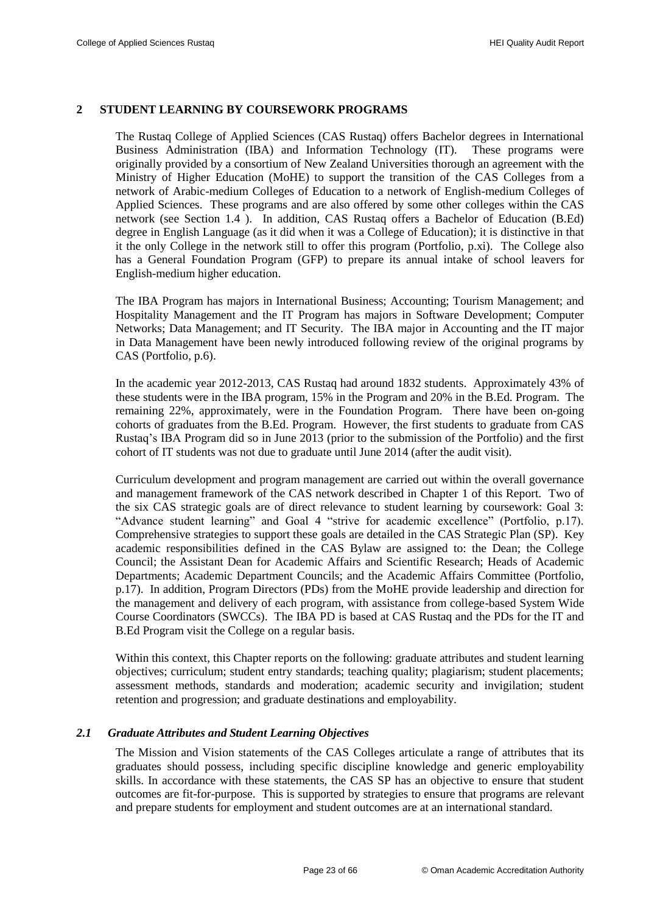## 2 STUDENT LEARNING BY COURSEWORK PROGRAMS

The Rustaq College of Applied Sciences (CAS Rustaq) offers Bachelor degrees in International Business Administration (IBA) and Information Technology (IT). These programs were originally provided by a consortium of New Zealand Universities thorough an agreement with the Ministry of Higher Education (MoHE) to support the transition of the CAS Colleges from a network of Arabic-medium Colleges of Education to a network of English-medium Colleges of Applied Sciences. These programs and are also offered by some other colleges within the CAS network (see Section 1.4 ). In addition, CAS Rustaq offers a Bachelor of Education (B.Ed) degree in English Language (as it did when it was a College of Education); it is distinctive in that it the only College in the network still to offer this program (Portfolio, p.xi). The College also has a General Foundation Program (GFP) to prepare its annual intake of school leavers for English-medium higher education.

The IBA Program has majors in International Business; Accounting; Tourism Management; and Hospitality Management and the IT Program has majors in Software Development; Computer Networks; Data Management; and IT Security. The IBA major in Accounting and the IT major in Data Management have been newly introduced following review of the original programs by CAS (Portfolio, p.6).

In the academic year 2012-2013, CAS Rustaq had around 1832 students. Approximately 43% of these students were in the IBA program, 15% in the Program and 20% in the B.Ed. Program. The remaining 22%, approximately, were in the Foundation Program. There have been on-going cohorts of graduates from the B.Ed. Program. However, the first students to graduate from CAS Rustaq's IBA Program did so in June 2013 (prior to the submission of the Portfolio) and the first cohort of IT students was not due to graduate until June 2014 (after the audit visit).

Curriculum development and program management are carried out within the overall governance and management framework of the CAS network described in Chapter 1 of this Report. Two of the six CAS strategic goals are of direct relevance to student learning by coursework: Goal 3: "Advance student learning" and Goal 4 "strive for academic excellence" (Portfolio, p.17). Comprehensive strategies to support these goals are detailed in the CAS Strategic Plan (SP). Key academic responsibilities defined in the CAS Bylaw are assigned to: the Dean; the College Council; the Assistant Dean for Academic Affairs and Scientific Research; Heads of Academic Departments; Academic Department Councils; and the Academic Affairs Committee (Portfolio, p.17). In addition, Program Directors (PDs) from the MoHE provide leadership and direction for the management and delivery of each program, with assistance from college-based System Wide Course Coordinators (SWCCs). The IBA PD is based at CAS Rustaq and the PDs for the IT and B.Ed Program visit the College on a regular basis.

Within this context, this Chapter reports on the following: graduate attributes and student learning objectives; curriculum; student entry standards; teaching quality; plagiarism; student placements; assessment methods, standards and moderation; academic security and invigilation; student retention and progression; and graduate destinations and employability.

### *2.1 Graduate Attributes and Student Learning Objectives*

The Mission and Vision statements of the CAS Colleges articulate a range of attributes that its graduates should possess, including specific discipline knowledge and generic employability skills. In accordance with these statements, the CAS SP has an objective to ensure that student outcomes are fit-for-purpose. This is supported by strategies to ensure that programs are relevant and prepare students for employment and student outcomes are at an international standard.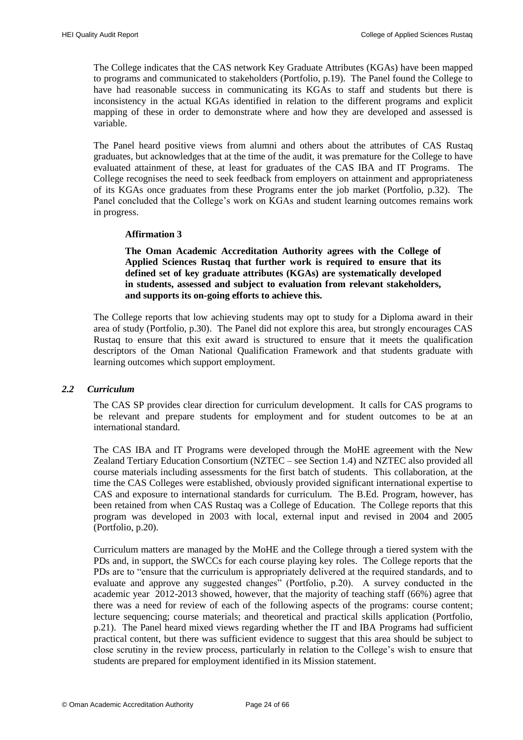The College indicates that the CAS network Key Graduate Attributes (KGAs) have been mapped to programs and communicated to stakeholders (Portfolio, p.19). The Panel found the College to have had reasonable success in communicating its KGAs to staff and students but there is inconsistency in the actual KGAs identified in relation to the different programs and explicit mapping of these in order to demonstrate where and how they are developed and assessed is variable.

The Panel heard positive views from alumni and others about the attributes of CAS Rustaq graduates, but acknowledges that at the time of the audit, it was premature for the College to have evaluated attainment of these, at least for graduates of the CAS IBA and IT Programs. The College recognises the need to seek feedback from employers on attainment and appropriateness of its KGAs once graduates from these Programs enter the job market (Portfolio, p.32). The Panel concluded that the College's work on KGAs and student learning outcomes remains work in progress.

**Affirmation 3**

**The Oman Academic Accreditation Authority agrees with the College of Applied Sciences Rustaq that further work is required to ensure that its defined set of key graduate attributes (KGAs) are systematically developed in students, assessed and subject to evaluation from relevant stakeholders, and supports its on-going efforts to achieve this.**

The College reports that low achieving students may opt to study for a Diploma award in their area of study (Portfolio, p.30). The Panel did not explore this area, but strongly encourages CAS Rustaq to ensure that this exit award is structured to ensure that it meets the qualification descriptors of the Oman National Qualification Framework and that students graduate with learning outcomes which support employment.

### *2.2 Curriculum*

The CAS SP provides clear direction for curriculum development. It calls for CAS programs to be relevant and prepare students for employment and for student outcomes to be at an international standard.

The CAS IBA and IT Programs were developed through the MoHE agreement with the New Zealand Tertiary Education Consortium (NZTEC – see Section 1.4) and NZTEC also provided all course materials including assessments for the first batch of students. This collaboration, at the time the CAS Colleges were established, obviously provided significant international expertise to CAS and exposure to international standards for curriculum. The B.Ed. Program, however, has been retained from when CAS Rustaq was a College of Education. The College reports that this program was developed in 2003 with local, external input and revised in 2004 and 2005 (Portfolio, p.20).

Curriculum matters are managed by the MoHE and the College through a tiered system with the PDs and, in support, the SWCCs for each course playing key roles. The College reports that the PDs are to "ensure that the curriculum is appropriately delivered at the required standards, and to evaluate and approve any suggested changes" (Portfolio, p.20). A survey conducted in the academic year 2012-2013 showed, however, that the majority of teaching staff (66%) agree that there was a need for review of each of the following aspects of the programs: course content; lecture sequencing; course materials; and theoretical and practical skills application (Portfolio, p.21). The Panel heard mixed views regarding whether the IT and IBA Programs had sufficient practical content, but there was sufficient evidence to suggest that this area should be subject to close scrutiny in the review process, particularly in relation to the College's wish to ensure that students are prepared for employment identified in its Mission statement.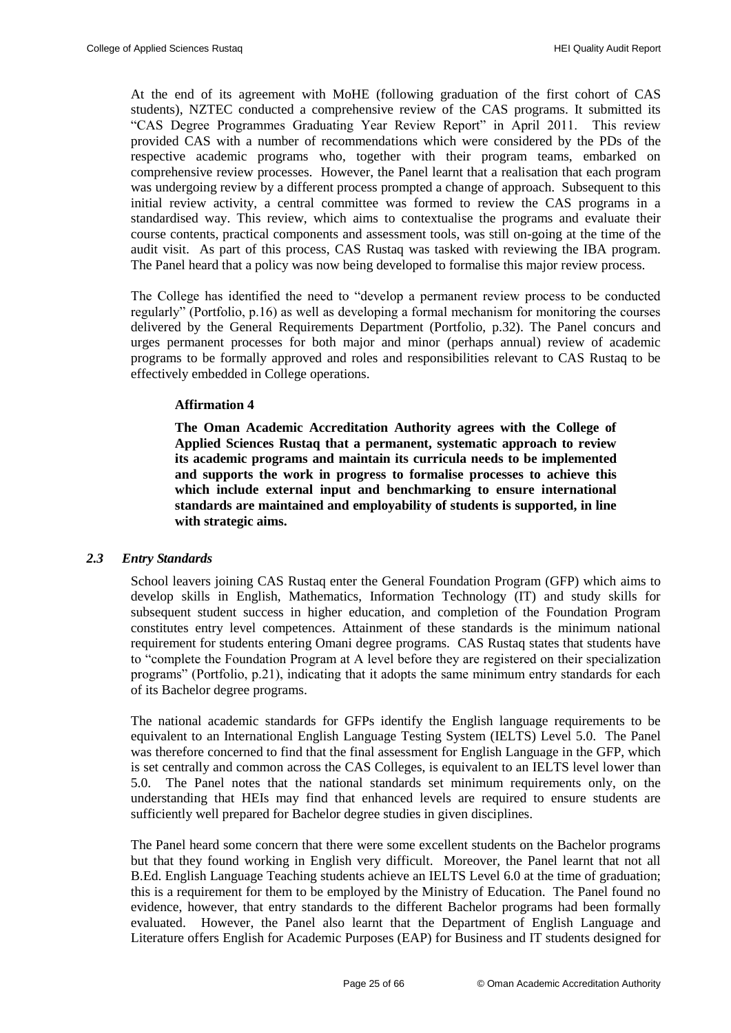At the end of its agreement with MoHE (following graduation of the first cohort of CAS students), NZTEC conducted a comprehensive review of the CAS programs. It submitted its "CAS Degree Programmes Graduating Year Review Report" in April 2011. This review provided CAS with a number of recommendations which were considered by the PDs of the respective academic programs who, together with their program teams, embarked on comprehensive review processes. However, the Panel learnt that a realisation that each program was undergoing review by a different process prompted a change of approach. Subsequent to this initial review activity, a central committee was formed to review the CAS programs in a standardised way. This review, which aims to contextualise the programs and evaluate their course contents, practical components and assessment tools, was still on-going at the time of the audit visit. As part of this process, CAS Rustaq was tasked with reviewing the IBA program. The Panel heard that a policy was now being developed to formalise this major review process.

The College has identified the need to "develop a permanent review process to be conducted regularly" (Portfolio, p.16) as well as developing a formal mechanism for monitoring the courses delivered by the General Requirements Department (Portfolio, p.32). The Panel concurs and urges permanent processes for both major and minor (perhaps annual) review of academic programs to be formally approved and roles and responsibilities relevant to CAS Rustaq to be effectively embedded in College operations.

**Affirmation 4**

**The Oman Academic Accreditation Authority agrees with the College of Applied Sciences Rustaq that a permanent, systematic approach to review its academic programs and maintain its curricula needs to be implemented and supports the work in progress to formalise processes to achieve this which include external input and benchmarking to ensure international standards are maintained and employability of students is supported, in line with strategic aims.**

### *2.3 Entry Standards*

School leavers joining CAS Rustaq enter the General Foundation Program (GFP) which aims to develop skills in English, Mathematics, Information Technology (IT) and study skills for subsequent student success in higher education, and completion of the Foundation Program constitutes entry level competences. Attainment of these standards is the minimum national requirement for students entering Omani degree programs. CAS Rustaq states that students have to "complete the Foundation Program at A level before they are registered on their specialization programs" (Portfolio, p.21), indicating that it adopts the same minimum entry standards for each of its Bachelor degree programs.

The national academic standards for GFPs identify the English language requirements to be equivalent to an International English Language Testing System (IELTS) Level 5.0. The Panel was therefore concerned to find that the final assessment for English Language in the GFP, which is set centrally and common across the CAS Colleges, is equivalent to an IELTS level lower than 5.0. The Panel notes that the national standards set minimum requirements only, on the understanding that HEIs may find that enhanced levels are required to ensure students are sufficiently well prepared for Bachelor degree studies in given disciplines.

The Panel heard some concern that there were some excellent students on the Bachelor programs but that they found working in English very difficult. Moreover, the Panel learnt that not all B.Ed. English Language Teaching students achieve an IELTS Level 6.0 at the time of graduation; this is a requirement for them to be employed by the Ministry of Education. The Panel found no evidence, however, that entry standards to the different Bachelor programs had been formally evaluated. However, the Panel also learnt that the Department of English Language and Literature offers English for Academic Purposes (EAP) for Business and IT students designed for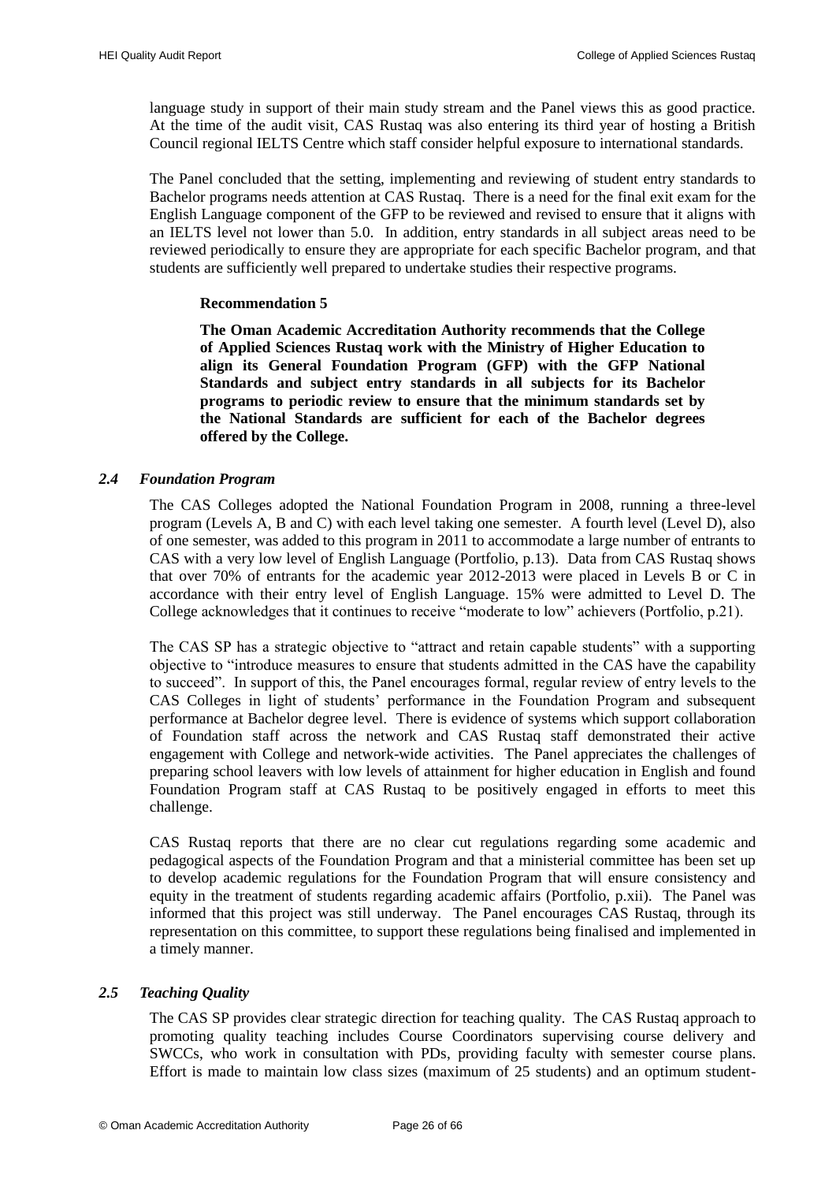language study in support of their main study stream and the Panel views this as good practice. At the time of the audit visit, CAS Rustaq was also entering its third year of hosting a British Council regional IELTS Centre which staff consider helpful exposure to international standards.

The Panel concluded that the setting, implementing and reviewing of student entry standards to Bachelor programs needs attention at CAS Rustaq. There is a need for the final exit exam for the English Language component of the GFP to be reviewed and revised to ensure that it aligns with an IELTS level not lower than 5.0. In addition, entry standards in all subject areas need to be reviewed periodically to ensure they are appropriate for each specific Bachelor program, and that students are sufficiently well prepared to undertake studies their respective programs.

> **Recommendation 5**
>
> **The Oman Academic Accreditation Authority recommends that the College of Applied Sciences Rustaq work with the Ministry of Higher Education to align its General Foundation Program (GFP) with the GFP National Standards and subject entry standards in all subjects for its Bachelor programs to periodic review to ensure that the minimum standards set by the National Standards are sufficient for each of the Bachelor degrees offered by the College.**

### *2.4 Foundation Program*

The CAS Colleges adopted the National Foundation Program in 2008, running a three-level program (Levels A, B and C) with each level taking one semester. A fourth level (Level D), also of one semester, was added to this program in 2011 to accommodate a large number of entrants to CAS with a very low level of English Language (Portfolio, p.13). Data from CAS Rustaq shows that over 70% of entrants for the academic year 2012-2013 were placed in Levels B or C in accordance with their entry level of English Language. 15% were admitted to Level D. The College acknowledges that it continues to receive "moderate to low" achievers (Portfolio, p.21).

The CAS SP has a strategic objective to "attract and retain capable students" with a supporting objective to "introduce measures to ensure that students admitted in the CAS have the capability to succeed". In support of this, the Panel encourages formal, regular review of entry levels to the CAS Colleges in light of students' performance in the Foundation Program and subsequent performance at Bachelor degree level. There is evidence of systems which support collaboration of Foundation staff across the network and CAS Rustaq staff demonstrated their active engagement with College and network-wide activities. The Panel appreciates the challenges of preparing school leavers with low levels of attainment for higher education in English and found Foundation Program staff at CAS Rustaq to be positively engaged in efforts to meet this challenge.

CAS Rustaq reports that there are no clear cut regulations regarding some academic and pedagogical aspects of the Foundation Program and that a ministerial committee has been set up to develop academic regulations for the Foundation Program that will ensure consistency and equity in the treatment of students regarding academic affairs (Portfolio, p.xii). The Panel was informed that this project was still underway. The Panel encourages CAS Rustaq, through its representation on this committee, to support these regulations being finalised and implemented in a timely manner.

### *2.5 Teaching Quality*

The CAS SP provides clear strategic direction for teaching quality. The CAS Rustaq approach to promoting quality teaching includes Course Coordinators supervising course delivery and SWCCs, who work in consultation with PDs, providing faculty with semester course plans. Effort is made to maintain low class sizes (maximum of 25 students) and an optimum student-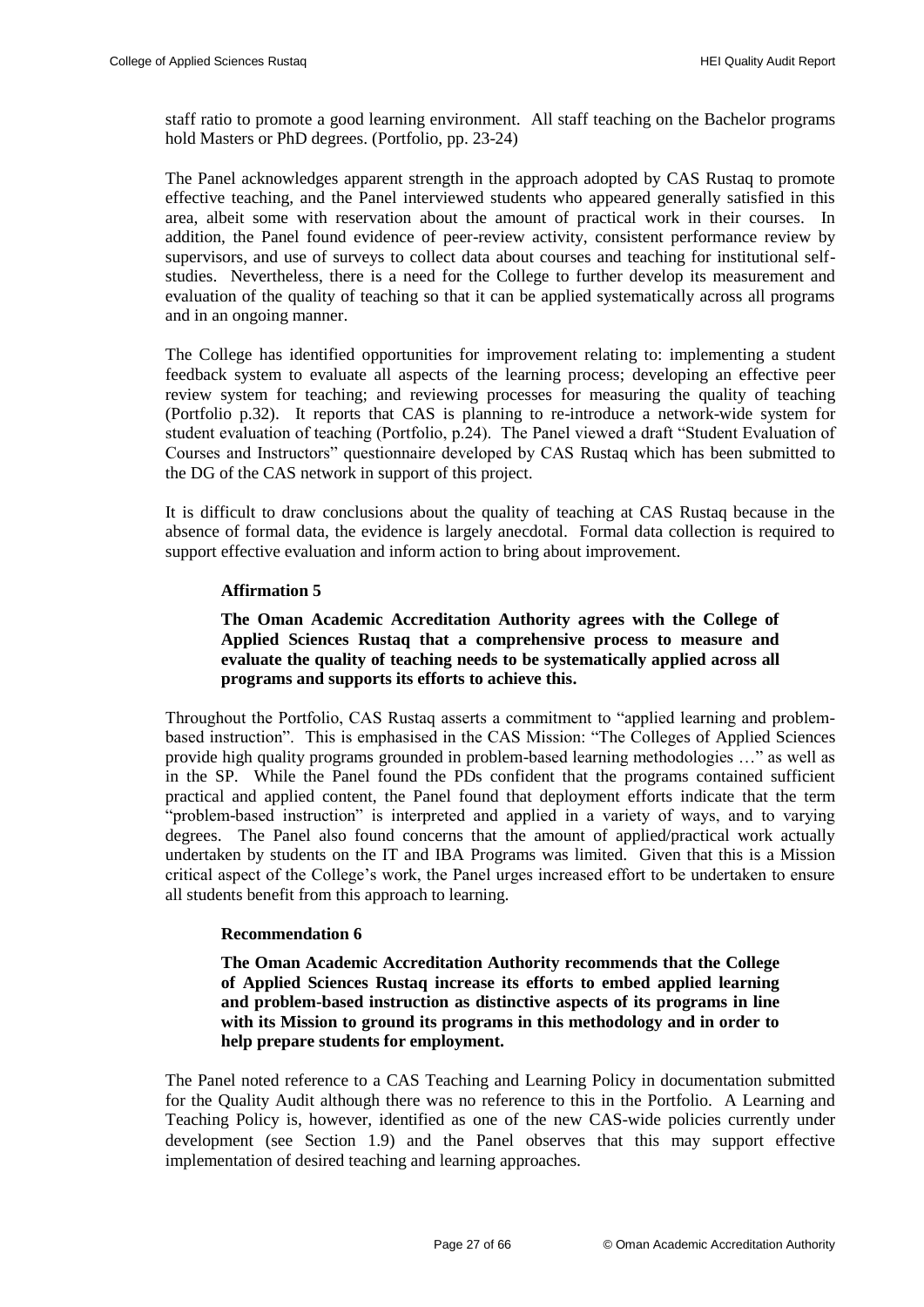staff ratio to promote a good learning environment. All staff teaching on the Bachelor programs hold Masters or PhD degrees. (Portfolio, pp. 23-24)

The Panel acknowledges apparent strength in the approach adopted by CAS Rustaq to promote effective teaching, and the Panel interviewed students who appeared generally satisfied in this area, albeit some with reservation about the amount of practical work in their courses. In addition, the Panel found evidence of peer-review activity, consistent performance review by supervisors, and use of surveys to collect data about courses and teaching for institutional self-studies. Nevertheless, there is a need for the College to further develop its measurement and evaluation of the quality of teaching so that it can be applied systematically across all programs and in an ongoing manner.

The College has identified opportunities for improvement relating to: implementing a student feedback system to evaluate all aspects of the learning process; developing an effective peer review system for teaching; and reviewing processes for measuring the quality of teaching (Portfolio p.32). It reports that CAS is planning to re-introduce a network-wide system for student evaluation of teaching (Portfolio, p.24). The Panel viewed a draft "Student Evaluation of Courses and Instructors" questionnaire developed by CAS Rustaq which has been submitted to the DG of the CAS network in support of this project.

It is difficult to draw conclusions about the quality of teaching at CAS Rustaq because in the absence of formal data, the evidence is largely anecdotal. Formal data collection is required to support effective evaluation and inform action to bring about improvement.

**Affirmation 5**

**The Oman Academic Accreditation Authority agrees with the College of Applied Sciences Rustaq that a comprehensive process to measure and evaluate the quality of teaching needs to be systematically applied across all programs and supports its efforts to achieve this.**

Throughout the Portfolio, CAS Rustaq asserts a commitment to "applied learning and problem-based instruction". This is emphasised in the CAS Mission: "The Colleges of Applied Sciences provide high quality programs grounded in problem-based learning methodologies …" as well as in the SP. While the Panel found the PDs confident that the programs contained sufficient practical and applied content, the Panel found that deployment efforts indicate that the term "problem-based instruction" is interpreted and applied in a variety of ways, and to varying degrees. The Panel also found concerns that the amount of applied/practical work actually undertaken by students on the IT and IBA Programs was limited. Given that this is a Mission critical aspect of the College's work, the Panel urges increased effort to be undertaken to ensure all students benefit from this approach to learning.

**Recommendation 6**

**The Oman Academic Accreditation Authority recommends that the College of Applied Sciences Rustaq increase its efforts to embed applied learning and problem-based instruction as distinctive aspects of its programs in line with its Mission to ground its programs in this methodology and in order to help prepare students for employment.**

The Panel noted reference to a CAS Teaching and Learning Policy in documentation submitted for the Quality Audit although there was no reference to this in the Portfolio. A Learning and Teaching Policy is, however, identified as one of the new CAS-wide policies currently under development (see Section 1.9) and the Panel observes that this may support effective implementation of desired teaching and learning approaches.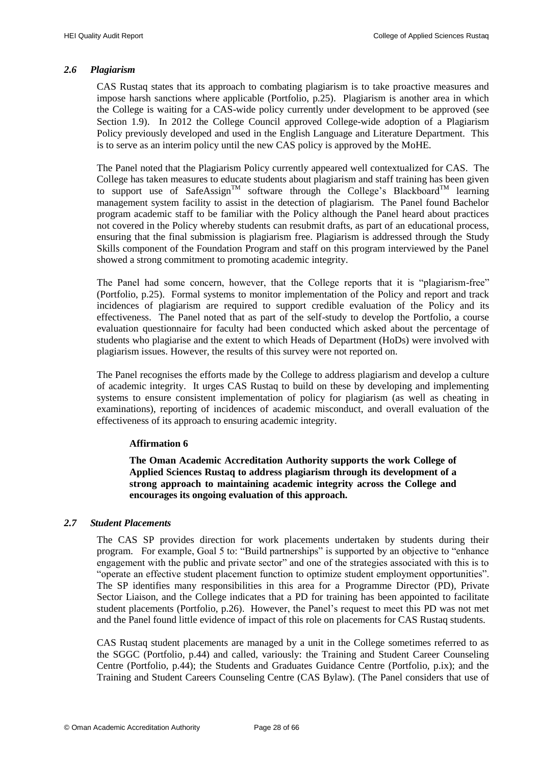### *2.6 Plagiarism*

CAS Rustaq states that its approach to combating plagiarism is to take proactive measures and impose harsh sanctions where applicable (Portfolio, p.25). Plagiarism is another area in which the College is waiting for a CAS-wide policy currently under development to be approved (see Section 1.9). In 2012 the College Council approved College-wide adoption of a Plagiarism Policy previously developed and used in the English Language and Literature Department. This is to serve as an interim policy until the new CAS policy is approved by the MoHE.

The Panel noted that the Plagiarism Policy currently appeared well contextualized for CAS. The College has taken measures to educate students about plagiarism and staff training has been given to support use of SafeAssign™ software through the College's Blackboard™ learning management system facility to assist in the detection of plagiarism. The Panel found Bachelor program academic staff to be familiar with the Policy although the Panel heard about practices not covered in the Policy whereby students can resubmit drafts, as part of an educational process, ensuring that the final submission is plagiarism free. Plagiarism is addressed through the Study Skills component of the Foundation Program and staff on this program interviewed by the Panel showed a strong commitment to promoting academic integrity.

The Panel had some concern, however, that the College reports that it is "plagiarism-free" (Portfolio, p.25). Formal systems to monitor implementation of the Policy and report and track incidences of plagiarism are required to support credible evaluation of the Policy and its effectiveness. The Panel noted that as part of the self-study to develop the Portfolio, a course evaluation questionnaire for faculty had been conducted which asked about the percentage of students who plagiarise and the extent to which Heads of Department (HoDs) were involved with plagiarism issues. However, the results of this survey were not reported on.

The Panel recognises the efforts made by the College to address plagiarism and develop a culture of academic integrity. It urges CAS Rustaq to build on these by developing and implementing systems to ensure consistent implementation of policy for plagiarism (as well as cheating in examinations), reporting of incidences of academic misconduct, and overall evaluation of the effectiveness of its approach to ensuring academic integrity.

> **Affirmation 6**
>
> **The Oman Academic Accreditation Authority supports the work College of Applied Sciences Rustaq to address plagiarism through its development of a strong approach to maintaining academic integrity across the College and encourages its ongoing evaluation of this approach.**

### *2.7 Student Placements*

The CAS SP provides direction for work placements undertaken by students during their program. For example, Goal 5 to: "Build partnerships" is supported by an objective to "enhance engagement with the public and private sector" and one of the strategies associated with this is to "operate an effective student placement function to optimize student employment opportunities". The SP identifies many responsibilities in this area for a Programme Director (PD), Private Sector Liaison, and the College indicates that a PD for training has been appointed to facilitate student placements (Portfolio, p.26). However, the Panel's request to meet this PD was not met and the Panel found little evidence of impact of this role on placements for CAS Rustaq students.

CAS Rustaq student placements are managed by a unit in the College sometimes referred to as the SGGC (Portfolio, p.44) and called, variously: the Training and Student Career Counseling Centre (Portfolio, p.44); the Students and Graduates Guidance Centre (Portfolio, p.ix); and the Training and Student Careers Counseling Centre (CAS Bylaw). (The Panel considers that use of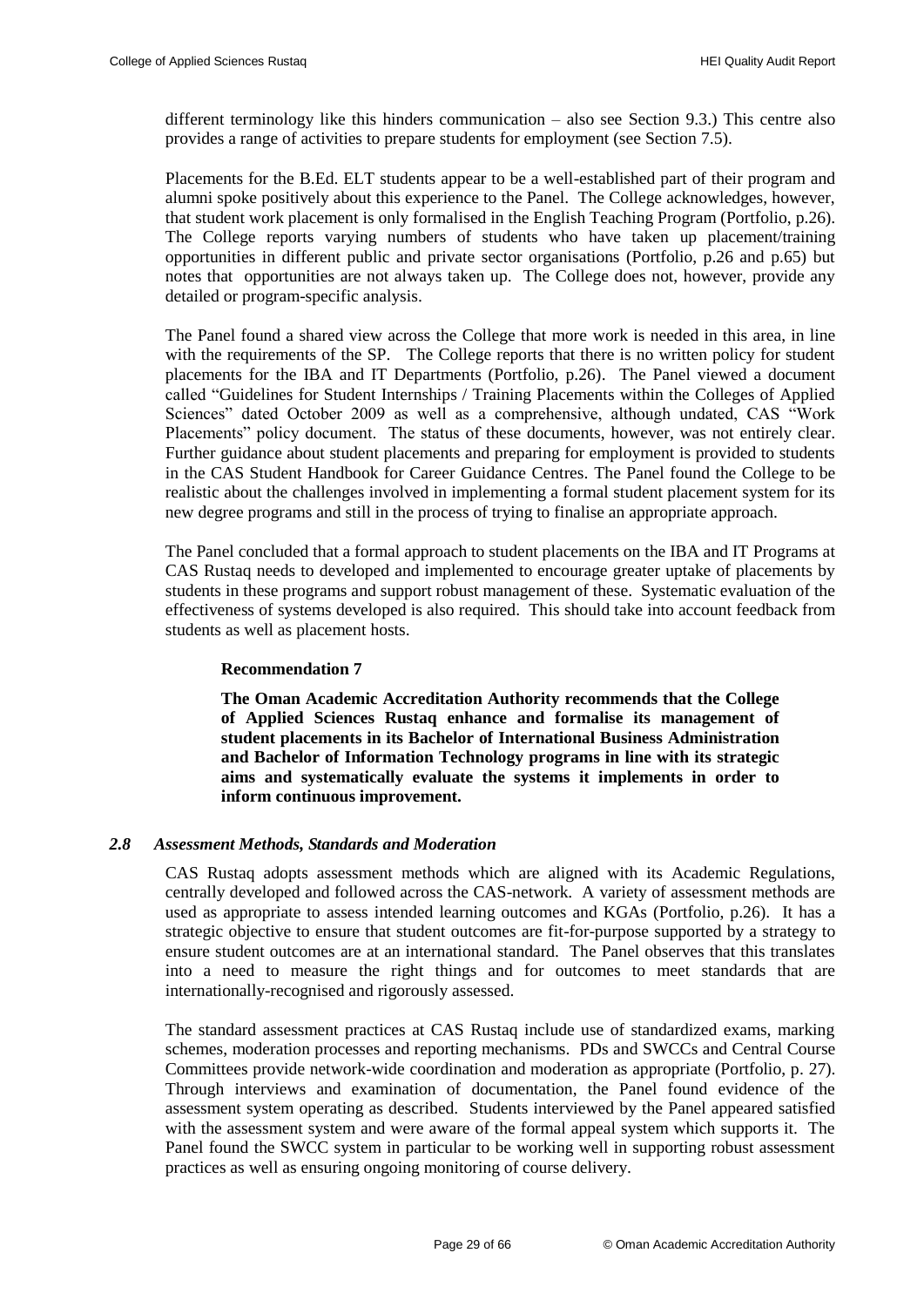different terminology like this hinders communication – also see Section 9.3.) This centre also provides a range of activities to prepare students for employment (see Section 7.5).

Placements for the B.Ed. ELT students appear to be a well-established part of their program and alumni spoke positively about this experience to the Panel. The College acknowledges, however, that student work placement is only formalised in the English Teaching Program (Portfolio, p.26). The College reports varying numbers of students who have taken up placement/training opportunities in different public and private sector organisations (Portfolio, p.26 and p.65) but notes that opportunities are not always taken up. The College does not, however, provide any detailed or program-specific analysis.

The Panel found a shared view across the College that more work is needed in this area, in line with the requirements of the SP. The College reports that there is no written policy for student placements for the IBA and IT Departments (Portfolio, p.26). The Panel viewed a document called "Guidelines for Student Internships / Training Placements within the Colleges of Applied Sciences" dated October 2009 as well as a comprehensive, although undated, CAS "Work Placements" policy document. The status of these documents, however, was not entirely clear. Further guidance about student placements and preparing for employment is provided to students in the CAS Student Handbook for Career Guidance Centres. The Panel found the College to be realistic about the challenges involved in implementing a formal student placement system for its new degree programs and still in the process of trying to finalise an appropriate approach.

The Panel concluded that a formal approach to student placements on the IBA and IT Programs at CAS Rustaq needs to developed and implemented to encourage greater uptake of placements by students in these programs and support robust management of these. Systematic evaluation of the effectiveness of systems developed is also required. This should take into account feedback from students as well as placement hosts.

> **Recommendation 7**
>
> **The Oman Academic Accreditation Authority recommends that the College of Applied Sciences Rustaq enhance and formalise its management of student placements in its Bachelor of International Business Administration and Bachelor of Information Technology programs in line with its strategic aims and systematically evaluate the systems it implements in order to inform continuous improvement.**

### *2.8 Assessment Methods, Standards and Moderation*

CAS Rustaq adopts assessment methods which are aligned with its Academic Regulations, centrally developed and followed across the CAS-network. A variety of assessment methods are used as appropriate to assess intended learning outcomes and KGAs (Portfolio, p.26). It has a strategic objective to ensure that student outcomes are fit-for-purpose supported by a strategy to ensure student outcomes are at an international standard. The Panel observes that this translates into a need to measure the right things and for outcomes to meet standards that are internationally-recognised and rigorously assessed.

The standard assessment practices at CAS Rustaq include use of standardized exams, marking schemes, moderation processes and reporting mechanisms. PDs and SWCCs and Central Course Committees provide network-wide coordination and moderation as appropriate (Portfolio, p. 27). Through interviews and examination of documentation, the Panel found evidence of the assessment system operating as described. Students interviewed by the Panel appeared satisfied with the assessment system and were aware of the formal appeal system which supports it. The Panel found the SWCC system in particular to be working well in supporting robust assessment practices as well as ensuring ongoing monitoring of course delivery.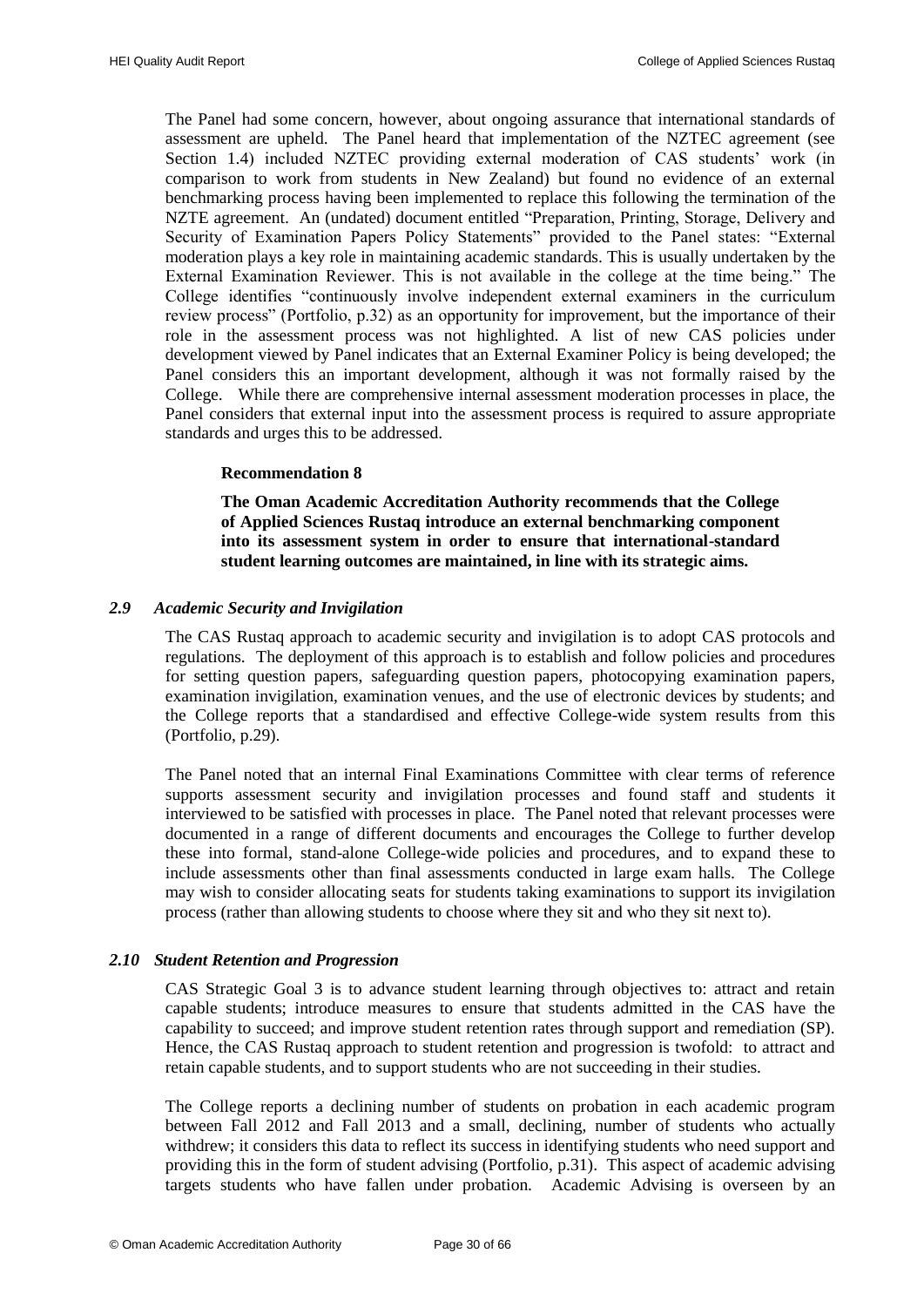The Panel had some concern, however, about ongoing assurance that international standards of assessment are upheld. The Panel heard that implementation of the NZTEC agreement (see Section 1.4) included NZTEC providing external moderation of CAS students' work (in comparison to work from students in New Zealand) but found no evidence of an external benchmarking process having been implemented to replace this following the termination of the NZTE agreement. An (undated) document entitled "Preparation, Printing, Storage, Delivery and Security of Examination Papers Policy Statements" provided to the Panel states: "External moderation plays a key role in maintaining academic standards. This is usually undertaken by the External Examination Reviewer. This is not available in the college at the time being." The College identifies "continuously involve independent external examiners in the curriculum review process" (Portfolio, p.32) as an opportunity for improvement, but the importance of their role in the assessment process was not highlighted. A list of new CAS policies under development viewed by Panel indicates that an External Examiner Policy is being developed; the Panel considers this an important development, although it was not formally raised by the College. While there are comprehensive internal assessment moderation processes in place, the Panel considers that external input into the assessment process is required to assure appropriate standards and urges this to be addressed.

**Recommendation 8**

**The Oman Academic Accreditation Authority recommends that the College of Applied Sciences Rustaq introduce an external benchmarking component into its assessment system in order to ensure that international-standard student learning outcomes are maintained, in line with its strategic aims.**

### *2.9 Academic Security and Invigilation*

The CAS Rustaq approach to academic security and invigilation is to adopt CAS protocols and regulations. The deployment of this approach is to establish and follow policies and procedures for setting question papers, safeguarding question papers, photocopying examination papers, examination invigilation, examination venues, and the use of electronic devices by students; and the College reports that a standardised and effective College-wide system results from this (Portfolio, p.29).

The Panel noted that an internal Final Examinations Committee with clear terms of reference supports assessment security and invigilation processes and found staff and students it interviewed to be satisfied with processes in place. The Panel noted that relevant processes were documented in a range of different documents and encourages the College to further develop these into formal, stand-alone College-wide policies and procedures, and to expand these to include assessments other than final assessments conducted in large exam halls. The College may wish to consider allocating seats for students taking examinations to support its invigilation process (rather than allowing students to choose where they sit and who they sit next to).

### *2.10 Student Retention and Progression*

CAS Strategic Goal 3 is to advance student learning through objectives to: attract and retain capable students; introduce measures to ensure that students admitted in the CAS have the capability to succeed; and improve student retention rates through support and remediation (SP). Hence, the CAS Rustaq approach to student retention and progression is twofold: to attract and retain capable students, and to support students who are not succeeding in their studies.

The College reports a declining number of students on probation in each academic program between Fall 2012 and Fall 2013 and a small, declining, number of students who actually withdrew; it considers this data to reflect its success in identifying students who need support and providing this in the form of student advising (Portfolio, p.31). This aspect of academic advising targets students who have fallen under probation. Academic Advising is overseen by an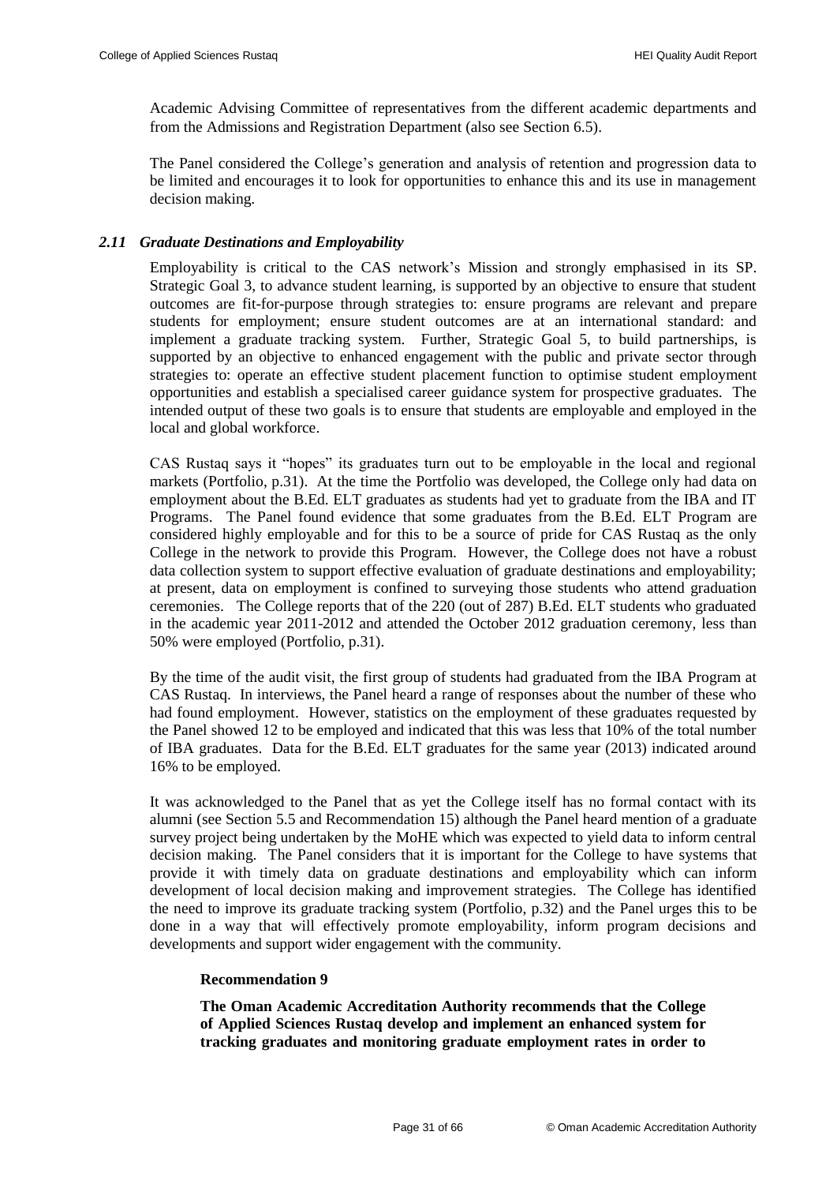Academic Advising Committee of representatives from the different academic departments and from the Admissions and Registration Department (also see Section 6.5).

The Panel considered the College's generation and analysis of retention and progression data to be limited and encourages it to look for opportunities to enhance this and its use in management decision making.

### *2.11 Graduate Destinations and Employability*

Employability is critical to the CAS network's Mission and strongly emphasised in its SP. Strategic Goal 3, to advance student learning, is supported by an objective to ensure that student outcomes are fit-for-purpose through strategies to: ensure programs are relevant and prepare students for employment; ensure student outcomes are at an international standard: and implement a graduate tracking system. Further, Strategic Goal 5, to build partnerships, is supported by an objective to enhanced engagement with the public and private sector through strategies to: operate an effective student placement function to optimise student employment opportunities and establish a specialised career guidance system for prospective graduates. The intended output of these two goals is to ensure that students are employable and employed in the local and global workforce.

CAS Rustaq says it "hopes" its graduates turn out to be employable in the local and regional markets (Portfolio, p.31). At the time the Portfolio was developed, the College only had data on employment about the B.Ed. ELT graduates as students had yet to graduate from the IBA and IT Programs. The Panel found evidence that some graduates from the B.Ed. ELT Program are considered highly employable and for this to be a source of pride for CAS Rustaq as the only College in the network to provide this Program. However, the College does not have a robust data collection system to support effective evaluation of graduate destinations and employability; at present, data on employment is confined to surveying those students who attend graduation ceremonies. The College reports that of the 220 (out of 287) B.Ed. ELT students who graduated in the academic year 2011-2012 and attended the October 2012 graduation ceremony, less than 50% were employed (Portfolio, p.31).

By the time of the audit visit, the first group of students had graduated from the IBA Program at CAS Rustaq. In interviews, the Panel heard a range of responses about the number of these who had found employment. However, statistics on the employment of these graduates requested by the Panel showed 12 to be employed and indicated that this was less that 10% of the total number of IBA graduates. Data for the B.Ed. ELT graduates for the same year (2013) indicated around 16% to be employed.

It was acknowledged to the Panel that as yet the College itself has no formal contact with its alumni (see Section 5.5 and Recommendation 15) although the Panel heard mention of a graduate survey project being undertaken by the MoHE which was expected to yield data to inform central decision making. The Panel considers that it is important for the College to have systems that provide it with timely data on graduate destinations and employability which can inform development of local decision making and improvement strategies. The College has identified the need to improve its graduate tracking system (Portfolio, p.32) and the Panel urges this to be done in a way that will effectively promote employability, inform program decisions and developments and support wider engagement with the community.

**Recommendation 9**

**The Oman Academic Accreditation Authority recommends that the College of Applied Sciences Rustaq develop and implement an enhanced system for tracking graduates and monitoring graduate employment rates in order to**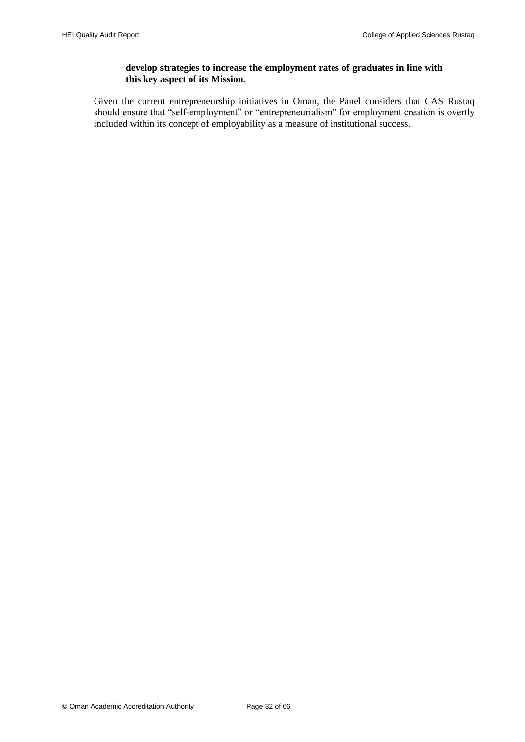**develop strategies to increase the employment rates of graduates in line with this key aspect of its Mission.**

Given the current entrepreneurship initiatives in Oman, the Panel considers that CAS Rustaq should ensure that "self-employment" or "entrepreneurialism" for employment creation is overtly included within its concept of employability as a measure of institutional success.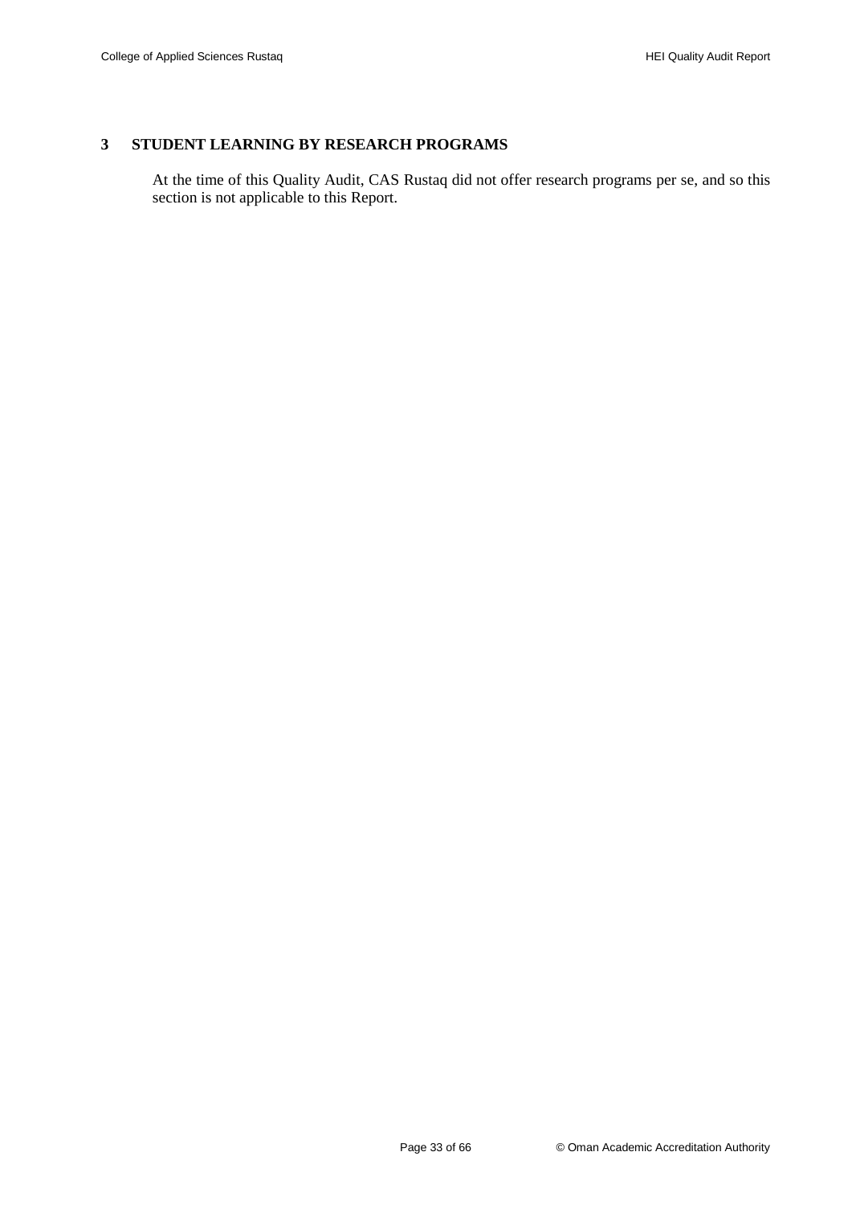# 3 STUDENT LEARNING BY RESEARCH PROGRAMS

At the time of this Quality Audit, CAS Rustaq did not offer research programs per se, and so this section is not applicable to this Report.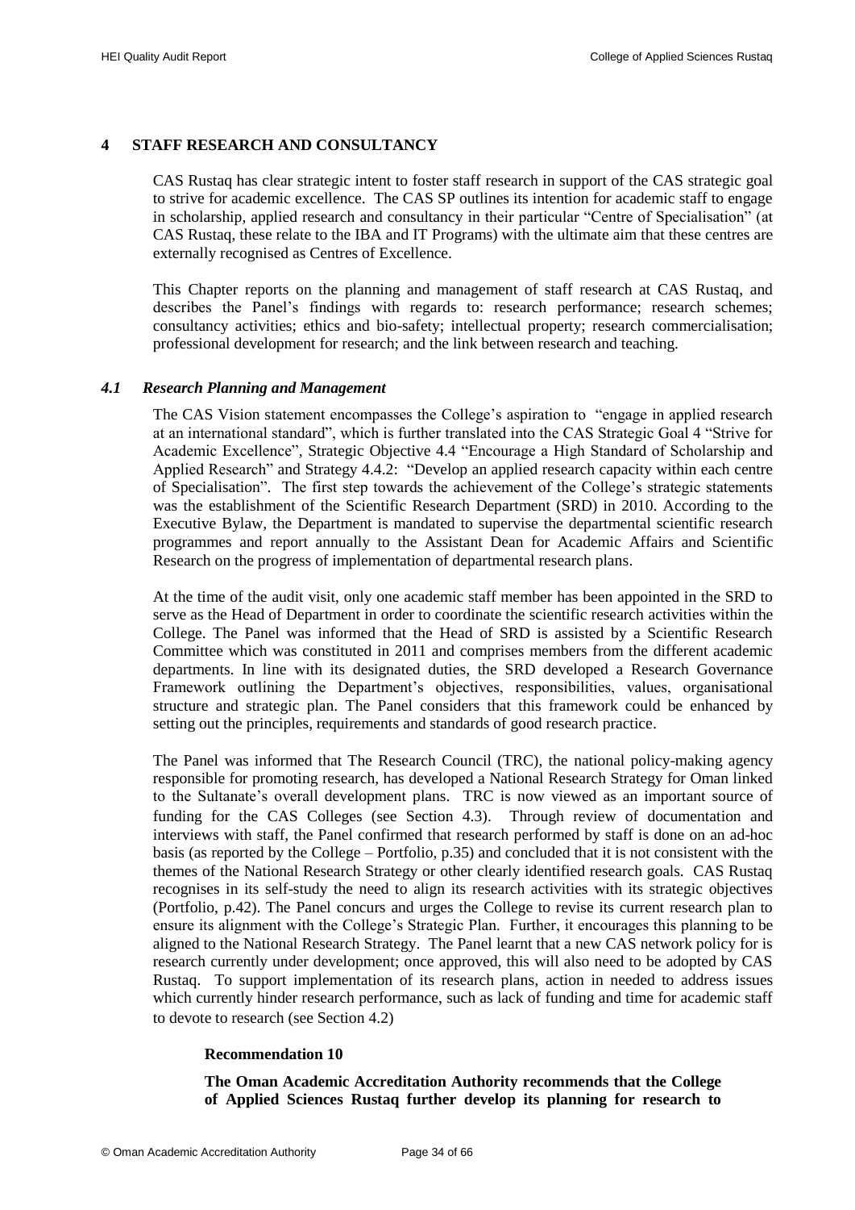# 4 STAFF RESEARCH AND CONSULTANCY

CAS Rustaq has clear strategic intent to foster staff research in support of the CAS strategic goal to strive for academic excellence. The CAS SP outlines its intention for academic staff to engage in scholarship, applied research and consultancy in their particular "Centre of Specialisation" (at CAS Rustaq, these relate to the IBA and IT Programs) with the ultimate aim that these centres are externally recognised as Centres of Excellence.

This Chapter reports on the planning and management of staff research at CAS Rustaq, and describes the Panel's findings with regards to: research performance; research schemes; consultancy activities; ethics and bio-safety; intellectual property; research commercialisation; professional development for research; and the link between research and teaching.

## *4.1 Research Planning and Management*

The CAS Vision statement encompasses the College's aspiration to "engage in applied research at an international standard", which is further translated into the CAS Strategic Goal 4 "Strive for Academic Excellence", Strategic Objective 4.4 "Encourage a High Standard of Scholarship and Applied Research" and Strategy 4.4.2: "Develop an applied research capacity within each centre of Specialisation". The first step towards the achievement of the College's strategic statements was the establishment of the Scientific Research Department (SRD) in 2010. According to the Executive Bylaw, the Department is mandated to supervise the departmental scientific research programmes and report annually to the Assistant Dean for Academic Affairs and Scientific Research on the progress of implementation of departmental research plans.

At the time of the audit visit, only one academic staff member has been appointed in the SRD to serve as the Head of Department in order to coordinate the scientific research activities within the College. The Panel was informed that the Head of SRD is assisted by a Scientific Research Committee which was constituted in 2011 and comprises members from the different academic departments. In line with its designated duties, the SRD developed a Research Governance Framework outlining the Department's objectives, responsibilities, values, organisational structure and strategic plan. The Panel considers that this framework could be enhanced by setting out the principles, requirements and standards of good research practice.

The Panel was informed that The Research Council (TRC), the national policy-making agency responsible for promoting research, has developed a National Research Strategy for Oman linked to the Sultanate's overall development plans. TRC is now viewed as an important source of funding for the CAS Colleges (see Section 4.3). Through review of documentation and interviews with staff, the Panel confirmed that research performed by staff is done on an ad-hoc basis (as reported by the College – Portfolio, p.35) and concluded that it is not consistent with the themes of the National Research Strategy or other clearly identified research goals. CAS Rustaq recognises in its self-study the need to align its research activities with its strategic objectives (Portfolio, p.42). The Panel concurs and urges the College to revise its current research plan to ensure its alignment with the College's Strategic Plan. Further, it encourages this planning to be aligned to the National Research Strategy. The Panel learnt that a new CAS network policy for is research currently under development; once approved, this will also need to be adopted by CAS Rustaq. To support implementation of its research plans, action in needed to address issues which currently hinder research performance, such as lack of funding and time for academic staff to devote to research (see Section 4.2)

**Recommendation 10**

**The Oman Academic Accreditation Authority recommends that the College of Applied Sciences Rustaq further develop its planning for research to**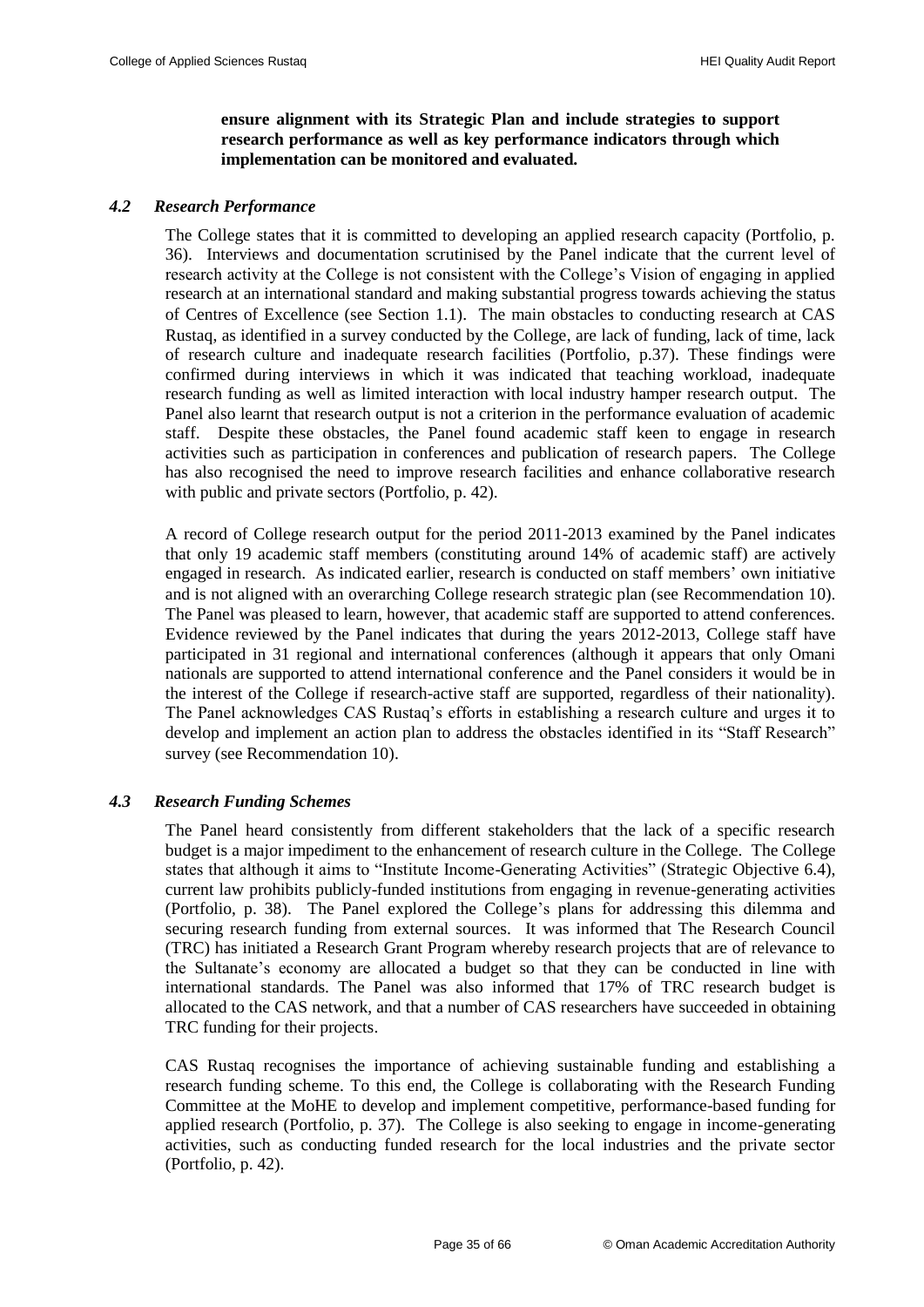**ensure alignment with its Strategic Plan and include strategies to support research performance as well as key performance indicators through which implementation can be monitored and evaluated.**

### *4.2 Research Performance*

The College states that it is committed to developing an applied research capacity (Portfolio, p. 36). Interviews and documentation scrutinised by the Panel indicate that the current level of research activity at the College is not consistent with the College's Vision of engaging in applied research at an international standard and making substantial progress towards achieving the status of Centres of Excellence (see Section 1.1). The main obstacles to conducting research at CAS Rustaq, as identified in a survey conducted by the College, are lack of funding, lack of time, lack of research culture and inadequate research facilities (Portfolio, p.37). These findings were confirmed during interviews in which it was indicated that teaching workload, inadequate research funding as well as limited interaction with local industry hamper research output. The Panel also learnt that research output is not a criterion in the performance evaluation of academic staff. Despite these obstacles, the Panel found academic staff keen to engage in research activities such as participation in conferences and publication of research papers. The College has also recognised the need to improve research facilities and enhance collaborative research with public and private sectors (Portfolio, p. 42).

A record of College research output for the period 2011-2013 examined by the Panel indicates that only 19 academic staff members (constituting around 14% of academic staff) are actively engaged in research. As indicated earlier, research is conducted on staff members' own initiative and is not aligned with an overarching College research strategic plan (see Recommendation 10). The Panel was pleased to learn, however, that academic staff are supported to attend conferences. Evidence reviewed by the Panel indicates that during the years 2012-2013, College staff have participated in 31 regional and international conferences (although it appears that only Omani nationals are supported to attend international conference and the Panel considers it would be in the interest of the College if research-active staff are supported, regardless of their nationality). The Panel acknowledges CAS Rustaq's efforts in establishing a research culture and urges it to develop and implement an action plan to address the obstacles identified in its "Staff Research" survey (see Recommendation 10).

### *4.3 Research Funding Schemes*

The Panel heard consistently from different stakeholders that the lack of a specific research budget is a major impediment to the enhancement of research culture in the College. The College states that although it aims to "Institute Income-Generating Activities" (Strategic Objective 6.4), current law prohibits publicly-funded institutions from engaging in revenue-generating activities (Portfolio, p. 38). The Panel explored the College's plans for addressing this dilemma and securing research funding from external sources. It was informed that The Research Council (TRC) has initiated a Research Grant Program whereby research projects that are of relevance to the Sultanate's economy are allocated a budget so that they can be conducted in line with international standards. The Panel was also informed that 17% of TRC research budget is allocated to the CAS network, and that a number of CAS researchers have succeeded in obtaining TRC funding for their projects.

CAS Rustaq recognises the importance of achieving sustainable funding and establishing a research funding scheme. To this end, the College is collaborating with the Research Funding Committee at the MoHE to develop and implement competitive, performance-based funding for applied research (Portfolio, p. 37). The College is also seeking to engage in income-generating activities, such as conducting funded research for the local industries and the private sector (Portfolio, p. 42).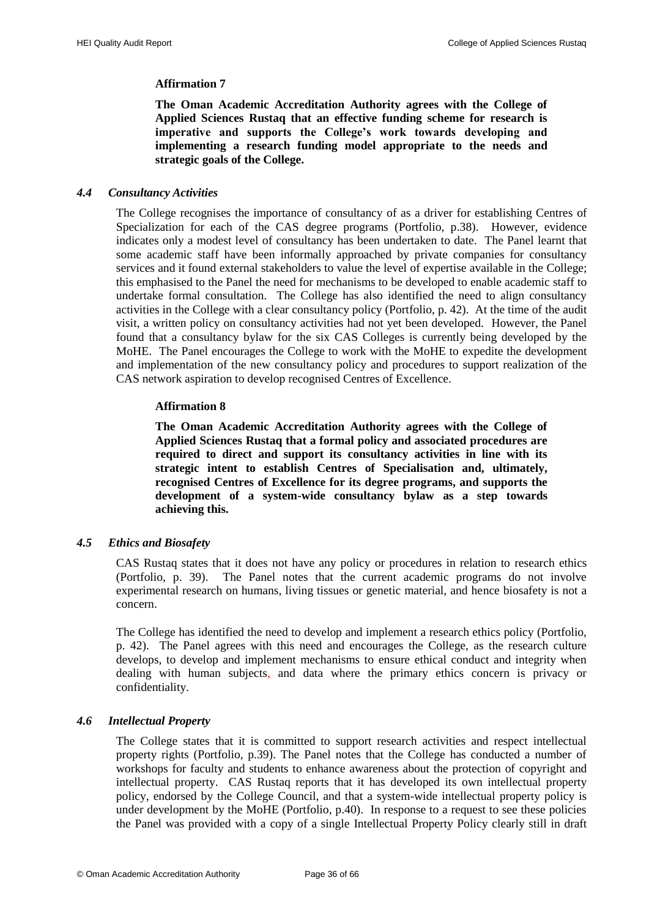**Affirmation 7**

**The Oman Academic Accreditation Authority agrees with the College of Applied Sciences Rustaq that an effective funding scheme for research is imperative and supports the College's work towards developing and implementing a research funding model appropriate to the needs and strategic goals of the College.**

### *4.4 Consultancy Activities*

The College recognises the importance of consultancy of as a driver for establishing Centres of Specialization for each of the CAS degree programs (Portfolio, p.38). However, evidence indicates only a modest level of consultancy has been undertaken to date. The Panel learnt that some academic staff have been informally approached by private companies for consultancy services and it found external stakeholders to value the level of expertise available in the College; this emphasised to the Panel the need for mechanisms to be developed to enable academic staff to undertake formal consultation. The College has also identified the need to align consultancy activities in the College with a clear consultancy policy (Portfolio, p. 42). At the time of the audit visit, a written policy on consultancy activities had not yet been developed. However, the Panel found that a consultancy bylaw for the six CAS Colleges is currently being developed by the MoHE. The Panel encourages the College to work with the MoHE to expedite the development and implementation of the new consultancy policy and procedures to support realization of the CAS network aspiration to develop recognised Centres of Excellence.

**Affirmation 8**

**The Oman Academic Accreditation Authority agrees with the College of Applied Sciences Rustaq that a formal policy and associated procedures are required to direct and support its consultancy activities in line with its strategic intent to establish Centres of Specialisation and, ultimately, recognised Centres of Excellence for its degree programs, and supports the development of a system-wide consultancy bylaw as a step towards achieving this.**

### *4.5 Ethics and Biosafety*

CAS Rustaq states that it does not have any policy or procedures in relation to research ethics (Portfolio, p. 39). The Panel notes that the current academic programs do not involve experimental research on humans, living tissues or genetic material, and hence biosafety is not a concern.

The College has identified the need to develop and implement a research ethics policy (Portfolio, p. 42). The Panel agrees with this need and encourages the College, as the research culture develops, to develop and implement mechanisms to ensure ethical conduct and integrity when dealing with human subjects, and data where the primary ethics concern is privacy or confidentiality.

### *4.6 Intellectual Property*

The College states that it is committed to support research activities and respect intellectual property rights (Portfolio, p.39). The Panel notes that the College has conducted a number of workshops for faculty and students to enhance awareness about the protection of copyright and intellectual property. CAS Rustaq reports that it has developed its own intellectual property policy, endorsed by the College Council, and that a system-wide intellectual property policy is under development by the MoHE (Portfolio, p.40). In response to a request to see these policies the Panel was provided with a copy of a single Intellectual Property Policy clearly still in draft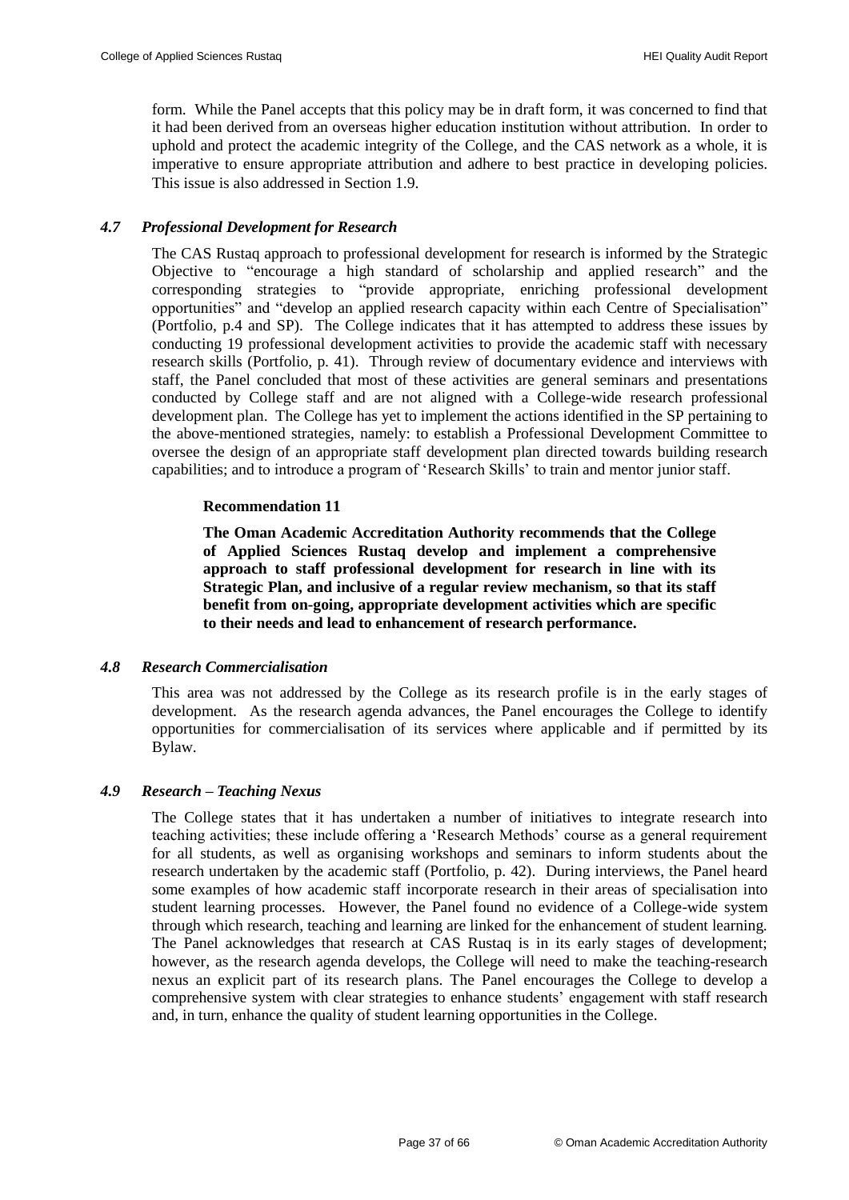form. While the Panel accepts that this policy may be in draft form, it was concerned to find that it had been derived from an overseas higher education institution without attribution. In order to uphold and protect the academic integrity of the College, and the CAS network as a whole, it is imperative to ensure appropriate attribution and adhere to best practice in developing policies. This issue is also addressed in Section 1.9.

### *4.7 Professional Development for Research*

The CAS Rustaq approach to professional development for research is informed by the Strategic Objective to "encourage a high standard of scholarship and applied research" and the corresponding strategies to "provide appropriate, enriching professional development opportunities" and "develop an applied research capacity within each Centre of Specialisation" (Portfolio, p.4 and SP). The College indicates that it has attempted to address these issues by conducting 19 professional development activities to provide the academic staff with necessary research skills (Portfolio, p. 41). Through review of documentary evidence and interviews with staff, the Panel concluded that most of these activities are general seminars and presentations conducted by College staff and are not aligned with a College-wide research professional development plan. The College has yet to implement the actions identified in the SP pertaining to the above-mentioned strategies, namely: to establish a Professional Development Committee to oversee the design of an appropriate staff development plan directed towards building research capabilities; and to introduce a program of 'Research Skills' to train and mentor junior staff.

**Recommendation 11**

**The Oman Academic Accreditation Authority recommends that the College of Applied Sciences Rustaq develop and implement a comprehensive approach to staff professional development for research in line with its Strategic Plan, and inclusive of a regular review mechanism, so that its staff benefit from on-going, appropriate development activities which are specific to their needs and lead to enhancement of research performance.**

### *4.8 Research Commercialisation*

This area was not addressed by the College as its research profile is in the early stages of development. As the research agenda advances, the Panel encourages the College to identify opportunities for commercialisation of its services where applicable and if permitted by its Bylaw.

### *4.9 Research – Teaching Nexus*

The College states that it has undertaken a number of initiatives to integrate research into teaching activities; these include offering a 'Research Methods' course as a general requirement for all students, as well as organising workshops and seminars to inform students about the research undertaken by the academic staff (Portfolio, p. 42). During interviews, the Panel heard some examples of how academic staff incorporate research in their areas of specialisation into student learning processes. However, the Panel found no evidence of a College-wide system through which research, teaching and learning are linked for the enhancement of student learning. The Panel acknowledges that research at CAS Rustaq is in its early stages of development; however, as the research agenda develops, the College will need to make the teaching-research nexus an explicit part of its research plans. The Panel encourages the College to develop a comprehensive system with clear strategies to enhance students' engagement with staff research and, in turn, enhance the quality of student learning opportunities in the College.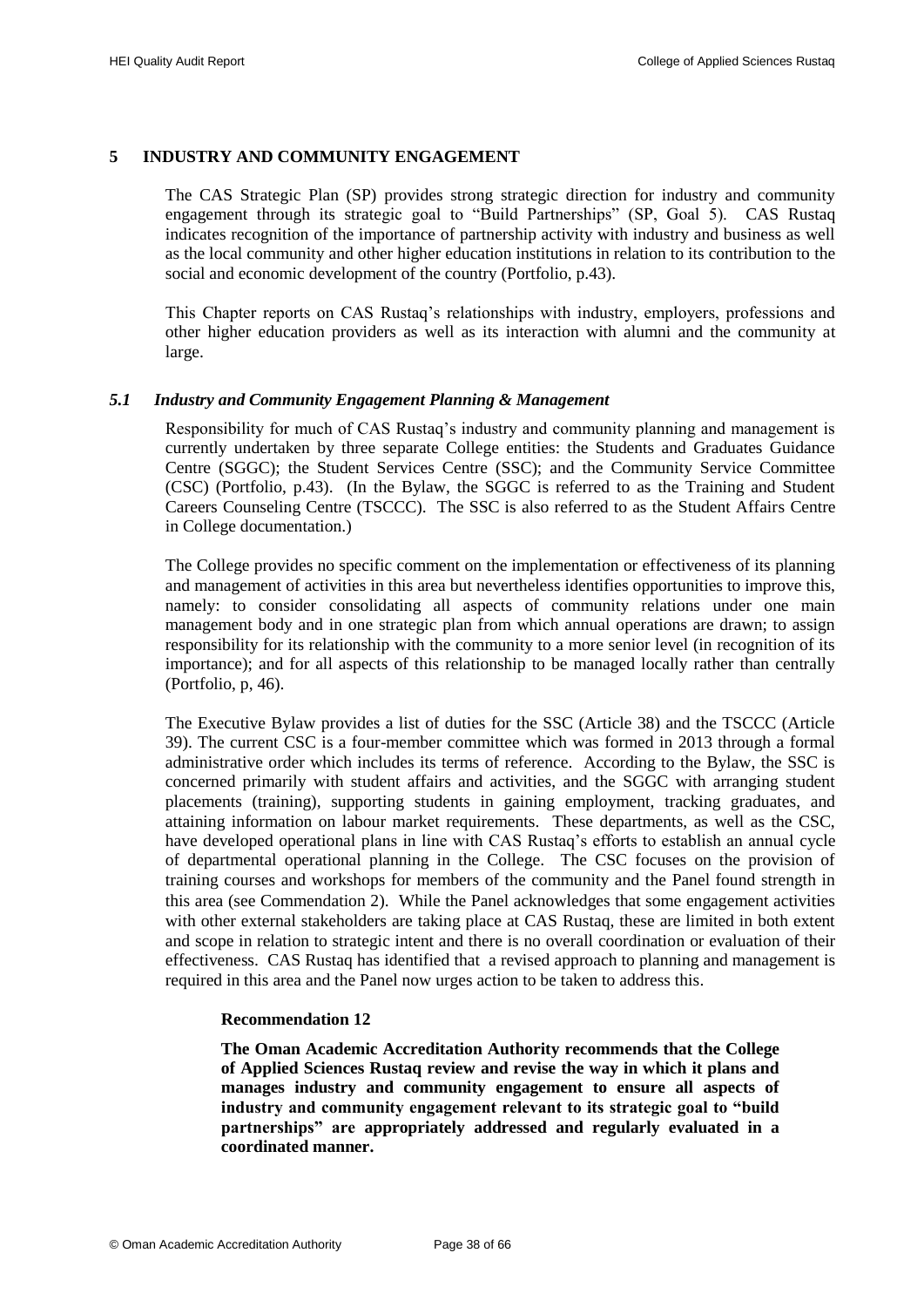## 5 INDUSTRY AND COMMUNITY ENGAGEMENT

The CAS Strategic Plan (SP) provides strong strategic direction for industry and community engagement through its strategic goal to "Build Partnerships" (SP, Goal 5). CAS Rustaq indicates recognition of the importance of partnership activity with industry and business as well as the local community and other higher education institutions in relation to its contribution to the social and economic development of the country (Portfolio, p.43).

This Chapter reports on CAS Rustaq's relationships with industry, employers, professions and other higher education providers as well as its interaction with alumni and the community at large.

### *5.1 Industry and Community Engagement Planning & Management*

Responsibility for much of CAS Rustaq's industry and community planning and management is currently undertaken by three separate College entities: the Students and Graduates Guidance Centre (SGGC); the Student Services Centre (SSC); and the Community Service Committee (CSC) (Portfolio, p.43). (In the Bylaw, the SGGC is referred to as the Training and Student Careers Counseling Centre (TSCCC). The SSC is also referred to as the Student Affairs Centre in College documentation.)

The College provides no specific comment on the implementation or effectiveness of its planning and management of activities in this area but nevertheless identifies opportunities to improve this, namely: to consider consolidating all aspects of community relations under one main management body and in one strategic plan from which annual operations are drawn; to assign responsibility for its relationship with the community to a more senior level (in recognition of its importance); and for all aspects of this relationship to be managed locally rather than centrally (Portfolio, p, 46).

The Executive Bylaw provides a list of duties for the SSC (Article 38) and the TSCCC (Article 39). The current CSC is a four-member committee which was formed in 2013 through a formal administrative order which includes its terms of reference. According to the Bylaw, the SSC is concerned primarily with student affairs and activities, and the SGGC with arranging student placements (training), supporting students in gaining employment, tracking graduates, and attaining information on labour market requirements. These departments, as well as the CSC, have developed operational plans in line with CAS Rustaq's efforts to establish an annual cycle of departmental operational planning in the College. The CSC focuses on the provision of training courses and workshops for members of the community and the Panel found strength in this area (see Commendation 2). While the Panel acknowledges that some engagement activities with other external stakeholders are taking place at CAS Rustaq, these are limited in both extent and scope in relation to strategic intent and there is no overall coordination or evaluation of their effectiveness. CAS Rustaq has identified that a revised approach to planning and management is required in this area and the Panel now urges action to be taken to address this.

**Recommendation 12**

**The Oman Academic Accreditation Authority recommends that the College of Applied Sciences Rustaq review and revise the way in which it plans and manages industry and community engagement to ensure all aspects of industry and community engagement relevant to its strategic goal to "build partnerships" are appropriately addressed and regularly evaluated in a coordinated manner.**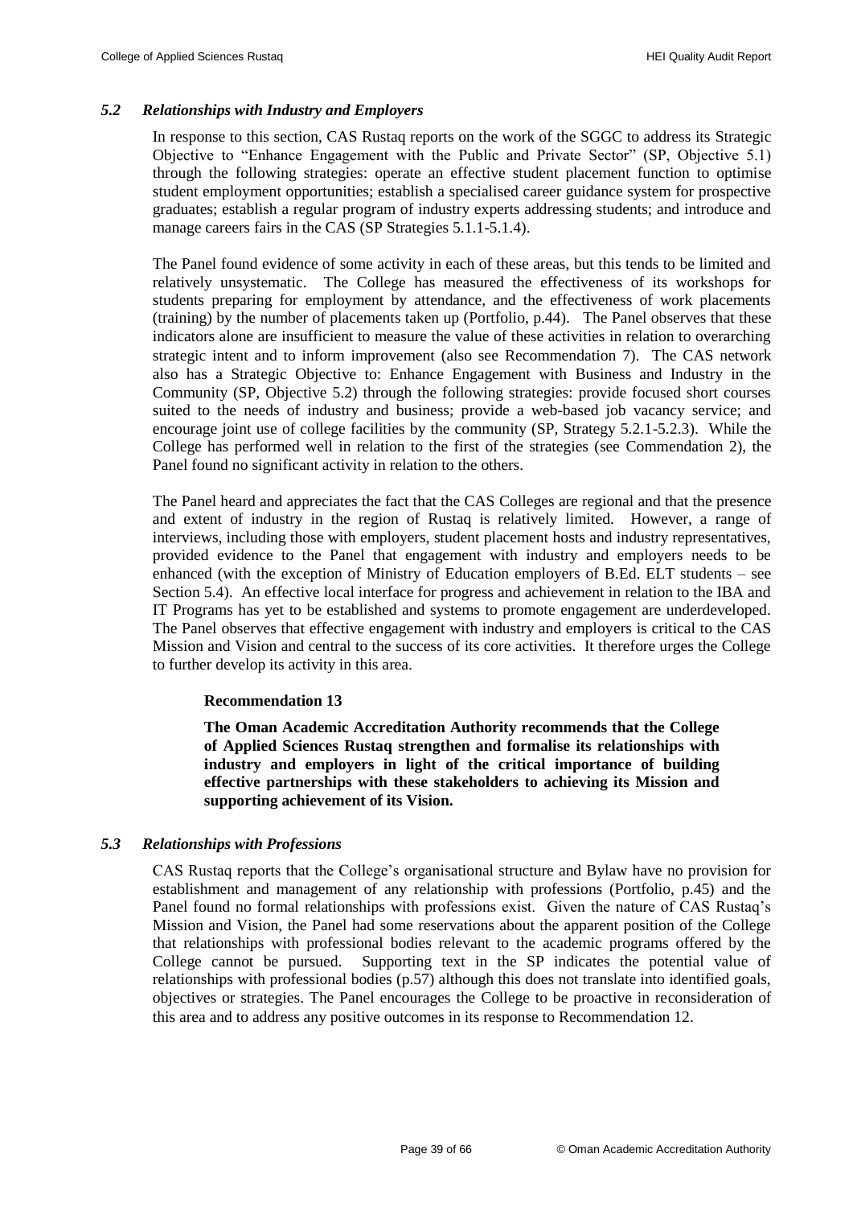### *5.2 Relationships with Industry and Employers*

In response to this section, CAS Rustaq reports on the work of the SGGC to address its Strategic Objective to "Enhance Engagement with the Public and Private Sector" (SP, Objective 5.1) through the following strategies: operate an effective student placement function to optimise student employment opportunities; establish a specialised career guidance system for prospective graduates; establish a regular program of industry experts addressing students; and introduce and manage careers fairs in the CAS (SP Strategies 5.1.1-5.1.4).

The Panel found evidence of some activity in each of these areas, but this tends to be limited and relatively unsystematic. The College has measured the effectiveness of its workshops for students preparing for employment by attendance, and the effectiveness of work placements (training) by the number of placements taken up (Portfolio, p.44). The Panel observes that these indicators alone are insufficient to measure the value of these activities in relation to overarching strategic intent and to inform improvement (also see Recommendation 7). The CAS network also has a Strategic Objective to: Enhance Engagement with Business and Industry in the Community (SP, Objective 5.2) through the following strategies: provide focused short courses suited to the needs of industry and business; provide a web-based job vacancy service; and encourage joint use of college facilities by the community (SP, Strategy 5.2.1-5.2.3). While the College has performed well in relation to the first of the strategies (see Commendation 2), the Panel found no significant activity in relation to the others.

The Panel heard and appreciates the fact that the CAS Colleges are regional and that the presence and extent of industry in the region of Rustaq is relatively limited. However, a range of interviews, including those with employers, student placement hosts and industry representatives, provided evidence to the Panel that engagement with industry and employers needs to be enhanced (with the exception of Ministry of Education employers of B.Ed. ELT students – see Section 5.4). An effective local interface for progress and achievement in relation to the IBA and IT Programs has yet to be established and systems to promote engagement are underdeveloped. The Panel observes that effective engagement with industry and employers is critical to the CAS Mission and Vision and central to the success of its core activities. It therefore urges the College to further develop its activity in this area.

**Recommendation 13**

**The Oman Academic Accreditation Authority recommends that the College of Applied Sciences Rustaq strengthen and formalise its relationships with industry and employers in light of the critical importance of building effective partnerships with these stakeholders to achieving its Mission and supporting achievement of its Vision.**

### *5.3 Relationships with Professions*

CAS Rustaq reports that the College's organisational structure and Bylaw have no provision for establishment and management of any relationship with professions (Portfolio, p.45) and the Panel found no formal relationships with professions exist. Given the nature of CAS Rustaq's Mission and Vision, the Panel had some reservations about the apparent position of the College that relationships with professional bodies relevant to the academic programs offered by the College cannot be pursued. Supporting text in the SP indicates the potential value of relationships with professional bodies (p.57) although this does not translate into identified goals, objectives or strategies. The Panel encourages the College to be proactive in reconsideration of this area and to address any positive outcomes in its response to Recommendation 12.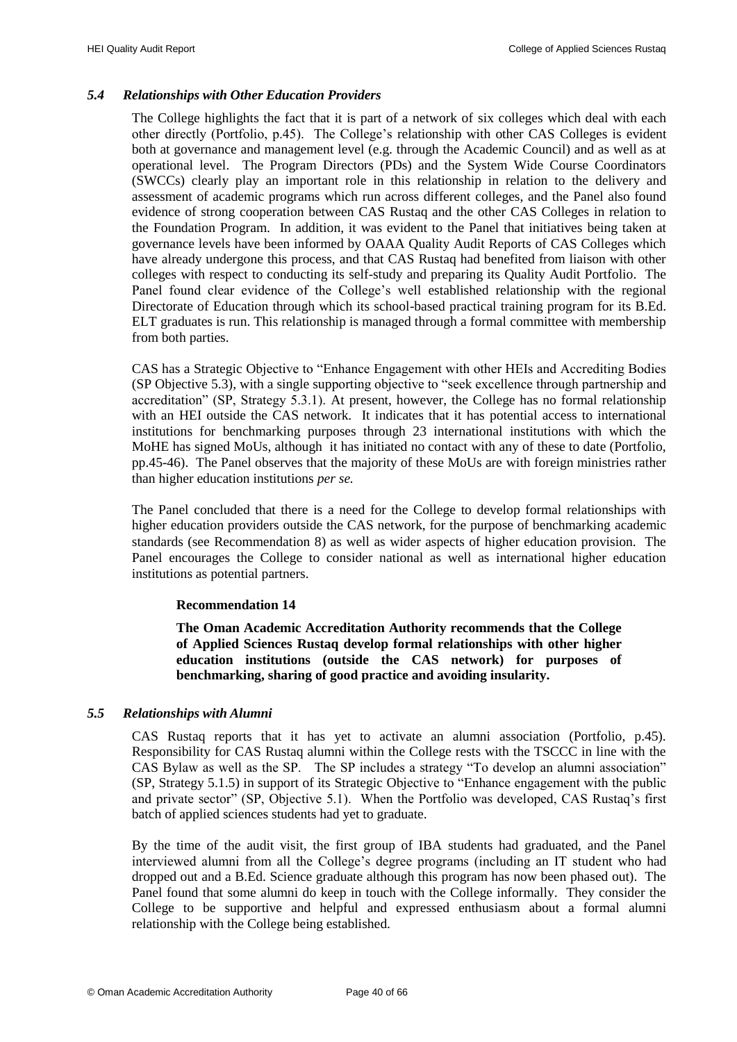### *5.4 Relationships with Other Education Providers*

The College highlights the fact that it is part of a network of six colleges which deal with each other directly (Portfolio, p.45). The College's relationship with other CAS Colleges is evident both at governance and management level (e.g. through the Academic Council) and as well as at operational level. The Program Directors (PDs) and the System Wide Course Coordinators (SWCCs) clearly play an important role in this relationship in relation to the delivery and assessment of academic programs which run across different colleges, and the Panel also found evidence of strong cooperation between CAS Rustaq and the other CAS Colleges in relation to the Foundation Program. In addition, it was evident to the Panel that initiatives being taken at governance levels have been informed by OAAA Quality Audit Reports of CAS Colleges which have already undergone this process, and that CAS Rustaq had benefited from liaison with other colleges with respect to conducting its self-study and preparing its Quality Audit Portfolio. The Panel found clear evidence of the College's well established relationship with the regional Directorate of Education through which its school-based practical training program for its B.Ed. ELT graduates is run. This relationship is managed through a formal committee with membership from both parties.

CAS has a Strategic Objective to "Enhance Engagement with other HEIs and Accrediting Bodies (SP Objective 5.3), with a single supporting objective to "seek excellence through partnership and accreditation" (SP, Strategy 5.3.1). At present, however, the College has no formal relationship with an HEI outside the CAS network. It indicates that it has potential access to international institutions for benchmarking purposes through 23 international institutions with which the MoHE has signed MoUs, although it has initiated no contact with any of these to date (Portfolio, pp.45-46). The Panel observes that the majority of these MoUs are with foreign ministries rather than higher education institutions *per se.*

The Panel concluded that there is a need for the College to develop formal relationships with higher education providers outside the CAS network, for the purpose of benchmarking academic standards (see Recommendation 8) as well as wider aspects of higher education provision. The Panel encourages the College to consider national as well as international higher education institutions as potential partners.

**Recommendation 14**

**The Oman Academic Accreditation Authority recommends that the College of Applied Sciences Rustaq develop formal relationships with other higher education institutions (outside the CAS network) for purposes of benchmarking, sharing of good practice and avoiding insularity.**

### *5.5 Relationships with Alumni*

CAS Rustaq reports that it has yet to activate an alumni association (Portfolio, p.45). Responsibility for CAS Rustaq alumni within the College rests with the TSCCC in line with the CAS Bylaw as well as the SP. The SP includes a strategy "To develop an alumni association" (SP, Strategy 5.1.5) in support of its Strategic Objective to "Enhance engagement with the public and private sector" (SP, Objective 5.1). When the Portfolio was developed, CAS Rustaq's first batch of applied sciences students had yet to graduate.

By the time of the audit visit, the first group of IBA students had graduated, and the Panel interviewed alumni from all the College's degree programs (including an IT student who had dropped out and a B.Ed. Science graduate although this program has now been phased out). The Panel found that some alumni do keep in touch with the College informally. They consider the College to be supportive and helpful and expressed enthusiasm about a formal alumni relationship with the College being established.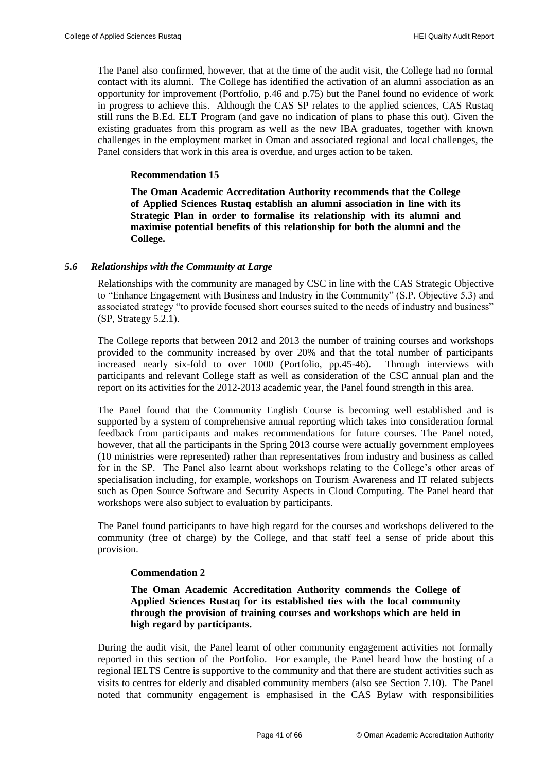The Panel also confirmed, however, that at the time of the audit visit, the College had no formal contact with its alumni. The College has identified the activation of an alumni association as an opportunity for improvement (Portfolio, p.46 and p.75) but the Panel found no evidence of work in progress to achieve this. Although the CAS SP relates to the applied sciences, CAS Rustaq still runs the B.Ed. ELT Program (and gave no indication of plans to phase this out). Given the existing graduates from this program as well as the new IBA graduates, together with known challenges in the employment market in Oman and associated regional and local challenges, the Panel considers that work in this area is overdue, and urges action to be taken.

**Recommendation 15**

**The Oman Academic Accreditation Authority recommends that the College of Applied Sciences Rustaq establish an alumni association in line with its Strategic Plan in order to formalise its relationship with its alumni and maximise potential benefits of this relationship for both the alumni and the College.**

### *5.6 Relationships with the Community at Large*

Relationships with the community are managed by CSC in line with the CAS Strategic Objective to "Enhance Engagement with Business and Industry in the Community" (S.P. Objective 5.3) and associated strategy "to provide focused short courses suited to the needs of industry and business" (SP, Strategy 5.2.1).

The College reports that between 2012 and 2013 the number of training courses and workshops provided to the community increased by over 20% and that the total number of participants increased nearly six-fold to over 1000 (Portfolio, pp.45-46). Through interviews with participants and relevant College staff as well as consideration of the CSC annual plan and the report on its activities for the 2012-2013 academic year, the Panel found strength in this area.

The Panel found that the Community English Course is becoming well established and is supported by a system of comprehensive annual reporting which takes into consideration formal feedback from participants and makes recommendations for future courses. The Panel noted, however, that all the participants in the Spring 2013 course were actually government employees (10 ministries were represented) rather than representatives from industry and business as called for in the SP. The Panel also learnt about workshops relating to the College's other areas of specialisation including, for example, workshops on Tourism Awareness and IT related subjects such as Open Source Software and Security Aspects in Cloud Computing. The Panel heard that workshops were also subject to evaluation by participants.

The Panel found participants to have high regard for the courses and workshops delivered to the community (free of charge) by the College, and that staff feel a sense of pride about this provision.

**Commendation 2**

**The Oman Academic Accreditation Authority commends the College of Applied Sciences Rustaq for its established ties with the local community through the provision of training courses and workshops which are held in high regard by participants.**

During the audit visit, the Panel learnt of other community engagement activities not formally reported in this section of the Portfolio. For example, the Panel heard how the hosting of a regional IELTS Centre is supportive to the community and that there are student activities such as visits to centres for elderly and disabled community members (also see Section 7.10). The Panel noted that community engagement is emphasised in the CAS Bylaw with responsibilities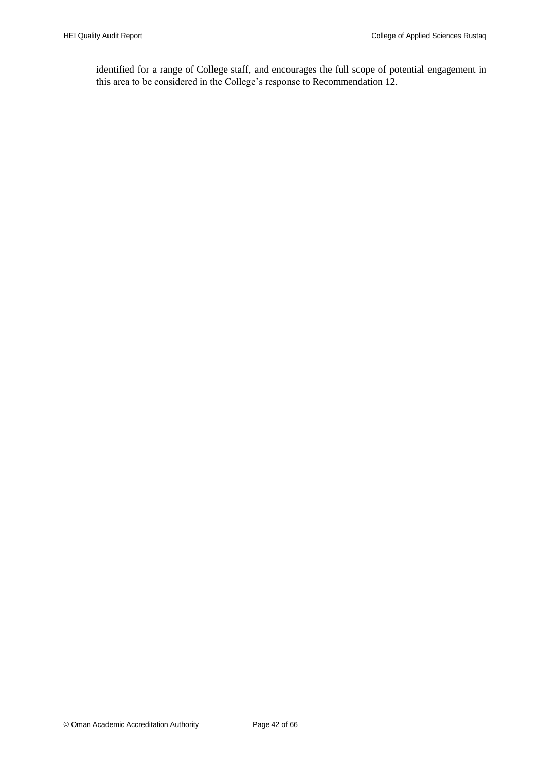identified for a range of College staff, and encourages the full scope of potential engagement in this area to be considered in the College's response to Recommendation 12.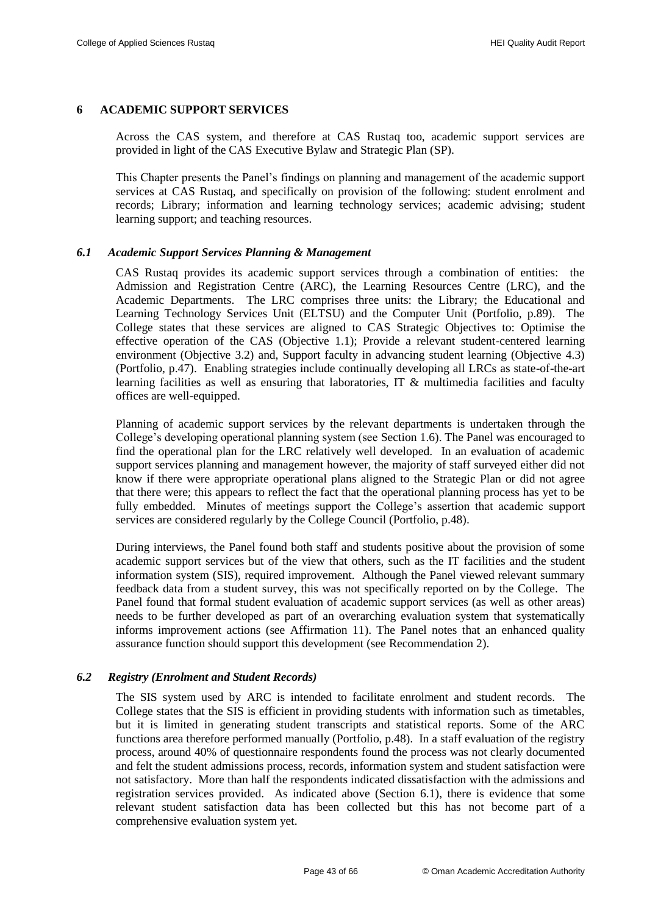## 6 ACADEMIC SUPPORT SERVICES

Across the CAS system, and therefore at CAS Rustaq too, academic support services are provided in light of the CAS Executive Bylaw and Strategic Plan (SP).

This Chapter presents the Panel's findings on planning and management of the academic support services at CAS Rustaq, and specifically on provision of the following: student enrolment and records; Library; information and learning technology services; academic advising; student learning support; and teaching resources.

### *6.1 Academic Support Services Planning & Management*

CAS Rustaq provides its academic support services through a combination of entities: the Admission and Registration Centre (ARC), the Learning Resources Centre (LRC), and the Academic Departments. The LRC comprises three units: the Library; the Educational and Learning Technology Services Unit (ELTSU) and the Computer Unit (Portfolio, p.89). The College states that these services are aligned to CAS Strategic Objectives to: Optimise the effective operation of the CAS (Objective 1.1); Provide a relevant student-centered learning environment (Objective 3.2) and, Support faculty in advancing student learning (Objective 4.3) (Portfolio, p.47). Enabling strategies include continually developing all LRCs as state-of-the-art learning facilities as well as ensuring that laboratories, IT & multimedia facilities and faculty offices are well-equipped.

Planning of academic support services by the relevant departments is undertaken through the College's developing operational planning system (see Section 1.6). The Panel was encouraged to find the operational plan for the LRC relatively well developed. In an evaluation of academic support services planning and management however, the majority of staff surveyed either did not know if there were appropriate operational plans aligned to the Strategic Plan or did not agree that there were; this appears to reflect the fact that the operational planning process has yet to be fully embedded. Minutes of meetings support the College's assertion that academic support services are considered regularly by the College Council (Portfolio, p.48).

During interviews, the Panel found both staff and students positive about the provision of some academic support services but of the view that others, such as the IT facilities and the student information system (SIS), required improvement. Although the Panel viewed relevant summary feedback data from a student survey, this was not specifically reported on by the College. The Panel found that formal student evaluation of academic support services (as well as other areas) needs to be further developed as part of an overarching evaluation system that systematically informs improvement actions (see Affirmation 11). The Panel notes that an enhanced quality assurance function should support this development (see Recommendation 2).

### *6.2 Registry (Enrolment and Student Records)*

The SIS system used by ARC is intended to facilitate enrolment and student records. The College states that the SIS is efficient in providing students with information such as timetables, but it is limited in generating student transcripts and statistical reports. Some of the ARC functions area therefore performed manually (Portfolio, p.48). In a staff evaluation of the registry process, around 40% of questionnaire respondents found the process was not clearly documented and felt the student admissions process, records, information system and student satisfaction were not satisfactory. More than half the respondents indicated dissatisfaction with the admissions and registration services provided. As indicated above (Section 6.1), there is evidence that some relevant student satisfaction data has been collected but this has not become part of a comprehensive evaluation system yet.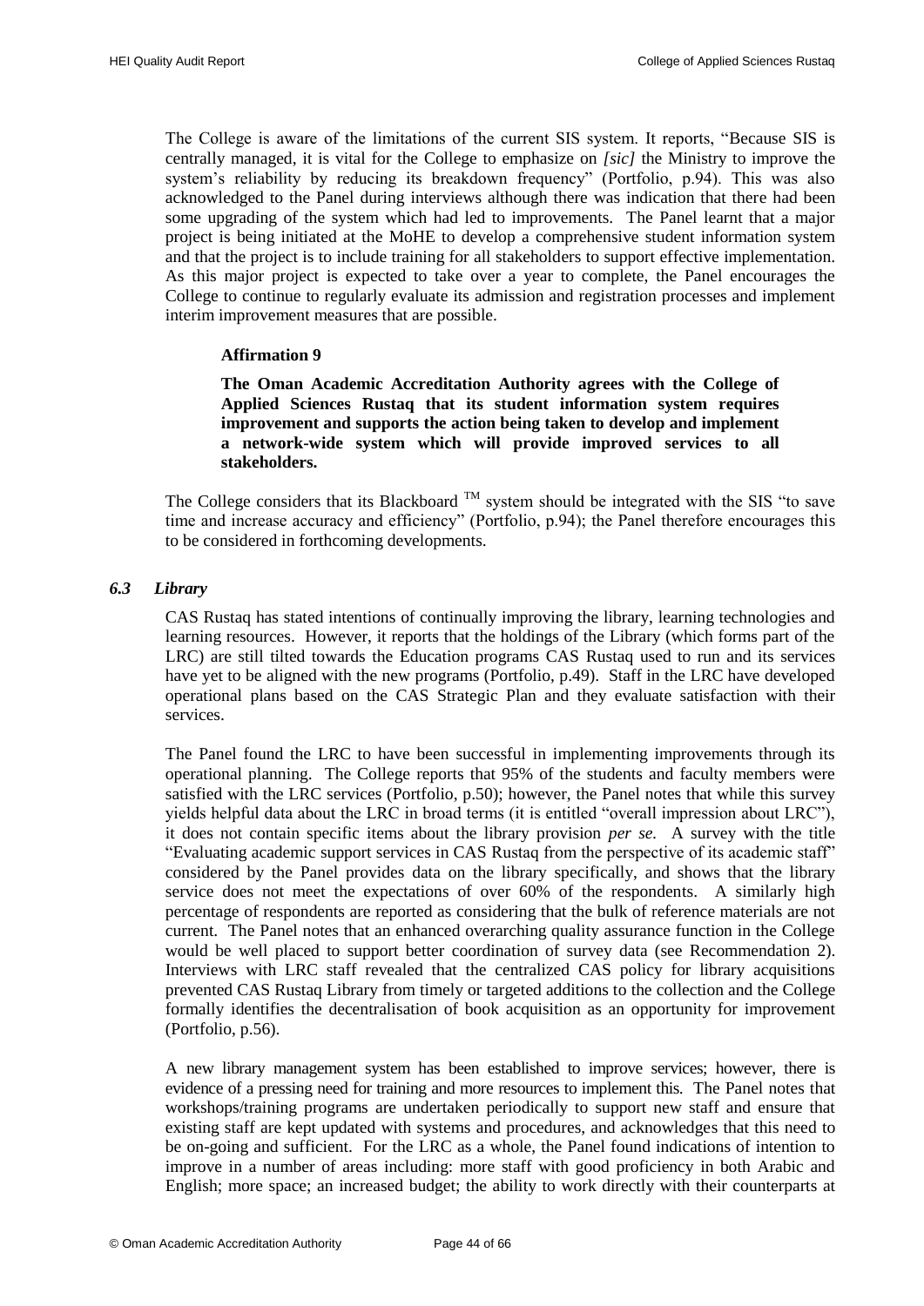The College is aware of the limitations of the current SIS system. It reports, "Because SIS is centrally managed, it is vital for the College to emphasize on *[sic]* the Ministry to improve the system's reliability by reducing its breakdown frequency" (Portfolio, p.94). This was also acknowledged to the Panel during interviews although there was indication that there had been some upgrading of the system which had led to improvements. The Panel learnt that a major project is being initiated at the MoHE to develop a comprehensive student information system and that the project is to include training for all stakeholders to support effective implementation. As this major project is expected to take over a year to complete, the Panel encourages the College to continue to regularly evaluate its admission and registration processes and implement interim improvement measures that are possible.

**Affirmation 9**

**The Oman Academic Accreditation Authority agrees with the College of Applied Sciences Rustaq that its student information system requires improvement and supports the action being taken to develop and implement a network-wide system which will provide improved services to all stakeholders.**

The College considers that its Blackboard ™ system should be integrated with the SIS "to save time and increase accuracy and efficiency" (Portfolio, p.94); the Panel therefore encourages this to be considered in forthcoming developments.

### *6.3 Library*

CAS Rustaq has stated intentions of continually improving the library, learning technologies and learning resources. However, it reports that the holdings of the Library (which forms part of the LRC) are still tilted towards the Education programs CAS Rustaq used to run and its services have yet to be aligned with the new programs (Portfolio, p.49). Staff in the LRC have developed operational plans based on the CAS Strategic Plan and they evaluate satisfaction with their services.

The Panel found the LRC to have been successful in implementing improvements through its operational planning. The College reports that 95% of the students and faculty members were satisfied with the LRC services (Portfolio, p.50); however, the Panel notes that while this survey yields helpful data about the LRC in broad terms (it is entitled "overall impression about LRC"), it does not contain specific items about the library provision *per se*. A survey with the title "Evaluating academic support services in CAS Rustaq from the perspective of its academic staff" considered by the Panel provides data on the library specifically, and shows that the library service does not meet the expectations of over 60% of the respondents. A similarly high percentage of respondents are reported as considering that the bulk of reference materials are not current. The Panel notes that an enhanced overarching quality assurance function in the College would be well placed to support better coordination of survey data (see Recommendation 2). Interviews with LRC staff revealed that the centralized CAS policy for library acquisitions prevented CAS Rustaq Library from timely or targeted additions to the collection and the College formally identifies the decentralisation of book acquisition as an opportunity for improvement (Portfolio, p.56).

A new library management system has been established to improve services; however, there is evidence of a pressing need for training and more resources to implement this. The Panel notes that workshops/training programs are undertaken periodically to support new staff and ensure that existing staff are kept updated with systems and procedures, and acknowledges that this need to be on-going and sufficient. For the LRC as a whole, the Panel found indications of intention to improve in a number of areas including: more staff with good proficiency in both Arabic and English; more space; an increased budget; the ability to work directly with their counterparts at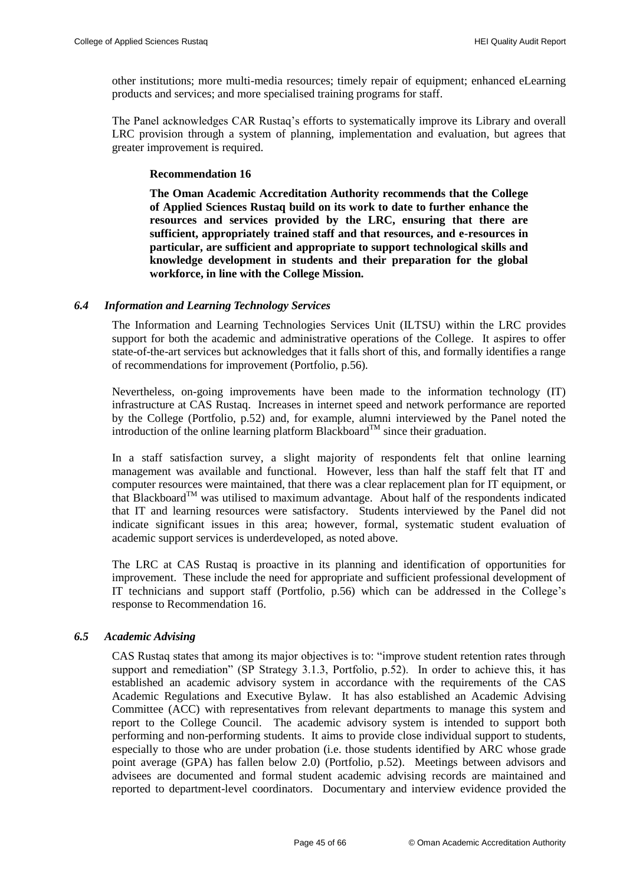other institutions; more multi-media resources; timely repair of equipment; enhanced eLearning products and services; and more specialised training programs for staff.

The Panel acknowledges CAR Rustaq's efforts to systematically improve its Library and overall LRC provision through a system of planning, implementation and evaluation, but agrees that greater improvement is required.

> **Recommendation 16**
>
> **The Oman Academic Accreditation Authority recommends that the College of Applied Sciences Rustaq build on its work to date to further enhance the resources and services provided by the LRC, ensuring that there are sufficient, appropriately trained staff and that resources, and e-resources in particular, are sufficient and appropriate to support technological skills and knowledge development in students and their preparation for the global workforce, in line with the College Mission.**

### *6.4 Information and Learning Technology Services*

The Information and Learning Technologies Services Unit (ILTSU) within the LRC provides support for both the academic and administrative operations of the College. It aspires to offer state-of-the-art services but acknowledges that it falls short of this, and formally identifies a range of recommendations for improvement (Portfolio, p.56).

Nevertheless, on-going improvements have been made to the information technology (IT) infrastructure at CAS Rustaq. Increases in internet speed and network performance are reported by the College (Portfolio, p.52) and, for example, alumni interviewed by the Panel noted the introduction of the online learning platform Blackboard™ since their graduation.

In a staff satisfaction survey, a slight majority of respondents felt that online learning management was available and functional. However, less than half the staff felt that IT and computer resources were maintained, that there was a clear replacement plan for IT equipment, or that Blackboard™ was utilised to maximum advantage. About half of the respondents indicated that IT and learning resources were satisfactory. Students interviewed by the Panel did not indicate significant issues in this area; however, formal, systematic student evaluation of academic support services is underdeveloped, as noted above.

The LRC at CAS Rustaq is proactive in its planning and identification of opportunities for improvement. These include the need for appropriate and sufficient professional development of IT technicians and support staff (Portfolio, p.56) which can be addressed in the College's response to Recommendation 16.

### *6.5 Academic Advising*

CAS Rustaq states that among its major objectives is to: "improve student retention rates through support and remediation" (SP Strategy 3.1.3, Portfolio, p.52). In order to achieve this, it has established an academic advisory system in accordance with the requirements of the CAS Academic Regulations and Executive Bylaw. It has also established an Academic Advising Committee (ACC) with representatives from relevant departments to manage this system and report to the College Council. The academic advisory system is intended to support both performing and non-performing students. It aims to provide close individual support to students, especially to those who are under probation (i.e. those students identified by ARC whose grade point average (GPA) has fallen below 2.0) (Portfolio, p.52). Meetings between advisors and advisees are documented and formal student academic advising records are maintained and reported to department-level coordinators. Documentary and interview evidence provided the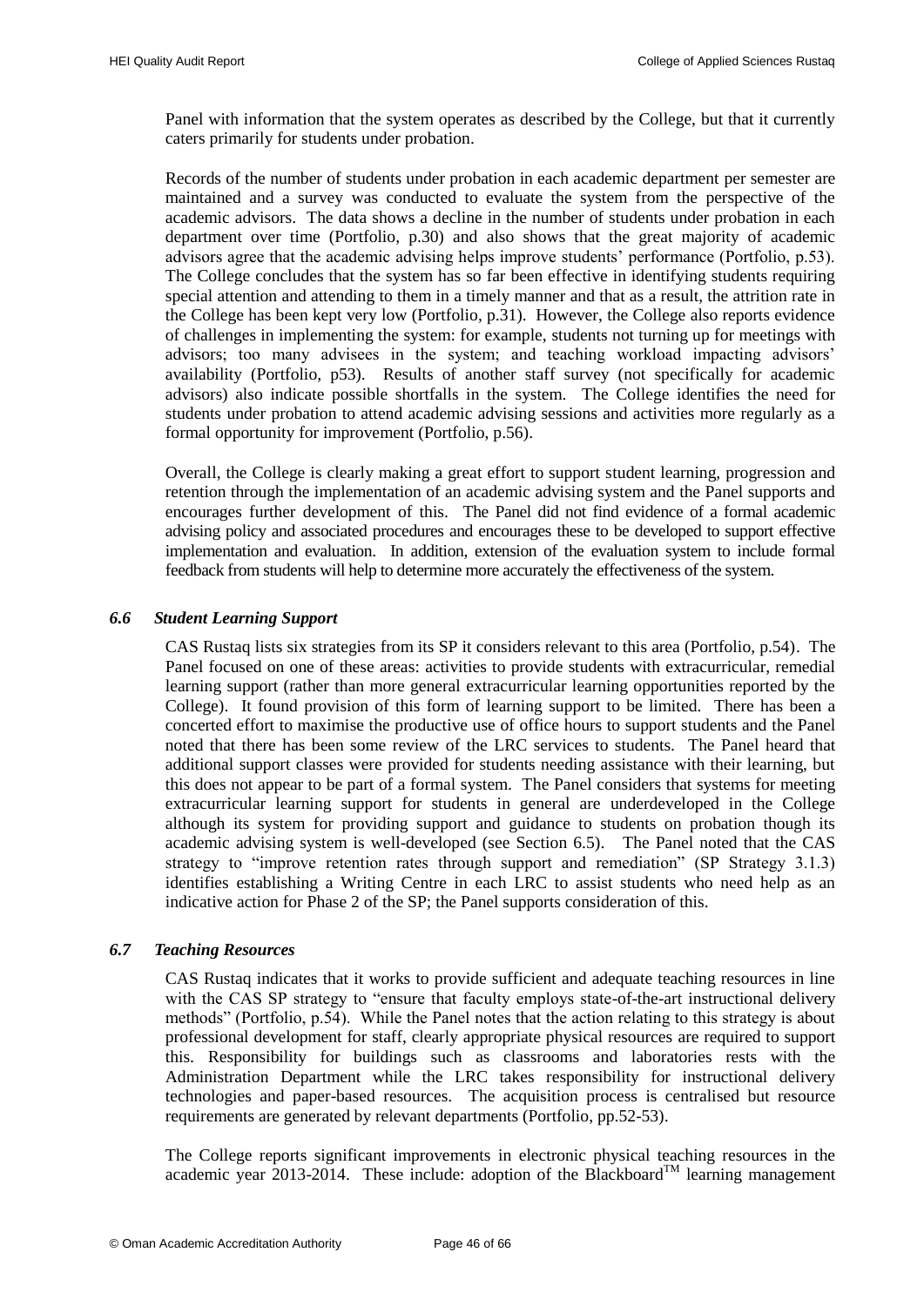Panel with information that the system operates as described by the College, but that it currently caters primarily for students under probation.

Records of the number of students under probation in each academic department per semester are maintained and a survey was conducted to evaluate the system from the perspective of the academic advisors. The data shows a decline in the number of students under probation in each department over time (Portfolio, p.30) and also shows that the great majority of academic advisors agree that the academic advising helps improve students' performance (Portfolio, p.53). The College concludes that the system has so far been effective in identifying students requiring special attention and attending to them in a timely manner and that as a result, the attrition rate in the College has been kept very low (Portfolio, p.31). However, the College also reports evidence of challenges in implementing the system: for example, students not turning up for meetings with advisors; too many advisees in the system; and teaching workload impacting advisors' availability (Portfolio, p53). Results of another staff survey (not specifically for academic advisors) also indicate possible shortfalls in the system. The College identifies the need for students under probation to attend academic advising sessions and activities more regularly as a formal opportunity for improvement (Portfolio, p.56).

Overall, the College is clearly making a great effort to support student learning, progression and retention through the implementation of an academic advising system and the Panel supports and encourages further development of this. The Panel did not find evidence of a formal academic advising policy and associated procedures and encourages these to be developed to support effective implementation and evaluation. In addition, extension of the evaluation system to include formal feedback from students will help to determine more accurately the effectiveness of the system.

### *6.6 Student Learning Support*

CAS Rustaq lists six strategies from its SP it considers relevant to this area (Portfolio, p.54). The Panel focused on one of these areas: activities to provide students with extracurricular, remedial learning support (rather than more general extracurricular learning opportunities reported by the College). It found provision of this form of learning support to be limited. There has been a concerted effort to maximise the productive use of office hours to support students and the Panel noted that there has been some review of the LRC services to students. The Panel heard that additional support classes were provided for students needing assistance with their learning, but this does not appear to be part of a formal system. The Panel considers that systems for meeting extracurricular learning support for students in general are underdeveloped in the College although its system for providing support and guidance to students on probation though its academic advising system is well-developed (see Section 6.5). The Panel noted that the CAS strategy to "improve retention rates through support and remediation" (SP Strategy 3.1.3) identifies establishing a Writing Centre in each LRC to assist students who need help as an indicative action for Phase 2 of the SP; the Panel supports consideration of this.

### *6.7 Teaching Resources*

CAS Rustaq indicates that it works to provide sufficient and adequate teaching resources in line with the CAS SP strategy to "ensure that faculty employs state-of-the-art instructional delivery methods" (Portfolio, p.54). While the Panel notes that the action relating to this strategy is about professional development for staff, clearly appropriate physical resources are required to support this. Responsibility for buildings such as classrooms and laboratories rests with the Administration Department while the LRC takes responsibility for instructional delivery technologies and paper-based resources. The acquisition process is centralised but resource requirements are generated by relevant departments (Portfolio, pp.52-53).

The College reports significant improvements in electronic physical teaching resources in the academic year 2013-2014. These include: adoption of the Blackboard™ learning management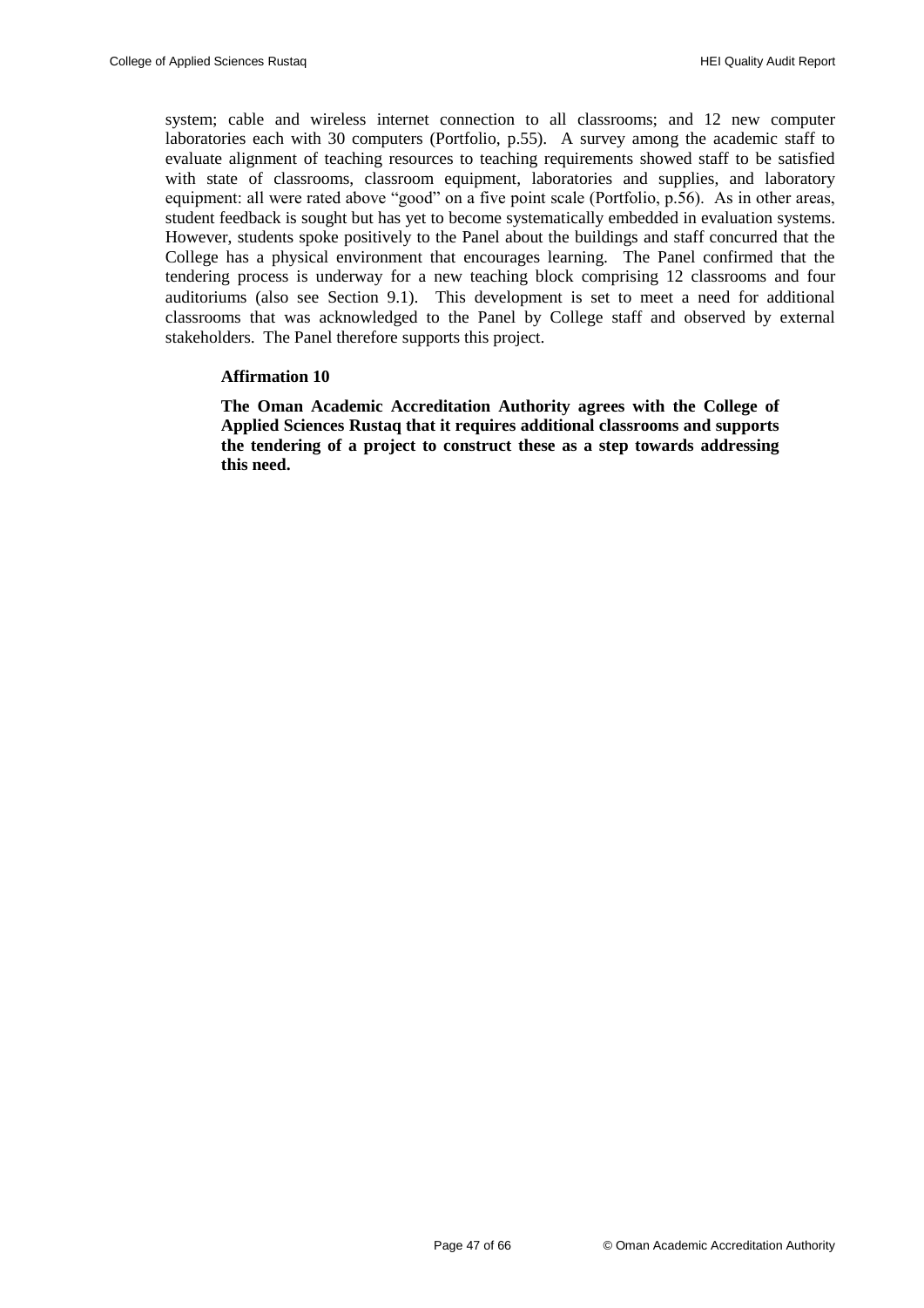system; cable and wireless internet connection to all classrooms; and 12 new computer laboratories each with 30 computers (Portfolio, p.55). A survey among the academic staff to evaluate alignment of teaching resources to teaching requirements showed staff to be satisfied with state of classrooms, classroom equipment, laboratories and supplies, and laboratory equipment: all were rated above "good" on a five point scale (Portfolio, p.56). As in other areas, student feedback is sought but has yet to become systematically embedded in evaluation systems. However, students spoke positively to the Panel about the buildings and staff concurred that the College has a physical environment that encourages learning. The Panel confirmed that the tendering process is underway for a new teaching block comprising 12 classrooms and four auditoriums (also see Section 9.1). This development is set to meet a need for additional classrooms that was acknowledged to the Panel by College staff and observed by external stakeholders. The Panel therefore supports this project.

**Affirmation 10**

**The Oman Academic Accreditation Authority agrees with the College of Applied Sciences Rustaq that it requires additional classrooms and supports the tendering of a project to construct these as a step towards addressing this need.**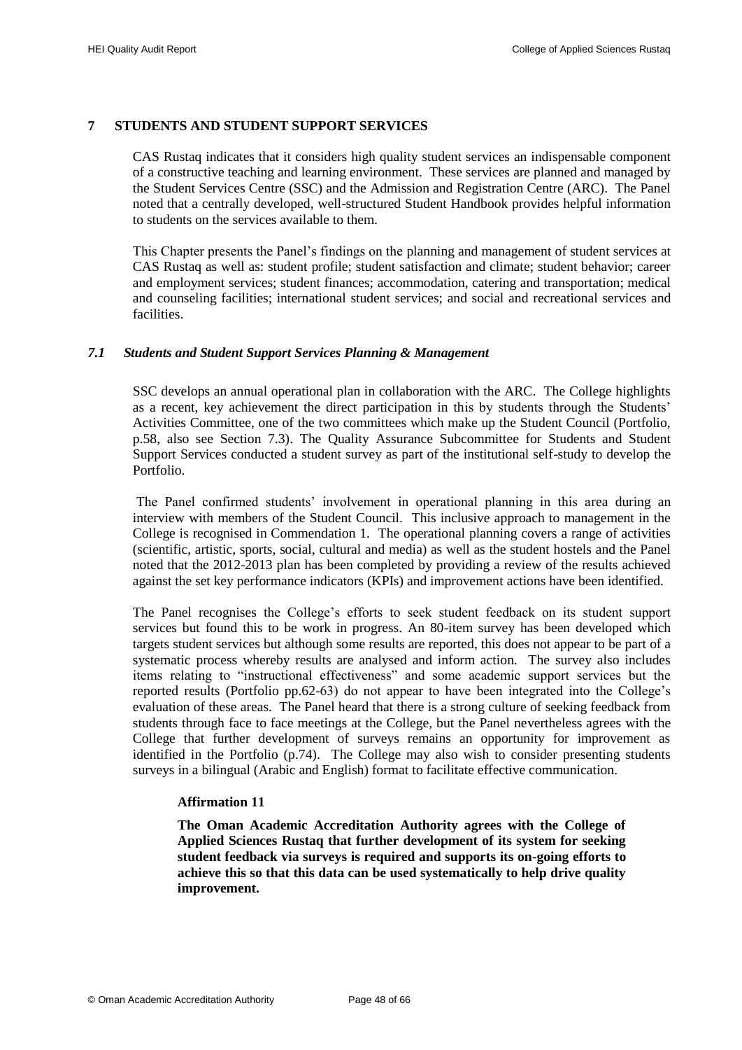## 7 STUDENTS AND STUDENT SUPPORT SERVICES

CAS Rustaq indicates that it considers high quality student services an indispensable component of a constructive teaching and learning environment. These services are planned and managed by the Student Services Centre (SSC) and the Admission and Registration Centre (ARC). The Panel noted that a centrally developed, well-structured Student Handbook provides helpful information to students on the services available to them.

This Chapter presents the Panel's findings on the planning and management of student services at CAS Rustaq as well as: student profile; student satisfaction and climate; student behavior; career and employment services; student finances; accommodation, catering and transportation; medical and counseling facilities; international student services; and social and recreational services and facilities.

### *7.1 Students and Student Support Services Planning & Management*

SSC develops an annual operational plan in collaboration with the ARC. The College highlights as a recent, key achievement the direct participation in this by students through the Students' Activities Committee, one of the two committees which make up the Student Council (Portfolio, p.58, also see Section 7.3). The Quality Assurance Subcommittee for Students and Student Support Services conducted a student survey as part of the institutional self-study to develop the Portfolio.

The Panel confirmed students' involvement in operational planning in this area during an interview with members of the Student Council. This inclusive approach to management in the College is recognised in Commendation 1. The operational planning covers a range of activities (scientific, artistic, sports, social, cultural and media) as well as the student hostels and the Panel noted that the 2012-2013 plan has been completed by providing a review of the results achieved against the set key performance indicators (KPIs) and improvement actions have been identified.

The Panel recognises the College's efforts to seek student feedback on its student support services but found this to be work in progress. An 80-item survey has been developed which targets student services but although some results are reported, this does not appear to be part of a systematic process whereby results are analysed and inform action. The survey also includes items relating to "instructional effectiveness" and some academic support services but the reported results (Portfolio pp.62-63) do not appear to have been integrated into the College's evaluation of these areas. The Panel heard that there is a strong culture of seeking feedback from students through face to face meetings at the College, but the Panel nevertheless agrees with the College that further development of surveys remains an opportunity for improvement as identified in the Portfolio (p.74). The College may also wish to consider presenting students surveys in a bilingual (Arabic and English) format to facilitate effective communication.

**Affirmation 11**

**The Oman Academic Accreditation Authority agrees with the College of Applied Sciences Rustaq that further development of its system for seeking student feedback via surveys is required and supports its on-going efforts to achieve this so that this data can be used systematically to help drive quality improvement.**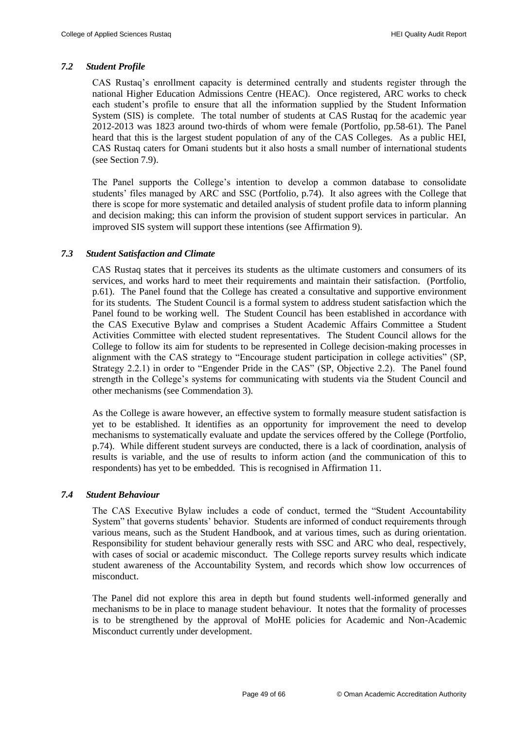### *7.2 Student Profile*

CAS Rustaq's enrollment capacity is determined centrally and students register through the national Higher Education Admissions Centre (HEAC). Once registered, ARC works to check each student's profile to ensure that all the information supplied by the Student Information System (SIS) is complete. The total number of students at CAS Rustaq for the academic year 2012-2013 was 1823 around two-thirds of whom were female (Portfolio, pp.58-61). The Panel heard that this is the largest student population of any of the CAS Colleges. As a public HEI, CAS Rustaq caters for Omani students but it also hosts a small number of international students (see Section 7.9).

The Panel supports the College's intention to develop a common database to consolidate students' files managed by ARC and SSC (Portfolio, p.74). It also agrees with the College that there is scope for more systematic and detailed analysis of student profile data to inform planning and decision making; this can inform the provision of student support services in particular. An improved SIS system will support these intentions (see Affirmation 9).

### *7.3 Student Satisfaction and Climate*

CAS Rustaq states that it perceives its students as the ultimate customers and consumers of its services, and works hard to meet their requirements and maintain their satisfaction. (Portfolio, p.61). The Panel found that the College has created a consultative and supportive environment for its students. The Student Council is a formal system to address student satisfaction which the Panel found to be working well. The Student Council has been established in accordance with the CAS Executive Bylaw and comprises a Student Academic Affairs Committee a Student Activities Committee with elected student representatives. The Student Council allows for the College to follow its aim for students to be represented in College decision-making processes in alignment with the CAS strategy to "Encourage student participation in college activities" (SP, Strategy 2.2.1) in order to "Engender Pride in the CAS" (SP, Objective 2.2). The Panel found strength in the College's systems for communicating with students via the Student Council and other mechanisms (see Commendation 3).

As the College is aware however, an effective system to formally measure student satisfaction is yet to be established. It identifies as an opportunity for improvement the need to develop mechanisms to systematically evaluate and update the services offered by the College (Portfolio, p.74). While different student surveys are conducted, there is a lack of coordination, analysis of results is variable, and the use of results to inform action (and the communication of this to respondents) has yet to be embedded. This is recognised in Affirmation 11.

### *7.4 Student Behaviour*

The CAS Executive Bylaw includes a code of conduct, termed the "Student Accountability System" that governs students' behavior. Students are informed of conduct requirements through various means, such as the Student Handbook, and at various times, such as during orientation. Responsibility for student behaviour generally rests with SSC and ARC who deal, respectively, with cases of social or academic misconduct. The College reports survey results which indicate student awareness of the Accountability System, and records which show low occurrences of misconduct.

The Panel did not explore this area in depth but found students well-informed generally and mechanisms to be in place to manage student behaviour. It notes that the formality of processes is to be strengthened by the approval of MoHE policies for Academic and Non-Academic Misconduct currently under development.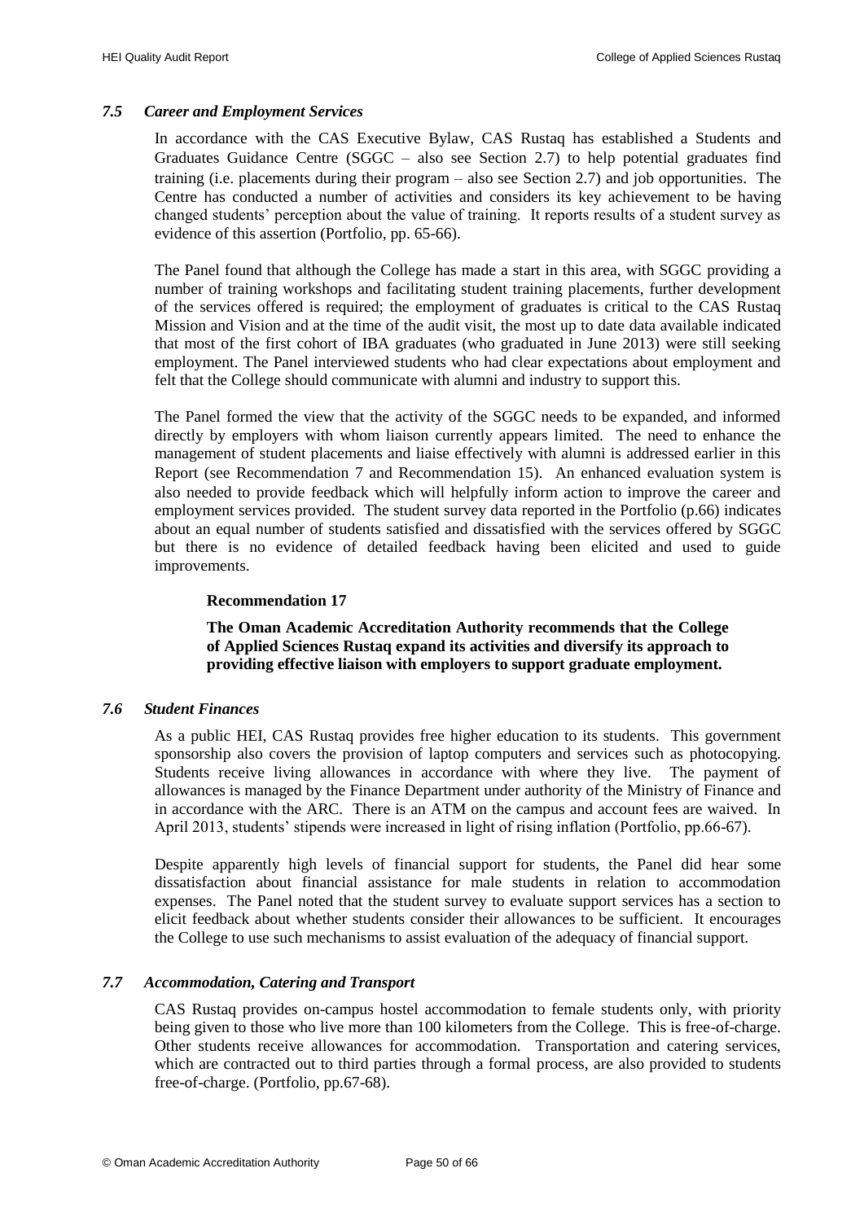### *7.5 Career and Employment Services*

In accordance with the CAS Executive Bylaw, CAS Rustaq has established a Students and Graduates Guidance Centre (SGGC – also see Section 2.7) to help potential graduates find training (i.e. placements during their program – also see Section 2.7) and job opportunities. The Centre has conducted a number of activities and considers its key achievement to be having changed students' perception about the value of training. It reports results of a student survey as evidence of this assertion (Portfolio, pp. 65-66).

The Panel found that although the College has made a start in this area, with SGGC providing a number of training workshops and facilitating student training placements, further development of the services offered is required; the employment of graduates is critical to the CAS Rustaq Mission and Vision and at the time of the audit visit, the most up to date data available indicated that most of the first cohort of IBA graduates (who graduated in June 2013) were still seeking employment. The Panel interviewed students who had clear expectations about employment and felt that the College should communicate with alumni and industry to support this.

The Panel formed the view that the activity of the SGGC needs to be expanded, and informed directly by employers with whom liaison currently appears limited. The need to enhance the management of student placements and liaise effectively with alumni is addressed earlier in this Report (see Recommendation 7 and Recommendation 15). An enhanced evaluation system is also needed to provide feedback which will helpfully inform action to improve the career and employment services provided. The student survey data reported in the Portfolio (p.66) indicates about an equal number of students satisfied and dissatisfied with the services offered by SGGC but there is no evidence of detailed feedback having been elicited and used to guide improvements.

**Recommendation 17**

**The Oman Academic Accreditation Authority recommends that the College of Applied Sciences Rustaq expand its activities and diversify its approach to providing effective liaison with employers to support graduate employment.**

### *7.6 Student Finances*

As a public HEI, CAS Rustaq provides free higher education to its students. This government sponsorship also covers the provision of laptop computers and services such as photocopying. Students receive living allowances in accordance with where they live. The payment of allowances is managed by the Finance Department under authority of the Ministry of Finance and in accordance with the ARC. There is an ATM on the campus and account fees are waived. In April 2013, students' stipends were increased in light of rising inflation (Portfolio, pp.66-67).

Despite apparently high levels of financial support for students, the Panel did hear some dissatisfaction about financial assistance for male students in relation to accommodation expenses. The Panel noted that the student survey to evaluate support services has a section to elicit feedback about whether students consider their allowances to be sufficient. It encourages the College to use such mechanisms to assist evaluation of the adequacy of financial support.

### *7.7 Accommodation, Catering and Transport*

CAS Rustaq provides on-campus hostel accommodation to female students only, with priority being given to those who live more than 100 kilometers from the College. This is free-of-charge. Other students receive allowances for accommodation. Transportation and catering services, which are contracted out to third parties through a formal process, are also provided to students free-of-charge. (Portfolio, pp.67-68).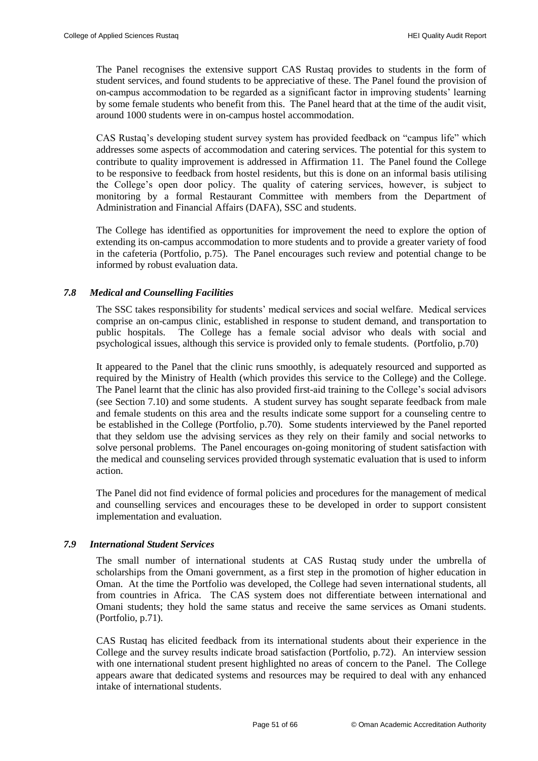The Panel recognises the extensive support CAS Rustaq provides to students in the form of student services, and found students to be appreciative of these. The Panel found the provision of on-campus accommodation to be regarded as a significant factor in improving students' learning by some female students who benefit from this. The Panel heard that at the time of the audit visit, around 1000 students were in on-campus hostel accommodation.

CAS Rustaq's developing student survey system has provided feedback on "campus life" which addresses some aspects of accommodation and catering services. The potential for this system to contribute to quality improvement is addressed in Affirmation 11. The Panel found the College to be responsive to feedback from hostel residents, but this is done on an informal basis utilising the College's open door policy. The quality of catering services, however, is subject to monitoring by a formal Restaurant Committee with members from the Department of Administration and Financial Affairs (DAFA), SSC and students.

The College has identified as opportunities for improvement the need to explore the option of extending its on-campus accommodation to more students and to provide a greater variety of food in the cafeteria (Portfolio, p.75). The Panel encourages such review and potential change to be informed by robust evaluation data.

### *7.8 Medical and Counselling Facilities*

The SSC takes responsibility for students' medical services and social welfare. Medical services comprise an on-campus clinic, established in response to student demand, and transportation to public hospitals. The College has a female social advisor who deals with social and psychological issues, although this service is provided only to female students. (Portfolio, p.70)

It appeared to the Panel that the clinic runs smoothly, is adequately resourced and supported as required by the Ministry of Health (which provides this service to the College) and the College. The Panel learnt that the clinic has also provided first-aid training to the College's social advisors (see Section 7.10) and some students. A student survey has sought separate feedback from male and female students on this area and the results indicate some support for a counseling centre to be established in the College (Portfolio, p.70). Some students interviewed by the Panel reported that they seldom use the advising services as they rely on their family and social networks to solve personal problems. The Panel encourages on-going monitoring of student satisfaction with the medical and counseling services provided through systematic evaluation that is used to inform action.

The Panel did not find evidence of formal policies and procedures for the management of medical and counselling services and encourages these to be developed in order to support consistent implementation and evaluation.

### *7.9 International Student Services*

The small number of international students at CAS Rustaq study under the umbrella of scholarships from the Omani government, as a first step in the promotion of higher education in Oman. At the time the Portfolio was developed, the College had seven international students, all from countries in Africa. The CAS system does not differentiate between international and Omani students; they hold the same status and receive the same services as Omani students. (Portfolio, p.71).

CAS Rustaq has elicited feedback from its international students about their experience in the College and the survey results indicate broad satisfaction (Portfolio, p.72). An interview session with one international student present highlighted no areas of concern to the Panel. The College appears aware that dedicated systems and resources may be required to deal with any enhanced intake of international students.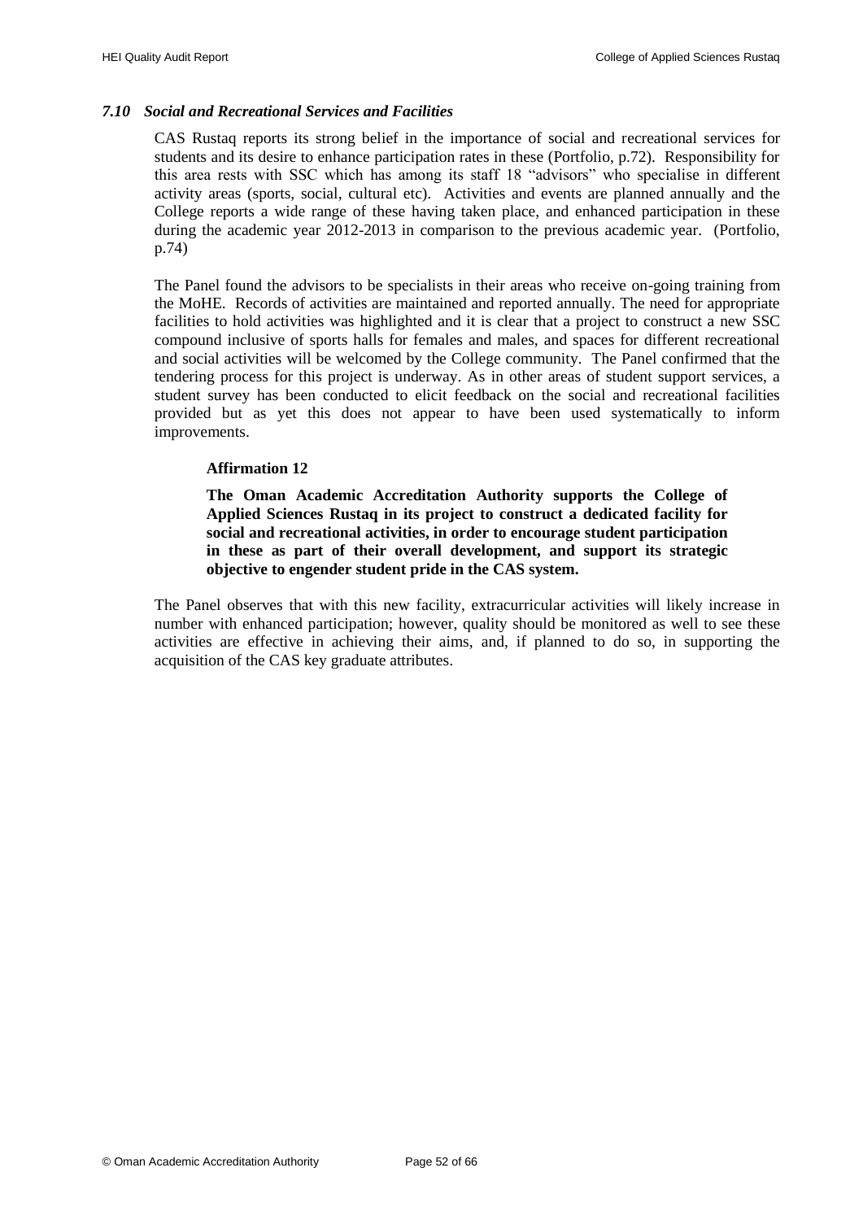### *7.10 Social and Recreational Services and Facilities*

CAS Rustaq reports its strong belief in the importance of social and recreational services for students and its desire to enhance participation rates in these (Portfolio, p.72). Responsibility for this area rests with SSC which has among its staff 18 "advisors" who specialise in different activity areas (sports, social, cultural etc). Activities and events are planned annually and the College reports a wide range of these having taken place, and enhanced participation in these during the academic year 2012-2013 in comparison to the previous academic year. (Portfolio, p.74)

The Panel found the advisors to be specialists in their areas who receive on-going training from the MoHE. Records of activities are maintained and reported annually. The need for appropriate facilities to hold activities was highlighted and it is clear that a project to construct a new SSC compound inclusive of sports halls for females and males, and spaces for different recreational and social activities will be welcomed by the College community. The Panel confirmed that the tendering process for this project is underway. As in other areas of student support services, a student survey has been conducted to elicit feedback on the social and recreational facilities provided but as yet this does not appear to have been used systematically to inform improvements.

**Affirmation 12**

**The Oman Academic Accreditation Authority supports the College of Applied Sciences Rustaq in its project to construct a dedicated facility for social and recreational activities, in order to encourage student participation in these as part of their overall development, and support its strategic objective to engender student pride in the CAS system.**

The Panel observes that with this new facility, extracurricular activities will likely increase in number with enhanced participation; however, quality should be monitored as well to see these activities are effective in achieving their aims, and, if planned to do so, in supporting the acquisition of the CAS key graduate attributes.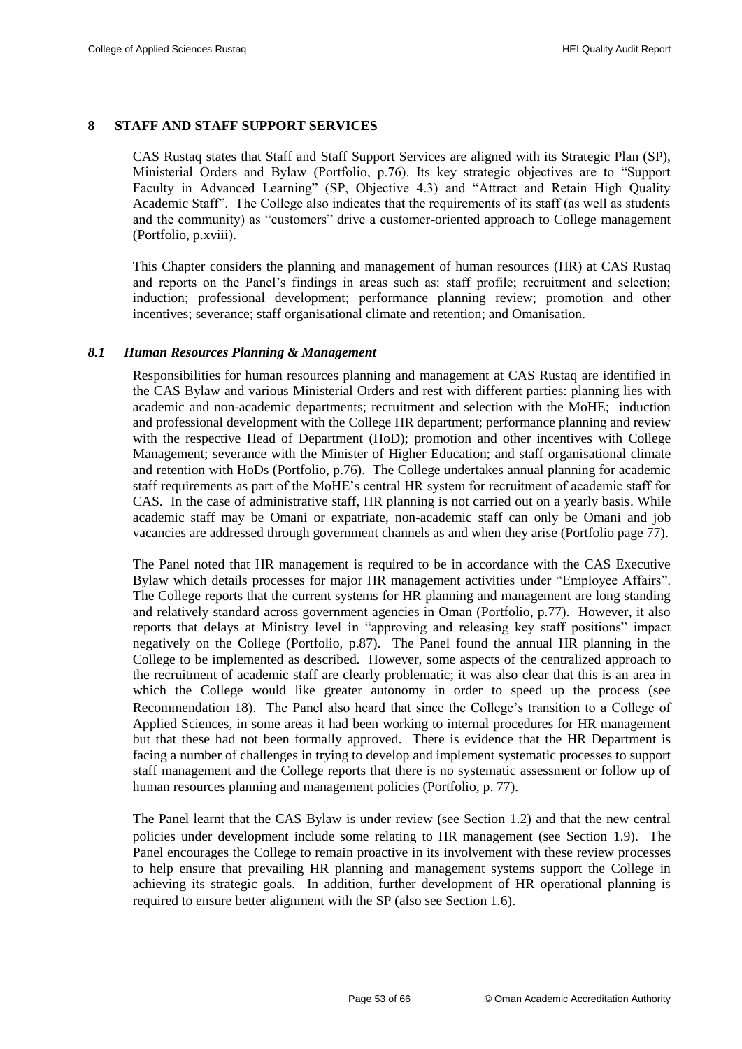# 8 STAFF AND STAFF SUPPORT SERVICES

CAS Rustaq states that Staff and Staff Support Services are aligned with its Strategic Plan (SP), Ministerial Orders and Bylaw (Portfolio, p.76). Its key strategic objectives are to "Support Faculty in Advanced Learning" (SP, Objective 4.3) and "Attract and Retain High Quality Academic Staff". The College also indicates that the requirements of its staff (as well as students and the community) as "customers" drive a customer-oriented approach to College management (Portfolio, p.xviii).

This Chapter considers the planning and management of human resources (HR) at CAS Rustaq and reports on the Panel's findings in areas such as: staff profile; recruitment and selection; induction; professional development; performance planning review; promotion and other incentives; severance; staff organisational climate and retention; and Omanisation.

## *8.1 Human Resources Planning & Management*

Responsibilities for human resources planning and management at CAS Rustaq are identified in the CAS Bylaw and various Ministerial Orders and rest with different parties: planning lies with academic and non-academic departments; recruitment and selection with the MoHE; induction and professional development with the College HR department; performance planning and review with the respective Head of Department (HoD); promotion and other incentives with College Management; severance with the Minister of Higher Education; and staff organisational climate and retention with HoDs (Portfolio, p.76). The College undertakes annual planning for academic staff requirements as part of the MoHE's central HR system for recruitment of academic staff for CAS. In the case of administrative staff, HR planning is not carried out on a yearly basis. While academic staff may be Omani or expatriate, non-academic staff can only be Omani and job vacancies are addressed through government channels as and when they arise (Portfolio page 77).

The Panel noted that HR management is required to be in accordance with the CAS Executive Bylaw which details processes for major HR management activities under "Employee Affairs". The College reports that the current systems for HR planning and management are long standing and relatively standard across government agencies in Oman (Portfolio, p.77). However, it also reports that delays at Ministry level in "approving and releasing key staff positions" impact negatively on the College (Portfolio, p.87). The Panel found the annual HR planning in the College to be implemented as described. However, some aspects of the centralized approach to the recruitment of academic staff are clearly problematic; it was also clear that this is an area in which the College would like greater autonomy in order to speed up the process (see Recommendation 18). The Panel also heard that since the College's transition to a College of Applied Sciences, in some areas it had been working to internal procedures for HR management but that these had not been formally approved. There is evidence that the HR Department is facing a number of challenges in trying to develop and implement systematic processes to support staff management and the College reports that there is no systematic assessment or follow up of human resources planning and management policies (Portfolio, p. 77).

The Panel learnt that the CAS Bylaw is under review (see Section 1.2) and that the new central policies under development include some relating to HR management (see Section 1.9). The Panel encourages the College to remain proactive in its involvement with these review processes to help ensure that prevailing HR planning and management systems support the College in achieving its strategic goals. In addition, further development of HR operational planning is required to ensure better alignment with the SP (also see Section 1.6).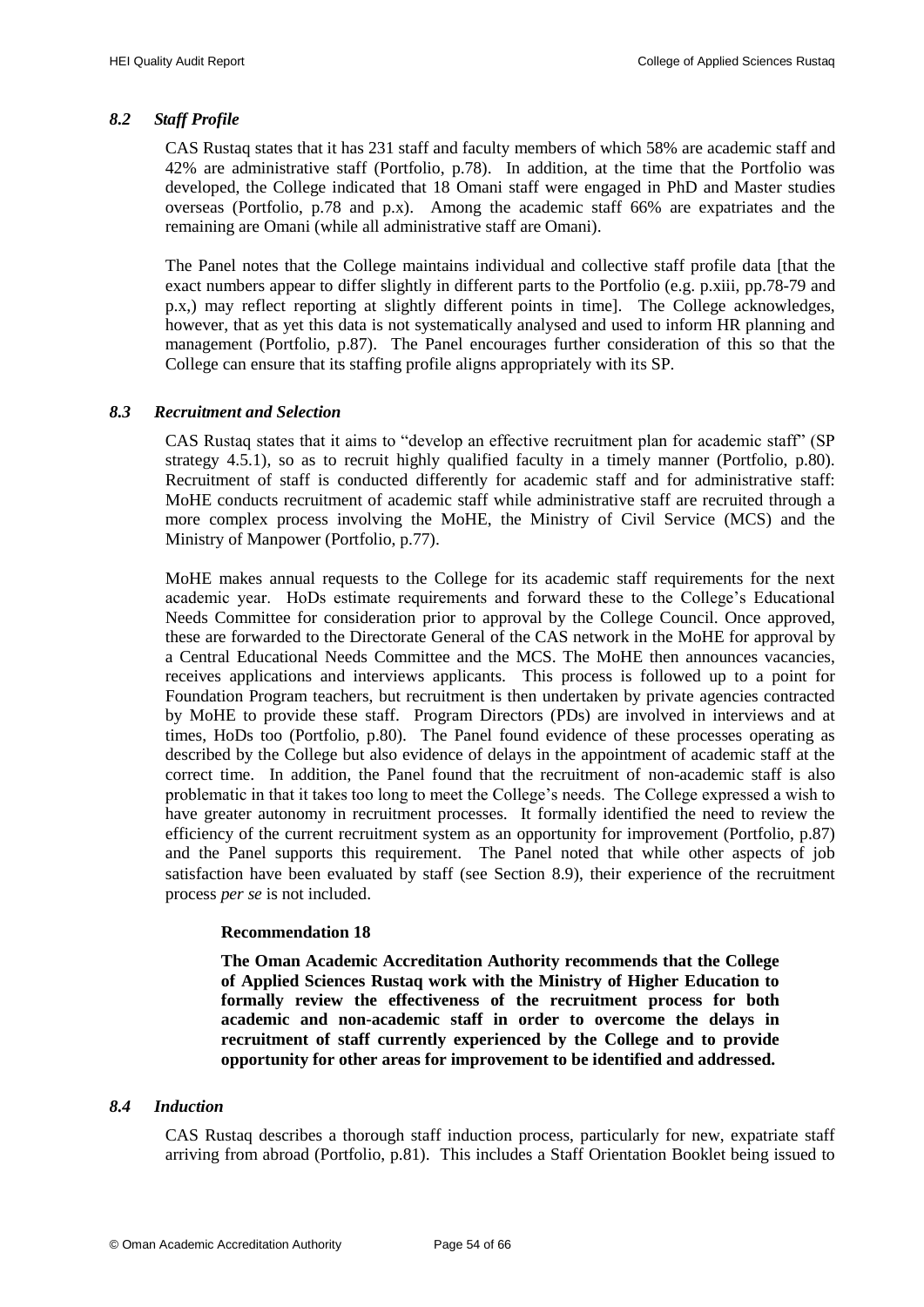### *8.2 Staff Profile*

CAS Rustaq states that it has 231 staff and faculty members of which 58% are academic staff and 42% are administrative staff (Portfolio, p.78). In addition, at the time that the Portfolio was developed, the College indicated that 18 Omani staff were engaged in PhD and Master studies overseas (Portfolio, p.78 and p.x). Among the academic staff 66% are expatriates and the remaining are Omani (while all administrative staff are Omani).

The Panel notes that the College maintains individual and collective staff profile data [that the exact numbers appear to differ slightly in different parts to the Portfolio (e.g. p.xiii, pp.78-79 and p.x,) may reflect reporting at slightly different points in time]. The College acknowledges, however, that as yet this data is not systematically analysed and used to inform HR planning and management (Portfolio, p.87). The Panel encourages further consideration of this so that the College can ensure that its staffing profile aligns appropriately with its SP.

### *8.3 Recruitment and Selection*

CAS Rustaq states that it aims to "develop an effective recruitment plan for academic staff" (SP strategy 4.5.1), so as to recruit highly qualified faculty in a timely manner (Portfolio, p.80). Recruitment of staff is conducted differently for academic staff and for administrative staff: MoHE conducts recruitment of academic staff while administrative staff are recruited through a more complex process involving the MoHE, the Ministry of Civil Service (MCS) and the Ministry of Manpower (Portfolio, p.77).

MoHE makes annual requests to the College for its academic staff requirements for the next academic year. HoDs estimate requirements and forward these to the College's Educational Needs Committee for consideration prior to approval by the College Council. Once approved, these are forwarded to the Directorate General of the CAS network in the MoHE for approval by a Central Educational Needs Committee and the MCS. The MoHE then announces vacancies, receives applications and interviews applicants. This process is followed up to a point for Foundation Program teachers, but recruitment is then undertaken by private agencies contracted by MoHE to provide these staff. Program Directors (PDs) are involved in interviews and at times, HoDs too (Portfolio, p.80). The Panel found evidence of these processes operating as described by the College but also evidence of delays in the appointment of academic staff at the correct time. In addition, the Panel found that the recruitment of non-academic staff is also problematic in that it takes too long to meet the College's needs. The College expressed a wish to have greater autonomy in recruitment processes. It formally identified the need to review the efficiency of the current recruitment system as an opportunity for improvement (Portfolio, p.87) and the Panel supports this requirement. The Panel noted that while other aspects of job satisfaction have been evaluated by staff (see Section 8.9), their experience of the recruitment process *per se* is not included.

**Recommendation 18**

**The Oman Academic Accreditation Authority recommends that the College of Applied Sciences Rustaq work with the Ministry of Higher Education to formally review the effectiveness of the recruitment process for both academic and non-academic staff in order to overcome the delays in recruitment of staff currently experienced by the College and to provide opportunity for other areas for improvement to be identified and addressed.**

### *8.4 Induction*

CAS Rustaq describes a thorough staff induction process, particularly for new, expatriate staff arriving from abroad (Portfolio, p.81). This includes a Staff Orientation Booklet being issued to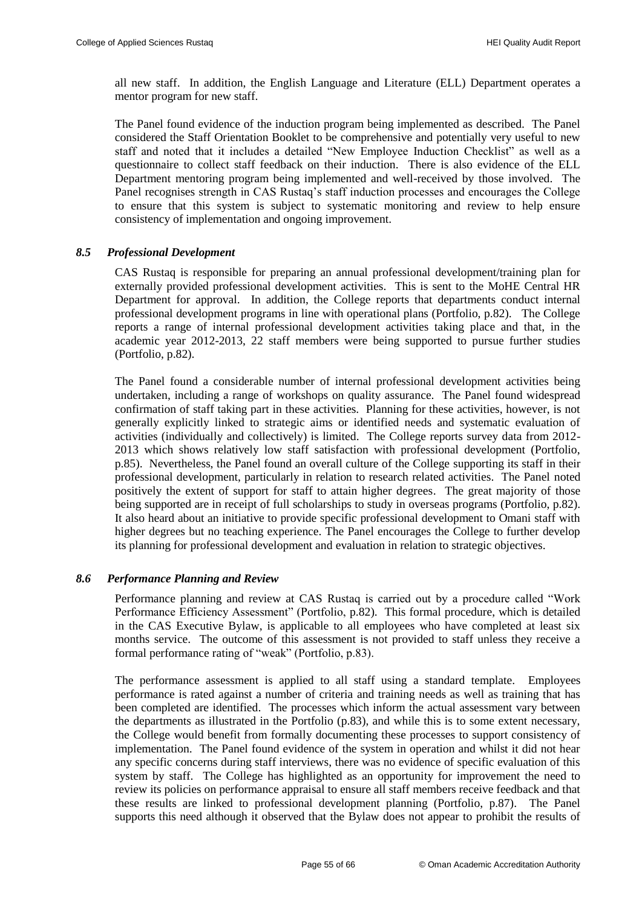all new staff. In addition, the English Language and Literature (ELL) Department operates a mentor program for new staff.

The Panel found evidence of the induction program being implemented as described. The Panel considered the Staff Orientation Booklet to be comprehensive and potentially very useful to new staff and noted that it includes a detailed "New Employee Induction Checklist" as well as a questionnaire to collect staff feedback on their induction. There is also evidence of the ELL Department mentoring program being implemented and well-received by those involved. The Panel recognises strength in CAS Rustaq's staff induction processes and encourages the College to ensure that this system is subject to systematic monitoring and review to help ensure consistency of implementation and ongoing improvement.

### *8.5 Professional Development*

CAS Rustaq is responsible for preparing an annual professional development/training plan for externally provided professional development activities. This is sent to the MoHE Central HR Department for approval. In addition, the College reports that departments conduct internal professional development programs in line with operational plans (Portfolio, p.82). The College reports a range of internal professional development activities taking place and that, in the academic year 2012-2013, 22 staff members were being supported to pursue further studies (Portfolio, p.82).

The Panel found a considerable number of internal professional development activities being undertaken, including a range of workshops on quality assurance. The Panel found widespread confirmation of staff taking part in these activities. Planning for these activities, however, is not generally explicitly linked to strategic aims or identified needs and systematic evaluation of activities (individually and collectively) is limited. The College reports survey data from 2012-2013 which shows relatively low staff satisfaction with professional development (Portfolio, p.85). Nevertheless, the Panel found an overall culture of the College supporting its staff in their professional development, particularly in relation to research related activities. The Panel noted positively the extent of support for staff to attain higher degrees. The great majority of those being supported are in receipt of full scholarships to study in overseas programs (Portfolio, p.82). It also heard about an initiative to provide specific professional development to Omani staff with higher degrees but no teaching experience. The Panel encourages the College to further develop its planning for professional development and evaluation in relation to strategic objectives.

### *8.6 Performance Planning and Review*

Performance planning and review at CAS Rustaq is carried out by a procedure called "Work Performance Efficiency Assessment" (Portfolio, p.82). This formal procedure, which is detailed in the CAS Executive Bylaw, is applicable to all employees who have completed at least six months service. The outcome of this assessment is not provided to staff unless they receive a formal performance rating of "weak" (Portfolio, p.83).

The performance assessment is applied to all staff using a standard template. Employees performance is rated against a number of criteria and training needs as well as training that has been completed are identified. The processes which inform the actual assessment vary between the departments as illustrated in the Portfolio (p.83), and while this is to some extent necessary, the College would benefit from formally documenting these processes to support consistency of implementation. The Panel found evidence of the system in operation and whilst it did not hear any specific concerns during staff interviews, there was no evidence of specific evaluation of this system by staff. The College has highlighted as an opportunity for improvement the need to review its policies on performance appraisal to ensure all staff members receive feedback and that these results are linked to professional development planning (Portfolio, p.87). The Panel supports this need although it observed that the Bylaw does not appear to prohibit the results of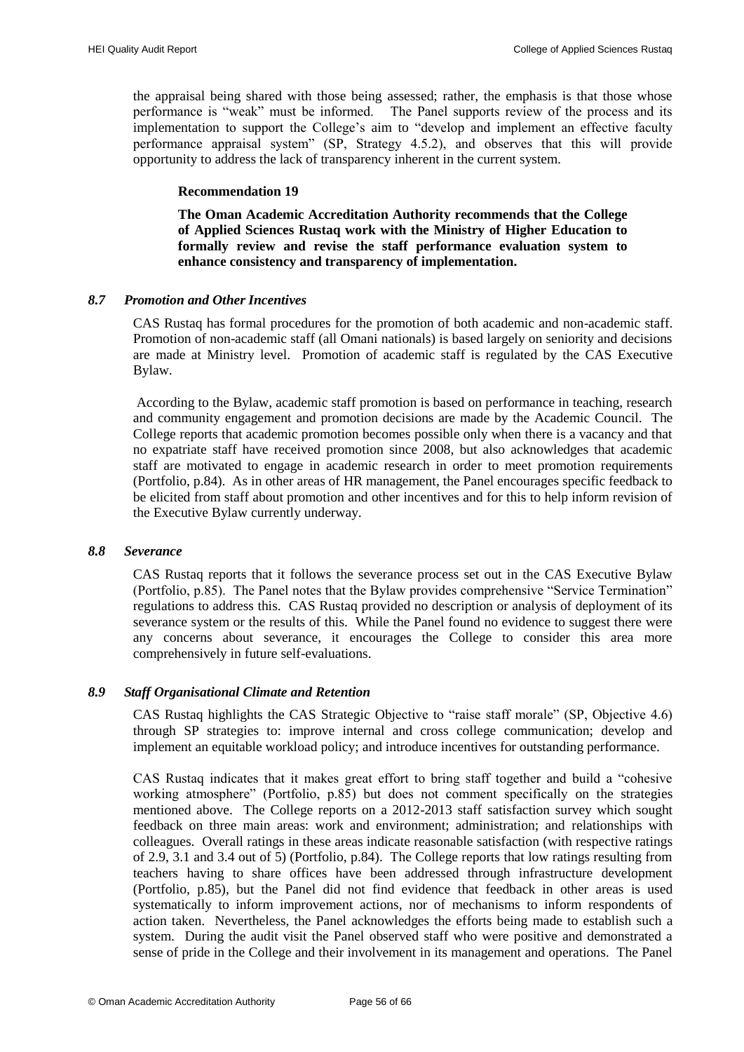the appraisal being shared with those being assessed; rather, the emphasis is that those whose performance is "weak" must be informed. The Panel supports review of the process and its implementation to support the College's aim to "develop and implement an effective faculty performance appraisal system" (SP, Strategy 4.5.2), and observes that this will provide opportunity to address the lack of transparency inherent in the current system.

**Recommendation 19**

**The Oman Academic Accreditation Authority recommends that the College of Applied Sciences Rustaq work with the Ministry of Higher Education to formally review and revise the staff performance evaluation system to enhance consistency and transparency of implementation.**

### *8.7 Promotion and Other Incentives*

CAS Rustaq has formal procedures for the promotion of both academic and non-academic staff. Promotion of non-academic staff (all Omani nationals) is based largely on seniority and decisions are made at Ministry level. Promotion of academic staff is regulated by the CAS Executive Bylaw.

According to the Bylaw, academic staff promotion is based on performance in teaching, research and community engagement and promotion decisions are made by the Academic Council. The College reports that academic promotion becomes possible only when there is a vacancy and that no expatriate staff have received promotion since 2008, but also acknowledges that academic staff are motivated to engage in academic research in order to meet promotion requirements (Portfolio, p.84). As in other areas of HR management, the Panel encourages specific feedback to be elicited from staff about promotion and other incentives and for this to help inform revision of the Executive Bylaw currently underway.

### *8.8 Severance*

CAS Rustaq reports that it follows the severance process set out in the CAS Executive Bylaw (Portfolio, p.85). The Panel notes that the Bylaw provides comprehensive "Service Termination" regulations to address this. CAS Rustaq provided no description or analysis of deployment of its severance system or the results of this. While the Panel found no evidence to suggest there were any concerns about severance, it encourages the College to consider this area more comprehensively in future self-evaluations.

### *8.9 Staff Organisational Climate and Retention*

CAS Rustaq highlights the CAS Strategic Objective to "raise staff morale" (SP, Objective 4.6) through SP strategies to: improve internal and cross college communication; develop and implement an equitable workload policy; and introduce incentives for outstanding performance.

CAS Rustaq indicates that it makes great effort to bring staff together and build a "cohesive working atmosphere" (Portfolio, p.85) but does not comment specifically on the strategies mentioned above. The College reports on a 2012-2013 staff satisfaction survey which sought feedback on three main areas: work and environment; administration; and relationships with colleagues. Overall ratings in these areas indicate reasonable satisfaction (with respective ratings of 2.9, 3.1 and 3.4 out of 5) (Portfolio, p.84). The College reports that low ratings resulting from teachers having to share offices have been addressed through infrastructure development (Portfolio, p.85), but the Panel did not find evidence that feedback in other areas is used systematically to inform improvement actions, nor of mechanisms to inform respondents of action taken. Nevertheless, the Panel acknowledges the efforts being made to establish such a system. During the audit visit the Panel observed staff who were positive and demonstrated a sense of pride in the College and their involvement in its management and operations. The Panel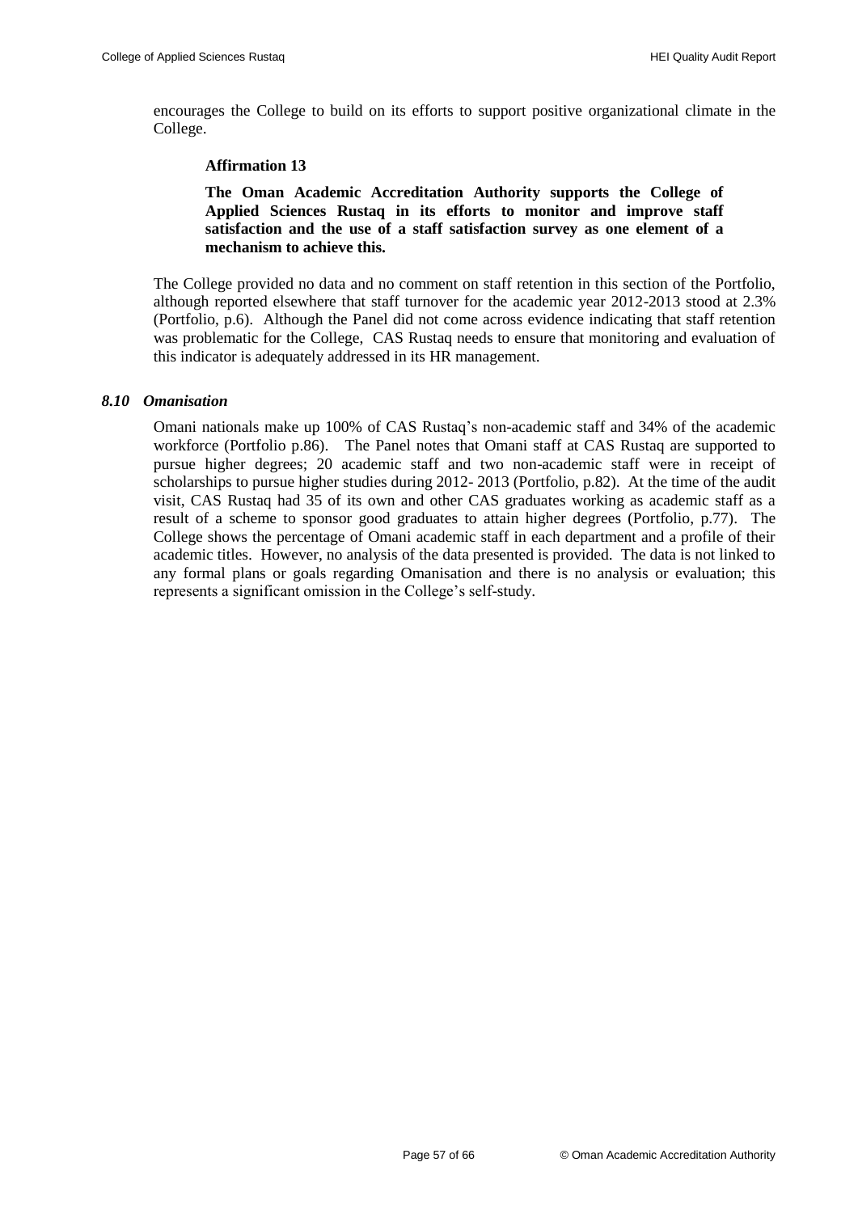encourages the College to build on its efforts to support positive organizational climate in the College.

**Affirmation 13**

**The Oman Academic Accreditation Authority supports the College of Applied Sciences Rustaq in its efforts to monitor and improve staff satisfaction and the use of a staff satisfaction survey as one element of a mechanism to achieve this.**

The College provided no data and no comment on staff retention in this section of the Portfolio, although reported elsewhere that staff turnover for the academic year 2012-2013 stood at 2.3% (Portfolio, p.6). Although the Panel did not come across evidence indicating that staff retention was problematic for the College, CAS Rustaq needs to ensure that monitoring and evaluation of this indicator is adequately addressed in its HR management.

### *8.10 Omanisation*

Omani nationals make up 100% of CAS Rustaq's non-academic staff and 34% of the academic workforce (Portfolio p.86). The Panel notes that Omani staff at CAS Rustaq are supported to pursue higher degrees; 20 academic staff and two non-academic staff were in receipt of scholarships to pursue higher studies during 2012- 2013 (Portfolio, p.82). At the time of the audit visit, CAS Rustaq had 35 of its own and other CAS graduates working as academic staff as a result of a scheme to sponsor good graduates to attain higher degrees (Portfolio, p.77). The College shows the percentage of Omani academic staff in each department and a profile of their academic titles. However, no analysis of the data presented is provided. The data is not linked to any formal plans or goals regarding Omanisation and there is no analysis or evaluation; this represents a significant omission in the College's self-study.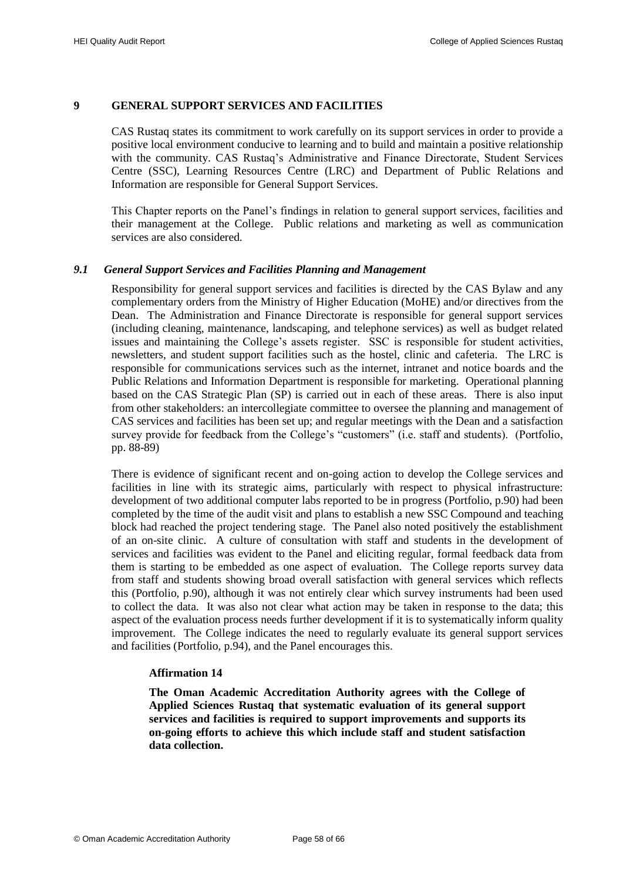## 9 GENERAL SUPPORT SERVICES AND FACILITIES

CAS Rustaq states its commitment to work carefully on its support services in order to provide a positive local environment conducive to learning and to build and maintain a positive relationship with the community. CAS Rustaq's Administrative and Finance Directorate, Student Services Centre (SSC), Learning Resources Centre (LRC) and Department of Public Relations and Information are responsible for General Support Services.

This Chapter reports on the Panel's findings in relation to general support services, facilities and their management at the College. Public relations and marketing as well as communication services are also considered.

### *9.1 General Support Services and Facilities Planning and Management*

Responsibility for general support services and facilities is directed by the CAS Bylaw and any complementary orders from the Ministry of Higher Education (MoHE) and/or directives from the Dean. The Administration and Finance Directorate is responsible for general support services (including cleaning, maintenance, landscaping, and telephone services) as well as budget related issues and maintaining the College's assets register. SSC is responsible for student activities, newsletters, and student support facilities such as the hostel, clinic and cafeteria. The LRC is responsible for communications services such as the internet, intranet and notice boards and the Public Relations and Information Department is responsible for marketing. Operational planning based on the CAS Strategic Plan (SP) is carried out in each of these areas. There is also input from other stakeholders: an intercollegiate committee to oversee the planning and management of CAS services and facilities has been set up; and regular meetings with the Dean and a satisfaction survey provide for feedback from the College's "customers" (i.e. staff and students). (Portfolio, pp. 88-89)

There is evidence of significant recent and on-going action to develop the College services and facilities in line with its strategic aims, particularly with respect to physical infrastructure: development of two additional computer labs reported to be in progress (Portfolio, p.90) had been completed by the time of the audit visit and plans to establish a new SSC Compound and teaching block had reached the project tendering stage. The Panel also noted positively the establishment of an on-site clinic. A culture of consultation with staff and students in the development of services and facilities was evident to the Panel and eliciting regular, formal feedback data from them is starting to be embedded as one aspect of evaluation. The College reports survey data from staff and students showing broad overall satisfaction with general services which reflects this (Portfolio, p.90), although it was not entirely clear which survey instruments had been used to collect the data. It was also not clear what action may be taken in response to the data; this aspect of the evaluation process needs further development if it is to systematically inform quality improvement. The College indicates the need to regularly evaluate its general support services and facilities (Portfolio, p.94), and the Panel encourages this.

**Affirmation 14**

**The Oman Academic Accreditation Authority agrees with the College of Applied Sciences Rustaq that systematic evaluation of its general support services and facilities is required to support improvements and supports its on-going efforts to achieve this which include staff and student satisfaction data collection.**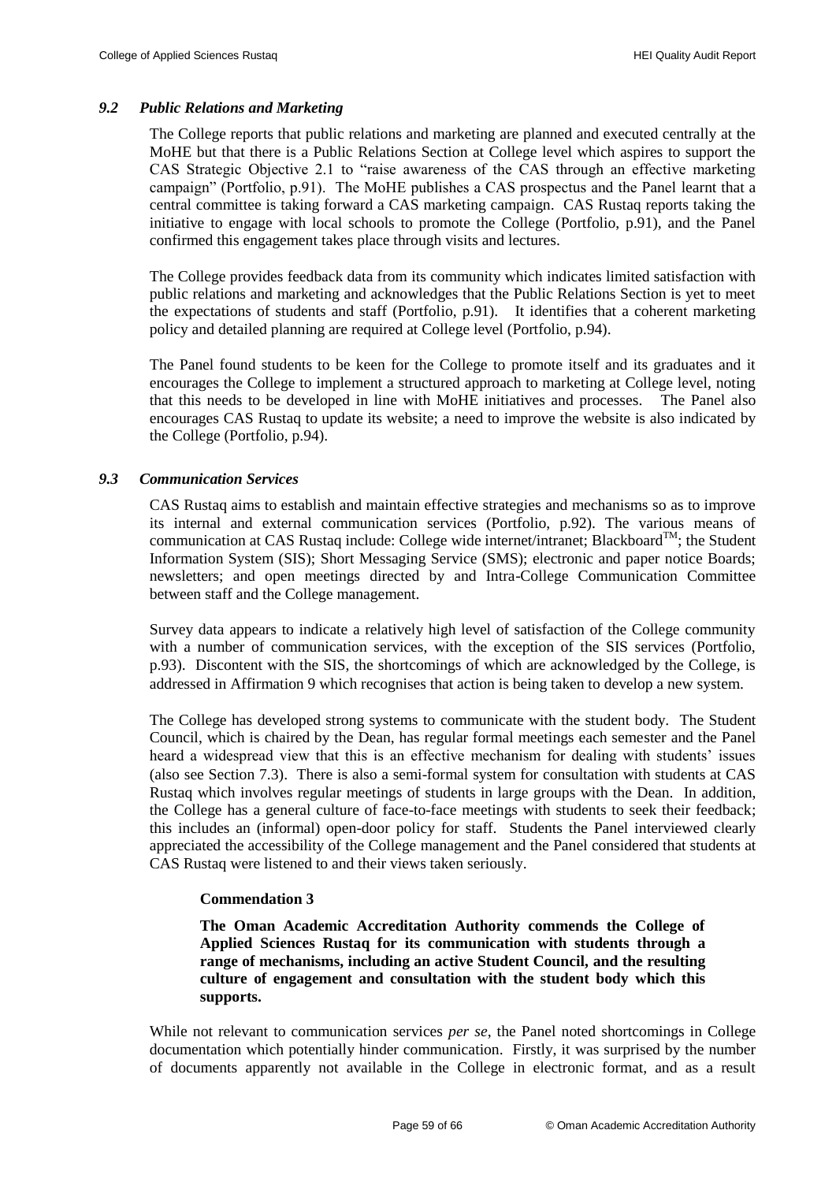### *9.2 Public Relations and Marketing*

The College reports that public relations and marketing are planned and executed centrally at the MoHE but that there is a Public Relations Section at College level which aspires to support the CAS Strategic Objective 2.1 to "raise awareness of the CAS through an effective marketing campaign" (Portfolio, p.91). The MoHE publishes a CAS prospectus and the Panel learnt that a central committee is taking forward a CAS marketing campaign. CAS Rustaq reports taking the initiative to engage with local schools to promote the College (Portfolio, p.91), and the Panel confirmed this engagement takes place through visits and lectures.

The College provides feedback data from its community which indicates limited satisfaction with public relations and marketing and acknowledges that the Public Relations Section is yet to meet the expectations of students and staff (Portfolio, p.91). It identifies that a coherent marketing policy and detailed planning are required at College level (Portfolio, p.94).

The Panel found students to be keen for the College to promote itself and its graduates and it encourages the College to implement a structured approach to marketing at College level, noting that this needs to be developed in line with MoHE initiatives and processes. The Panel also encourages CAS Rustaq to update its website; a need to improve the website is also indicated by the College (Portfolio, p.94).

### *9.3 Communication Services*

CAS Rustaq aims to establish and maintain effective strategies and mechanisms so as to improve its internal and external communication services (Portfolio, p.92). The various means of communication at CAS Rustaq include: College wide internet/intranet; Blackboard™; the Student Information System (SIS); Short Messaging Service (SMS); electronic and paper notice Boards; newsletters; and open meetings directed by and Intra-College Communication Committee between staff and the College management.

Survey data appears to indicate a relatively high level of satisfaction of the College community with a number of communication services, with the exception of the SIS services (Portfolio, p.93). Discontent with the SIS, the shortcomings of which are acknowledged by the College, is addressed in Affirmation 9 which recognises that action is being taken to develop a new system.

The College has developed strong systems to communicate with the student body. The Student Council, which is chaired by the Dean, has regular formal meetings each semester and the Panel heard a widespread view that this is an effective mechanism for dealing with students' issues (also see Section 7.3). There is also a semi-formal system for consultation with students at CAS Rustaq which involves regular meetings of students in large groups with the Dean. In addition, the College has a general culture of face-to-face meetings with students to seek their feedback; this includes an (informal) open-door policy for staff. Students the Panel interviewed clearly appreciated the accessibility of the College management and the Panel considered that students at CAS Rustaq were listened to and their views taken seriously.

**Commendation 3**

**The Oman Academic Accreditation Authority commends the College of Applied Sciences Rustaq for its communication with students through a range of mechanisms, including an active Student Council, and the resulting culture of engagement and consultation with the student body which this supports.**

While not relevant to communication services *per se*, the Panel noted shortcomings in College documentation which potentially hinder communication. Firstly, it was surprised by the number of documents apparently not available in the College in electronic format, and as a result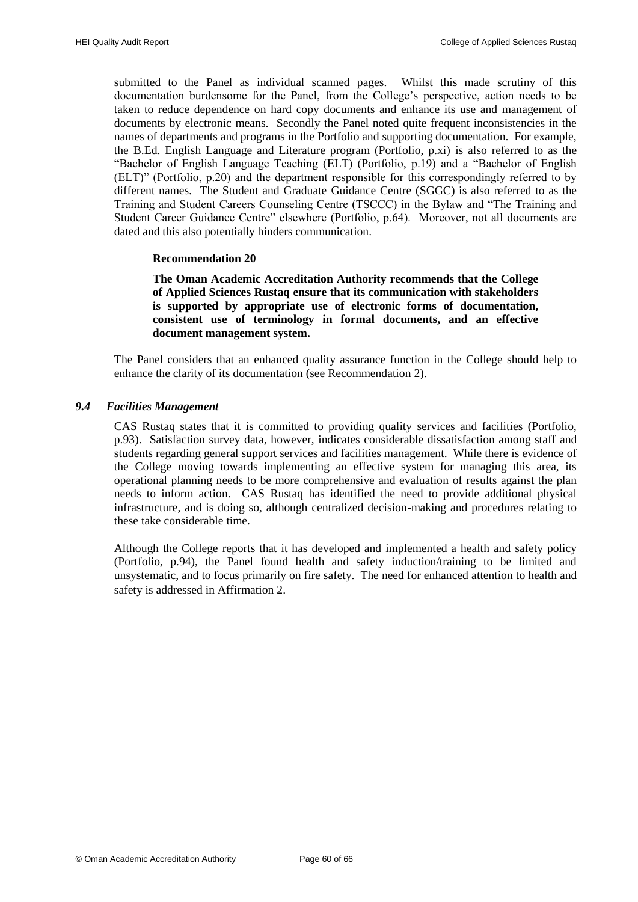submitted to the Panel as individual scanned pages. Whilst this made scrutiny of this documentation burdensome for the Panel, from the College's perspective, action needs to be taken to reduce dependence on hard copy documents and enhance its use and management of documents by electronic means. Secondly the Panel noted quite frequent inconsistencies in the names of departments and programs in the Portfolio and supporting documentation. For example, the B.Ed. English Language and Literature program (Portfolio, p.xi) is also referred to as the "Bachelor of English Language Teaching (ELT) (Portfolio, p.19) and a "Bachelor of English (ELT)" (Portfolio, p.20) and the department responsible for this correspondingly referred to by different names. The Student and Graduate Guidance Centre (SGGC) is also referred to as the Training and Student Careers Counseling Centre (TSCCC) in the Bylaw and "The Training and Student Career Guidance Centre" elsewhere (Portfolio, p.64). Moreover, not all documents are dated and this also potentially hinders communication.

> **Recommendation 20**
>
> **The Oman Academic Accreditation Authority recommends that the College of Applied Sciences Rustaq ensure that its communication with stakeholders is supported by appropriate use of electronic forms of documentation, consistent use of terminology in formal documents, and an effective document management system.**

The Panel considers that an enhanced quality assurance function in the College should help to enhance the clarity of its documentation (see Recommendation 2).

### *9.4 Facilities Management*

CAS Rustaq states that it is committed to providing quality services and facilities (Portfolio, p.93). Satisfaction survey data, however, indicates considerable dissatisfaction among staff and students regarding general support services and facilities management. While there is evidence of the College moving towards implementing an effective system for managing this area, its operational planning needs to be more comprehensive and evaluation of results against the plan needs to inform action. CAS Rustaq has identified the need to provide additional physical infrastructure, and is doing so, although centralized decision-making and procedures relating to these take considerable time.

Although the College reports that it has developed and implemented a health and safety policy (Portfolio, p.94), the Panel found health and safety induction/training to be limited and unsystematic, and to focus primarily on fire safety. The need for enhanced attention to health and safety is addressed in Affirmation 2.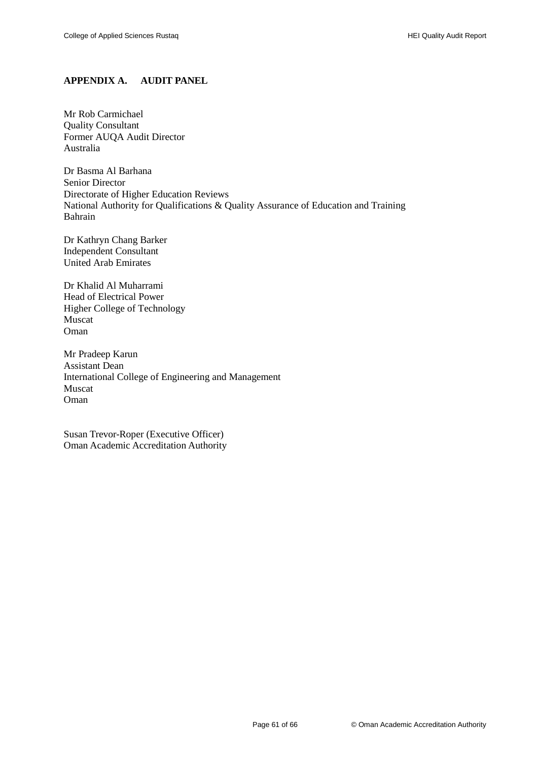## APPENDIX A. AUDIT PANEL

Mr Rob Carmichael
Quality Consultant
Former AUQA Audit Director
Australia

Dr Basma Al Barhana
Senior Director
Directorate of Higher Education Reviews
National Authority for Qualifications & Quality Assurance of Education and Training
Bahrain

Dr Kathryn Chang Barker
Independent Consultant
United Arab Emirates

Dr Khalid Al Muharrami
Head of Electrical Power
Higher College of Technology
Muscat
Oman

Mr Pradeep Karun
Assistant Dean
International College of Engineering and Management
Muscat
Oman

Susan Trevor-Roper (Executive Officer)
Oman Academic Accreditation Authority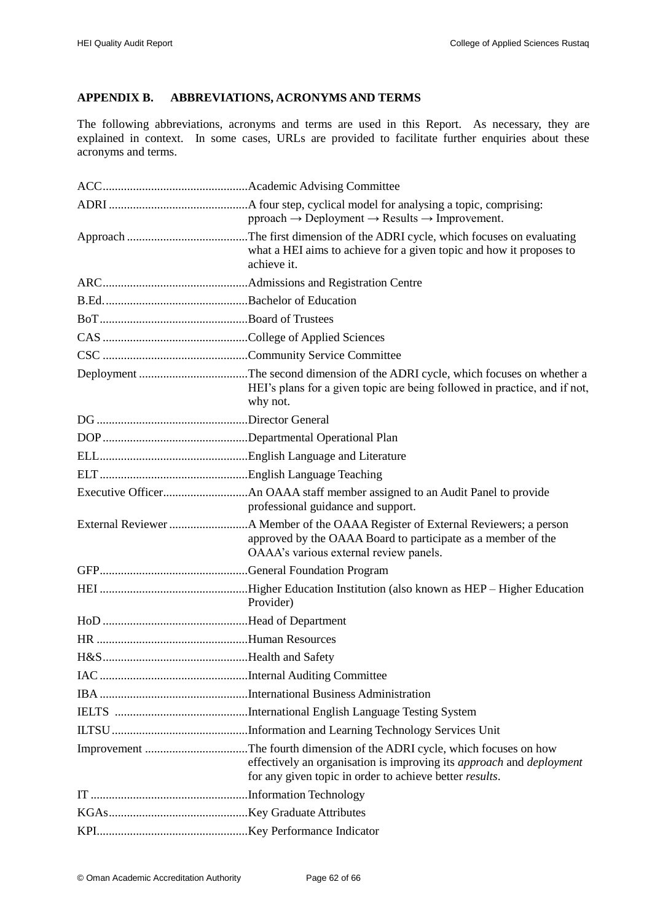## APPENDIX B. ABBREVIATIONS, ACRONYMS AND TERMS

The following abbreviations, acronyms and terms are used in this Report. As necessary, they are explained in context. In some cases, URLs are provided to facilitate further enquiries about these acronyms and terms.

| Term | Definition |
|---|---|
| ACC | Academic Advising Committee |
| ADRI | A four step, cyclical model for analysing a topic, comprising: pproach → Deployment → Results → Improvement. |
| Approach | The first dimension of the ADRI cycle, which focuses on evaluating what a HEI aims to achieve for a given topic and how it proposes to achieve it. |
| ARC | Admissions and Registration Centre |
| B.Ed. | Bachelor of Education |
| BoT | Board of Trustees |
| CAS | College of Applied Sciences |
| CSC | Community Service Committee |
| Deployment | The second dimension of the ADRI cycle, which focuses on whether a HEI's plans for a given topic are being followed in practice, and if not, why not. |
| DG | Director General |
| DOP | Departmental Operational Plan |
| ELL | English Language and Literature |
| ELT | English Language Teaching |
| Executive Officer | An OAAA staff member assigned to an Audit Panel to provide professional guidance and support. |
| External Reviewer | A Member of the OAAA Register of External Reviewers; a person approved by the OAAA Board to participate as a member of the OAAA's various external review panels. |
| GFP | General Foundation Program |
| HEI | Higher Education Institution (also known as HEP – Higher Education Provider) |
| HoD | Head of Department |
| HR | Human Resources |
| H&S | Health and Safety |
| IAC | Internal Auditing Committee |
| IBA | International Business Administration |
| IELTS | International English Language Testing System |
| ILTSU | Information and Learning Technology Services Unit |
| Improvement | The fourth dimension of the ADRI cycle, which focuses on how effectively an organisation is improving its *approach* and *deployment* for any given topic in order to achieve better *results*. |
| IT | Information Technology |
| KGAs | Key Graduate Attributes |
| KPI | Key Performance Indicator |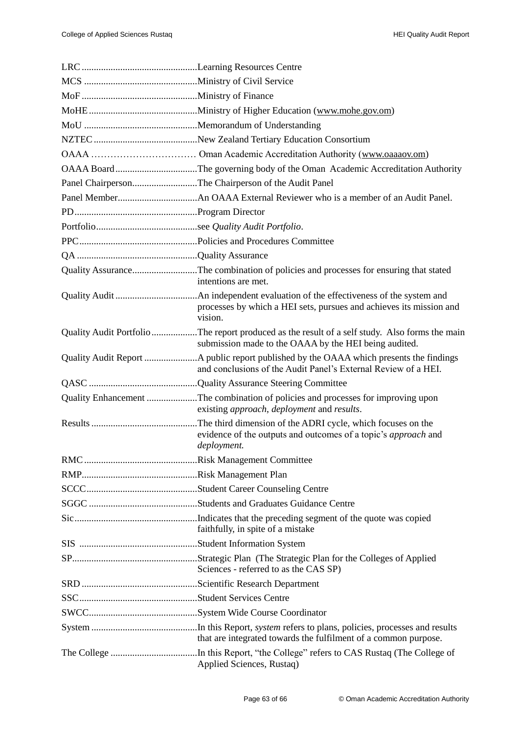| | |
|---|---|
| LRC | Learning Resources Centre |
| MCS | Ministry of Civil Service |
| MoF | Ministry of Finance |
| MoHE | Ministry of Higher Education (www.mohe.gov.om) |
| MoU | Memorandum of Understanding |
| NZTEC | New Zealand Tertiary Education Consortium |
| OAAA | Oman Academic Accreditation Authority (www.oaaaov.om) |
| OAAA Board | The governing body of the Oman Academic Accreditation Authority |
| Panel Chairperson | The Chairperson of the Audit Panel |
| Panel Member | An OAAA External Reviewer who is a member of an Audit Panel. |
| PD | Program Director |
| Portfolio | see *Quality Audit Portfolio*. |
| PPC | Policies and Procedures Committee |
| QA | Quality Assurance |
| Quality Assurance | The combination of policies and processes for ensuring that stated intentions are met. |
| Quality Audit | An independent evaluation of the effectiveness of the system and processes by which a HEI sets, pursues and achieves its mission and vision. |
| Quality Audit Portfolio | The report produced as the result of a self study. Also forms the main submission made to the OAAA by the HEI being audited. |
| Quality Audit Report | A public report published by the OAAA which presents the findings and conclusions of the Audit Panel's External Review of a HEI. |
| QASC | Quality Assurance Steering Committee |
| Quality Enhancement | The combination of policies and processes for improving upon existing *approach*, *deployment* and *results*. |
| Results | The third dimension of the ADRI cycle, which focuses on the evidence of the outputs and outcomes of a topic's *approach* and *deployment.* |
| RMC | Risk Management Committee |
| RMP | Risk Management Plan |
| SCCC | Student Career Counseling Centre |
| SGGC | Students and Graduates Guidance Centre |
| Sic | Indicates that the preceding segment of the quote was copied faithfully, in spite of a mistake |
| SIS | Student Information System |
| SP | Strategic Plan (The Strategic Plan for the Colleges of Applied Sciences - referred to as the CAS SP) |
| SRD | Scientific Research Department |
| SSC | Student Services Centre |
| SWCC | System Wide Course Coordinator |
| System | In this Report, *system* refers to plans, policies, processes and results that are integrated towards the fulfilment of a common purpose. |
| The College | In this Report, "the College" refers to CAS Rustaq (The College of Applied Sciences, Rustaq) |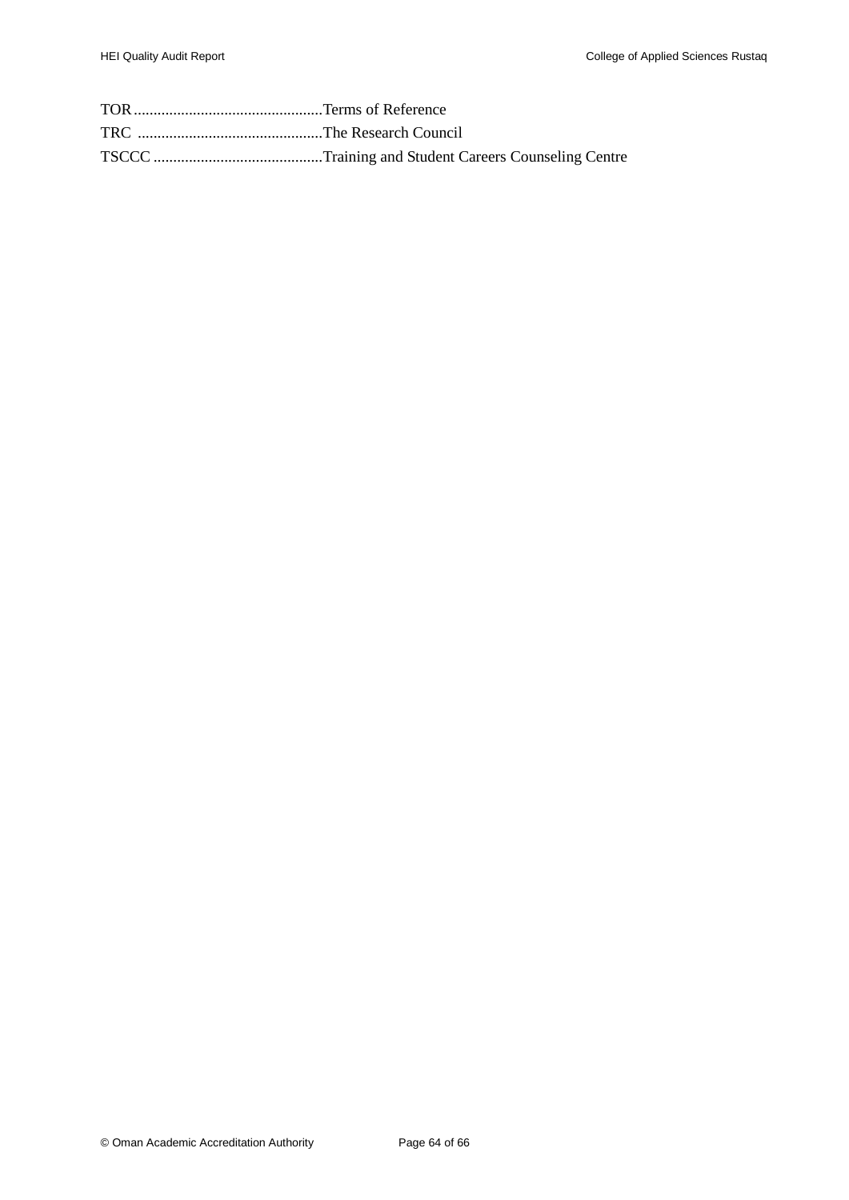TOR................................................Terms of Reference

TRC ...............................................The Research Council

TSCCC ...........................................Training and Student Careers Counseling Centre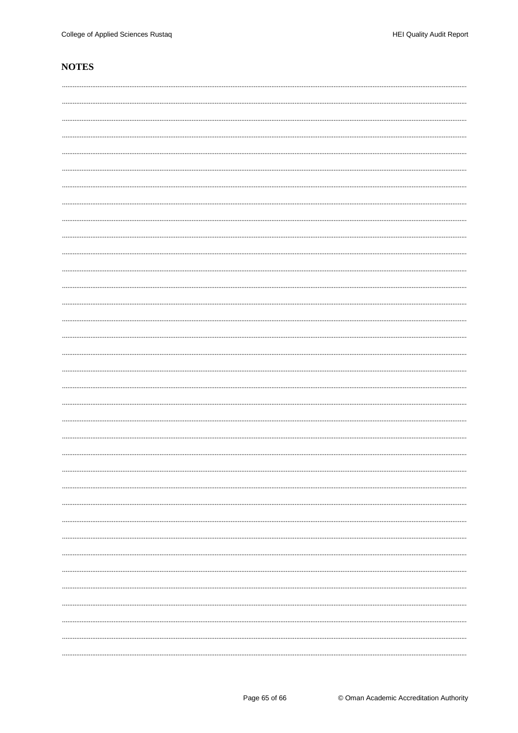## NOTES